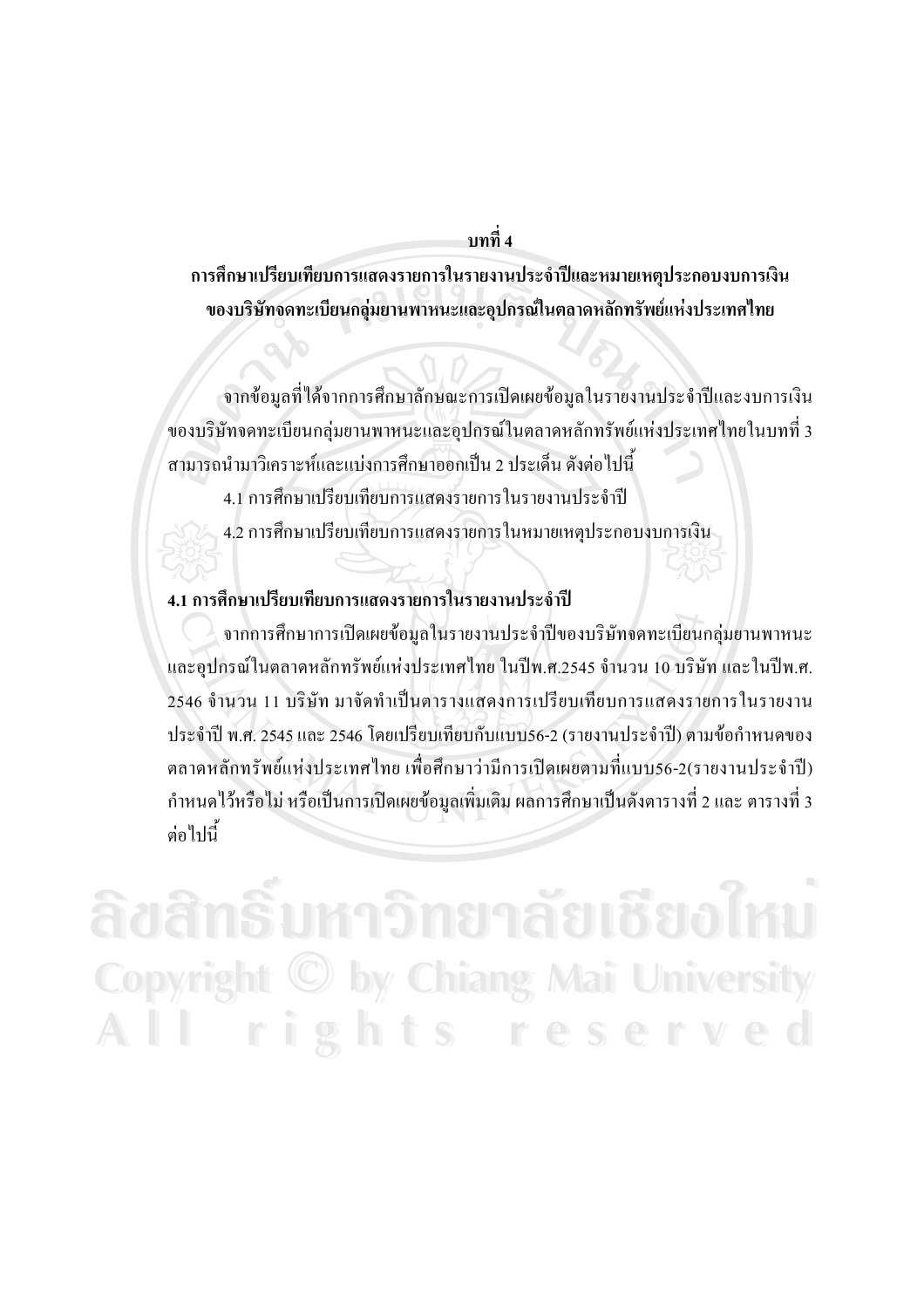# บทที่ 4

## การศึกษาเปรียบเทียบการแสดงรายการในรายงานประจำปีและหมายเหตุประกอบงบการเงินของบริษัทจดทะเบียนกลุ่มยานพาหนะและอุปกรณ์ในตลาดหลักทรัพย์แห่งประเทศไทย

จากข้อมูลที่ได้จากการศึกษาลักษณะการเปิดเผยข้อมูลในรายงานประจำปีและงบการเงินของบริษัทจดทะเบียนกลุ่มยานพาหนะและอุปกรณ์ในตลาดหลักทรัพย์แห่งประเทศไทยในบทที่ 3 สามารถนำมาวิเคราะห์และแบ่งการศึกษาออกเป็น 2 ประเด็น ดังต่อไปนี้

4.1 การศึกษาเปรียบเทียบการแสดงรายการในรายงานประจำปี

4.2 การศึกษาเปรียบเทียบการแสดงรายการในหมายเหตุประกอบงบการเงิน

### 4.1 การศึกษาเปรียบเทียบการแสดงรายการในรายงานประจำปี

จากการศึกษาการเปิดเผยข้อมูลในรายงานประจำปีของบริษัทจดทะเบียนกลุ่มยานพาหนะและอุปกรณ์ในตลาดหลักทรัพย์แห่งประเทศไทย ในปีพ.ศ.2545 จำนวน 10 บริษัท และในปีพ.ศ. 2546 จำนวน 11 บริษัท มาจัดทำเป็นตารางแสดงการเปรียบเทียบการแสดงรายการในรายงานประจำปี พ.ศ. 2545 และ 2546 โดยเปรียบเทียบกับแบบ56-2 (รายงานประจำปี) ตามข้อกำหนดของตลาดหลักทรัพย์แห่งประเทศไทย เพื่อศึกษาว่ามีการเปิดเผยตามที่แบบ56-2(รายงานประจำปี) กำหนดไว้หรือไม่ หรือเป็นการเปิดเผยข้อมูลเพิ่มเติม ผลการศึกษาเป็นดังตารางที่ 2 และ ตารางที่ 3 ต่อไปนี้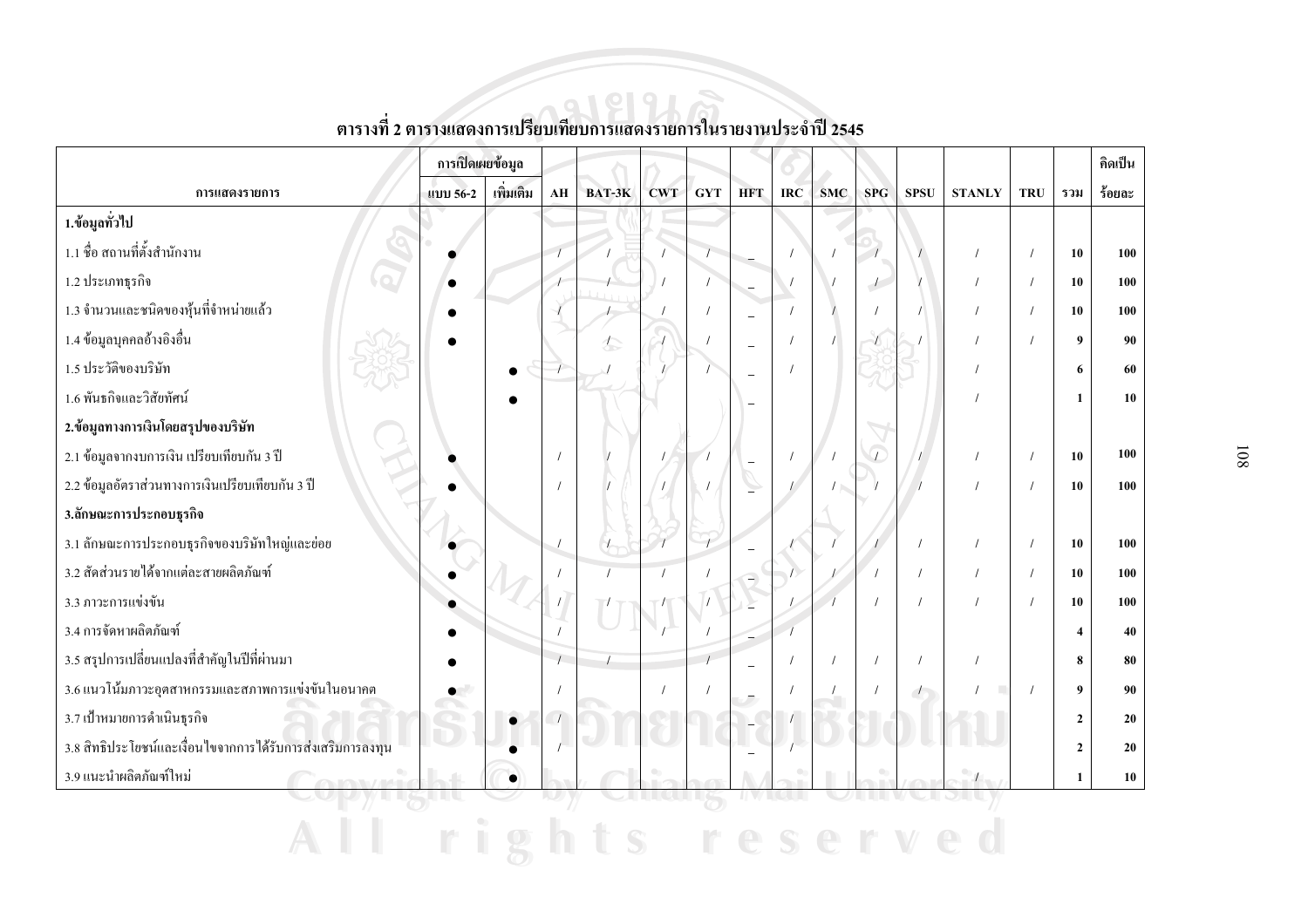**ตารางที่ 2 ตารางแสดงการเปรียบเทียบการแสดงรายการในรายงานประจำปี 2545**

| การแสดงรายการ | การเปิดเผยข้อมูล | | AH | BAT-3K | CWT | GYT | HFT | IRC | SMC | SPG | SPSU | STANLY | TRU | รวม | คิดเป็น |
|---|---|---|---|---|---|---|---|---|---|---|---|---|---|---|---|
| | แบบ 56-2 | เพิ่มเติม | | | | | | | | | | | | | ร้อยละ |
| **1.ข้อมูลทั่วไป** | | | | | | | | | | | | | | | |
| 1.1 ชื่อ สถานที่ตั้งสำนักงาน | ● | | / | / | / | / | _ | / | / | / | / | / | / | 10 | 100 |
| 1.2 ประเภทธุรกิจ | ● | | / | / | / | / | _ | / | / | / | / | / | / | 10 | 100 |
| 1.3 จำนวนและชนิดของหุ้นที่จำหน่ายแล้ว | ● | | / | / | / | / | _ | / | / | / | / | / | / | 10 | 100 |
| 1.4 ข้อมูลบุคคลอ้างอิงอื่น | ● | | | / | / | / | _ | / | / | / | / | / | / | 9 | 90 |
| 1.5 ประวัติของบริษัท | | ● | / | / | / | / | _ | / | | | | / | | 6 | 60 |
| 1.6 พันธกิจและวิสัยทัศน์ | | ● | | | | | _ | | | | | / | | 1 | 10 |
| **2.ข้อมูลทางการเงินโดยสรุปของบริษัท** | | | | | | | | | | | | | | | |
| 2.1 ข้อมูลจากงบการเงิน เปรียบเทียบกัน 3 ปี | ● | | / | / | / | / | _ | / | / | / | / | / | / | 10 | 100 |
| 2.2 ข้อมูลอัตราส่วนทางการเงินเปรียบเทียบกัน 3 ปี | ● | | / | / | / | / | _ | / | / | / | / | / | / | 10 | 100 |
| **3.ลักษณะการประกอบธุรกิจ** | | | | | | | | | | | | | | | |
| 3.1 ลักษณะการประกอบธุรกิจของบริษัทใหญ่และย่อย | ● | | / | / | / | / | _ | / | / | / | / | / | / | 10 | 100 |
| 3.2 สัดส่วนรายได้จากแต่ละสายผลิตภัณฑ์ | ● | | / | / | / | / | _ | / | / | / | / | / | / | 10 | 100 |
| 3.3 ภาวะการแข่งขัน | ● | | / | / | / | / | _ | / | / | / | / | / | / | 10 | 100 |
| 3.4 การจัดหาผลิตภัณฑ์ | ● | | / | | / | / | _ | / | | | | | | 4 | 40 |
| 3.5 สรุปการเปลี่ยนแปลงที่สำคัญในปีที่ผ่านมา | ● | | / | / | | / | _ | / | / | / | / | / | | 8 | 80 |
| 3.6 แนวโน้มภาวะอุตสาหกรรมและสภาพการแข่งขันในอนาคต | ● | | / | | / | / | _ | / | / | / | / | / | / | 9 | 90 |
| 3.7 เป้าหมายการดำเนินธุรกิจ | | ● | / | | | | _ | / | | | | | | 2 | 20 |
| 3.8 สิทธิประโยชน์และเงื่อนไขจากการได้รับการส่งเสริมการลงทุน | | ● | / | | | | _ | / | | | | | | 2 | 20 |
| 3.9 แนะนำผลิตภัณฑ์ใหม่ | | ● | | | | | _ | | | | | / | | 1 | 10 |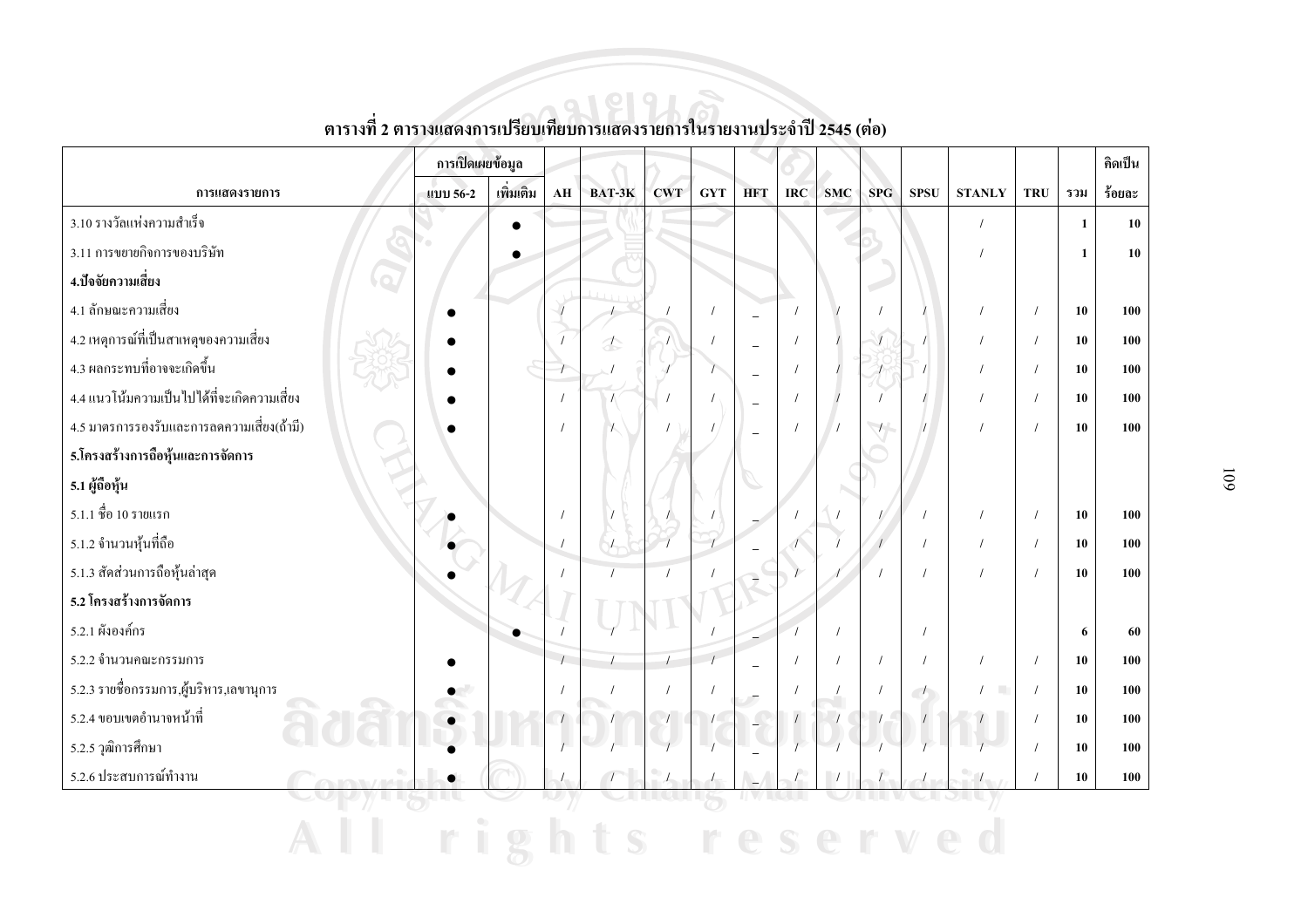ตารางที่ 2 ตารางแสดงการเปรียบเทียบการแสดงรายการในรายงานประจำปี 2545 (ต่อ)

| การแสดงรายการ | การเปิดเผยข้อมูล | | AH | BAT-3K | CWT | GYT | HFT | IRC | SMC | SPG | SPSU | STANLY | TRU | รวม | คิดเป็น |
|---|---|---|---|---|---|---|---|---|---|---|---|---|---|---|---|
| | แบบ 56-2 | เพิ่มเติม | | | | | | | | | | | | | ร้อยละ |
| 3.10 รางวัลแห่งความสำเร็จ | | ● | | | | | | | | | | / | | 1 | 10 |
| 3.11 การขยายกิจการของบริษัท | | ● | | | | | | | | | | / | | 1 | 10 |
| **4.ปัจจัยความเสี่ยง** | | | | | | | | | | | | | | | |
| 4.1 ลักษณะความเสี่ยง | ● | | / | / | / | / | _ | / | / | / | / | / | / | 10 | 100 |
| 4.2 เหตุการณ์ที่เป็นสาเหตุของความเสี่ยง | ● | | / | / | / | / | _ | / | / | / | / | / | / | 10 | 100 |
| 4.3 ผลกระทบที่อาจจะเกิดขึ้น | ● | | / | / | / | / | _ | / | / | / | / | / | / | 10 | 100 |
| 4.4 แนวโน้มความเป็นไปได้ที่จะเกิดความเสี่ยง | ● | | / | / | / | / | _ | / | / | / | / | / | / | 10 | 100 |
| 4.5 มาตรการรองรับและการลดความเสี่ยง(ถ้ามี) | ● | | / | / | / | / | _ | / | / | / | / | / | / | 10 | 100 |
| **5.โครงสร้างการถือหุ้นและการจัดการ** | | | | | | | | | | | | | | | |
| **5.1 ผู้ถือหุ้น** | | | | | | | | | | | | | | | |
| 5.1.1 ชื่อ 10 รายแรก | ● | | / | / | / | / | _ | / | / | / | / | / | / | 10 | 100 |
| 5.1.2 จำนวนหุ้นที่ถือ | ● | | / | / | / | / | _ | / | / | / | / | / | / | 10 | 100 |
| 5.1.3 สัดส่วนการถือหุ้นล่าสุด | ● | | / | / | / | / | _ | / | / | / | / | / | / | 10 | 100 |
| **5.2 โครงสร้างการจัดการ** | | | | | | | | | | | | | | | |
| 5.2.1 ผังองค์กร | | ● | / | / | | / | _ | / | / | | / | | | 6 | 60 |
| 5.2.2 จำนวนคณะกรรมการ | ● | | / | / | / | / | _ | / | / | / | / | / | / | 10 | 100 |
| 5.2.3 รายชื่อกรรมการ,ผู้บริหาร,เลขานุการ | ● | | / | / | / | / | _ | / | / | / | / | / | / | 10 | 100 |
| 5.2.4 ขอบเขตอำนาจหน้าที่ | ● | | / | / | / | / | _ | / | / | / | / | / | / | 10 | 100 |
| 5.2.5 วุฒิการศึกษา | ● | | / | / | / | / | _ | / | / | / | / | / | / | 10 | 100 |
| 5.2.6 ประสบการณ์ทำงาน | ● | | / | / | / | / | _ | / | / | / | / | / | / | 10 | 100 |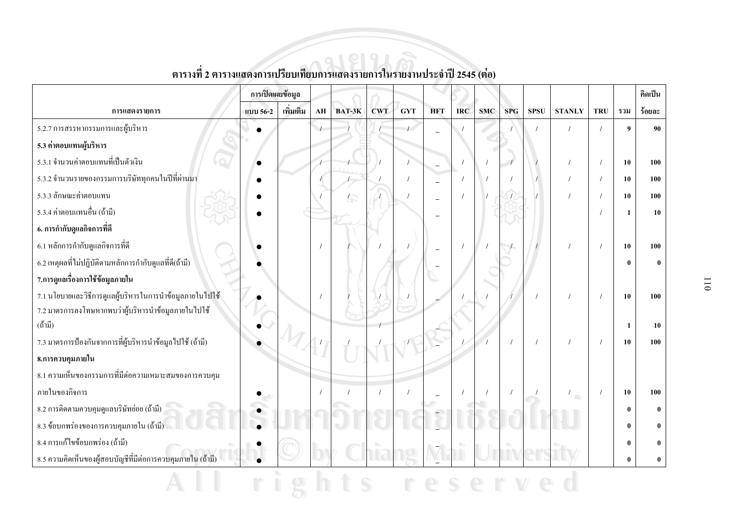**ตารางที่ 2 ตารางแสดงการเปรียบเทียบการแสดงรายการในรายงานประจำปี 2545 (ต่อ)**

| การแสดงรายการ | การเปิดเผยข้อมูล แบบ 56-2 | เพิ่มเติม | AH | BAT-3K | CWT | GYT | HFT | IRC | SMC | SPG | SPSU | STANLY | TRU | รวม | คิดเป็นร้อยละ |
|---|---|---|---|---|---|---|---|---|---|---|---|---|---|---|---|
| 5.2.7 การสรรหากรรมการและผู้บริหาร | ● | | / | / | / | / | _ | / | | / | / | / | / | 9 | 90 |
| **5.3 ค่าตอบแทนผู้บริหาร** | | | | | | | | | | | | | | | |
| 5.3.1 จำนวนค่าตอบแทนที่เป็นตัวเงิน | ● | | / | / | / | / | _ | / | / | / | / | / | / | 10 | 100 |
| 5.3.2 จำนวนรายของกรรมการบริษัททุกคนในปีที่ผ่านมา | ● | | / | / | / | / | _ | / | / | / | / | / | / | 10 | 100 |
| 5.3.3 ลักษณะค่าตอบแทน | ● | | / | / | / | / | _ | / | / | / | / | / | / | 10 | 100 |
| 5.3.4 ค่าตอบแทนอื่น (ถ้ามี) | ● | | | | | | _ | | | | | | / | 1 | 10 |
| **6. การกำกับดูแลกิจการที่ดี** | | | | | | | | | | | | | | | |
| 6.1 หลักการกำกับดูแลกิจการที่ดี | ● | | / | / | / | / | _ | / | / | / | / | / | / | 10 | 100 |
| 6.2 เหตุผลที่ไม่ปฏิบัติตามหลักการกำกับดูแลที่ดี(ถ้ามี) | ● | | | | | | _ | | | | | | | 0 | 0 |
| **7.การดูแลเรื่องการใช้ข้อมูลภายใน** | | | | | | | | | | | | | | | |
| 7.1 นโยบายและวิธีการดูแลผู้บริหารในการนำข้อมูลภายในไปใช้ | ● | | / | / | / | / | _ | / | / | / | / | / | / | 10 | 100 |
| 7.2 มาตรการลงโทษหากพบว่าผู้บริหารนำข้อมูลภายในไปใช้ (ถ้ามี) | ● | | | | / | | _ | | | | | | | 1 | 10 |
| 7.3 มาตรการป้องกันจากการที่ผู้บริหารนำข้อมูลไปใช้ (ถ้ามี) | ● | | / | / | / | / | _ | / | / | / | / | / | / | 10 | 100 |
| **8.การควบคุมภายใน** | | | | | | | | | | | | | | | |
| 8.1 ความเห็นของกรรมการที่มีต่อความเหมาะสมของการควบคุมภายในของกิจการ | ● | | / | / | / | / | _ | / | / | / | / | / | / | 10 | 100 |
| 8.2 การติดตามควบคุมดูแลบริษัทย่อย (ถ้ามี) | ● | | | | | | _ | | | | | | | 0 | 0 |
| 8.3 ข้อบกพร่องของการควบคุมภายใน (ถ้ามี) | ● | | | | | | _ | | | | | | | 0 | 0 |
| 8.4 การแก้ไขข้อบกพร่อง (ถ้ามี) | ● | | | | | | _ | | | | | | | 0 | 0 |
| 8.5 ความคิดเห็นของผู้สอบบัญชีที่มีต่อการควบคุมภายใน (ถ้ามี) | ● | | | | | | _ | | | | | | | 0 | 0 |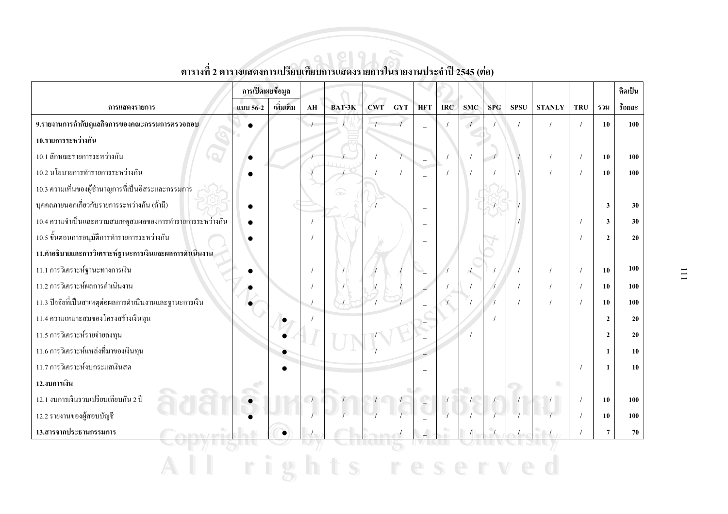## ตารางที่ 2 ตารางแสดงการเปรียบเทียบการแสดงรายการในรายงานประจำปี 2545 (ต่อ)

| การแสดงรายการ | การเปิดเผยข้อมูล | | AH | BAT-3K | CWT | GYT | HFT | IRC | SMC | SPG | SPSU | STANLY | TRU | รวม | คิดเป็น |
|---|---|---|---|---|---|---|---|---|---|---|---|---|---|---|---|
| | แบบ 56-2 | เพิ่มเติม | | | | | | | | | | | | | ร้อยละ |
| **9.รายงานการกำกับดูแลกิจการของคณะกรรมการตรวจสอบ** | ● | | / | / | / | / | _ | / | / | / | / | / | / | **10** | **100** |
| **10.รายการระหว่างกัน** | | | | | | | | | | | | | | | |
| 10.1 ลักษณะรายการระหว่างกัน | ● | | / | / | / | / | _ | / | / | / | / | / | / | **10** | **100** |
| 10.2 นโยบายการทำรายการระหว่างกัน | ● | | / | / | / | / | _ | / | / | / | / | / | / | **10** | **100** |
| 10.3 ความเห็นของผู้ชำนาญการที่เป็นอิสระและกรรมการบุคคลภายนอกเกี่ยวกับรายการระหว่างกัน (ถ้ามี) | ● | | | | / | | _ | | | / | / | | | **3** | **30** |
| 10.4 ความจำเป็นและความสมเหตุสมผลของการทำรายการระหว่างกัน | ● | | / | | | | _ | | | | / | | / | **3** | **30** |
| 10.5 ขั้นตอนการอนุมัติการทำรายการระหว่างกัน | ● | | / | | | | _ | | | | | | / | **2** | **20** |
| **11.คำอธิบายและการวิเคราะห์ฐานะการเงินและผลการดำเนินงาน** | | | | | | | | | | | | | | | |
| 11.1 การวิเคราะห์ฐานะทางการเงิน | ● | | / | / | / | / | _ | / | / | / | / | / | / | **10** | **100** |
| 11.2 การวิเคราะห์ผลการดำเนินงาน | ● | | / | / | / | / | _ | / | / | / | / | / | / | **10** | **100** |
| 11.3 ปัจจัยที่เป็นสาเหตุต่อผลการดำเนินงานและฐานะการเงิน | ● | | / | / | / | / | _ | / | / | / | / | / | / | **10** | **100** |
| 11.4 ความเหมาะสมของโครงสร้างเงินทุน | | ● | / | | | | _ | | | / | | | | **2** | **20** |
| 11.5 การวิเคราะห์รายจ่ายลงทุน | | ● | | | / | | _ | | / | | | | | **2** | **20** |
| 11.6 การวิเคราะห์แหล่งที่มาของเงินทุน | | ● | | | / | | _ | | | | | | | **1** | **10** |
| 11.7 การวิเคราะห์งบกระแสเงินสด | | ● | | | | | _ | | | | | | / | **1** | **10** |
| **12.งบการเงิน** | | | | | | | | | | | | | | | |
| 12.1 งบการเงินรวมเปรียบเทียบกัน 2 ปี | ● | | / | / | / | / | _ | / | / | / | / | / | / | **10** | **100** |
| 12.2 รายงานของผู้สอบบัญชี | ● | | / | / | / | / | _ | / | / | / | / | / | / | **10** | **100** |
| **13.สารจากประธานกรรมการ** | | ● | / | | | / | _ | | / | / | / | / | / | **7** | **70** |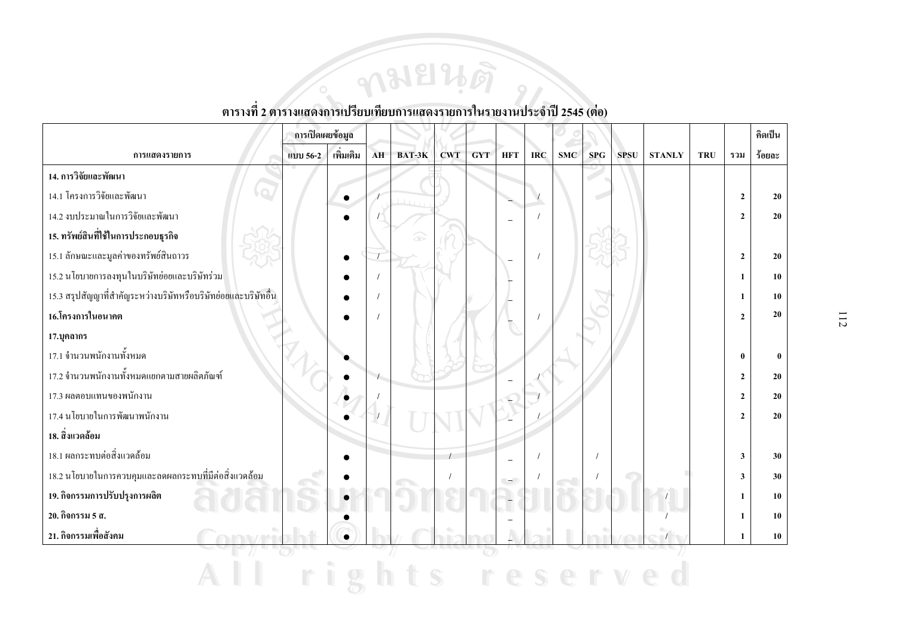ตารางที่ 2 ตารางแสดงการเปรียบเทียบการแสดงรายการในรายงานประจำปี 2545 (ต่อ)

| การแสดงรายการ | การเปิดเผยข้อมูล | | AH | BAT-3K | CWT | GYT | HFT | IRC | SMC | SPG | SPSU | STANLY | TRU | รวม | คิดเป็น |
|---|---|---|---|---|---|---|---|---|---|---|---|---|---|---|---|
| | แบบ 56-2 | เพิ่มเติม | | | | | | | | | | | | | ร้อยละ |
| **14. การวิจัยและพัฒนา** | | | | | | | | | | | | | | | |
| 14.1 โครงการวิจัยและพัฒนา | | ● | / | | | | _ | / | | | | | | **2** | **20** |
| 14.2 งบประมาณในการวิจัยและพัฒนา | | ● | / | | | | _ | / | | | | | | **2** | **20** |
| **15. ทรัพย์สินที่ใช้ในการประกอบธุรกิจ** | | | | | | | | | | | | | | | |
| 15.1 ลักษณะและมูลค่าของทรัพย์สินถาวร | | ● | / | | | | _ | / | | | | | | **2** | **20** |
| 15.2 นโยบายการลงทุนในบริษัทย่อยและบริษัทร่วม | | ● | / | | | | _ | | | | | | | **1** | **10** |
| 15.3 สรุปสัญญาที่สำคัญระหว่างบริษัทหรือบริษัทย่อยและบริษัทอื่น | | ● | / | | | | _ | | | | | | | **1** | **10** |
| **16.โครงการในอนาคต** | | ● | / | | | | _ | / | | | | | | **2** | **20** |
| **17.บุคลากร** | | | | | | | | | | | | | | | |
| 17.1 จำนวนพนักงานทั้งหมด | | ● | | | | | | | | | | | | **0** | **0** |
| 17.2 จำนวนพนักงานทั้งหมดแยกตามสายผลิตภัณฑ์ | | ● | / | | | | _ | / | | | | | | **2** | **20** |
| 17.3 ผลตอบแทนของพนักงาน | | ● | / | | | | _ | / | | | | | | **2** | **20** |
| 17.4 นโยบายในการพัฒนาพนักงาน | | ● | / | | | | _ | / | | | | | | **2** | **20** |
| **18. สิ่งแวดล้อม** | | | | | | | | | | | | | | | |
| 18.1 ผลกระทบต่อสิ่งแวดล้อม | | ● | | | / | | _ | / | | / | | | | **3** | **30** |
| 18.2 นโยบายในการควบคุมและลดผลกระทบที่มีต่อสิ่งแวดล้อม | | ● | | | / | | _ | / | | / | | | | **3** | **30** |
| **19. กิจกรรมการปรับปรุงการผลิต** | | ● | | | | | _ | | | | | / | | **1** | **10** |
| **20. กิจกรรม 5 ส.** | | ● | | | | | _ | | | | | / | | **1** | **10** |
| **21. กิจกรรมเพื่อสังคม** | | ● | | | | | _ | | | | | / | | **1** | **10** |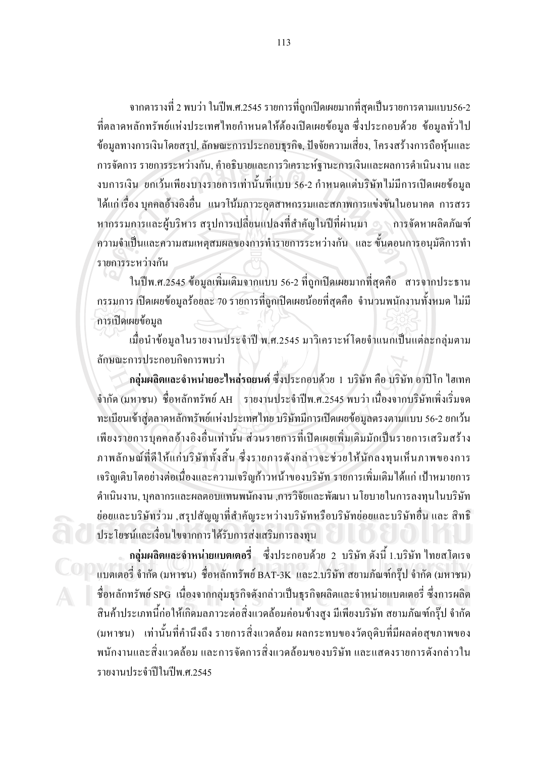จากตารางที่ 2 พบว่า ในปีพ.ศ.2545 รายการที่ถูกเปิดเผยมากที่สุดเป็นรายการตามแบบ56-2 ที่ตลาดหลักทรัพย์แห่งประเทศไทยกำหนดให้ต้องเปิดเผยข้อมูล ซึ่งประกอบด้วย ข้อมูลทั่วไป ข้อมูลทางการเงินโดยสรุป, ลักษณะการประกอบธุรกิจ, ปัจจัยความเสี่ยง, โครงสร้างการถือหุ้นและการจัดการ รายการระหว่างกัน, คำอธิบายและการวิเคราะห์ฐานะการเงินและผลการดำเนินงาน และงบการเงิน ยกเว้นเพียงบางรายการเท่านั้นที่แบบ 56-2 กำหนดแต่บริษัทไม่มีการเปิดเผยข้อมูล ได้แก่ เรื่อง บุคคลอ้างอิงอื่น แนวโน้มภาวะอุตสาหกรรมและสภาพการแข่งขันในอนาคต การสรรหากรรมการและผู้บริหาร สรุปการเปลี่ยนแปลงที่สำคัญในปีที่ผ่านมา การจัดหาผลิตภัณฑ์ ความจำเป็นและความสมเหตุสมผลของการทำรายการระหว่างกัน และ ขั้นตอนการอนุมัติการทำรายการระหว่างกัน

ในปีพ.ศ.2545 ข้อมูลเพิ่มเติมจากแบบ 56-2 ที่ถูกเปิดเผยมากที่สุดคือ สารจากประธานกรรมการ เปิดเผยข้อมูลร้อยละ 70 รายการที่ถูกเปิดเผยน้อยที่สุดคือ จำนวนพนักงานทั้งหมด ไม่มีการเปิดเผยข้อมูล

เมื่อนำข้อมูลในรายงานประจำปี พ.ศ.2545 มาวิเคราะห์โดยจำแนกเป็นแต่ละกลุ่มตามลักษณะการประกอบกิจการพบว่า

**กลุ่มผลิตและจำหน่ายอะไหล่รถยนต์** ซึ่งประกอบด้วย 1 บริษัท คือ บริษัท อาปิโก ไฮเทค จำกัด (มหาชน) ชื่อหลักทรัพย์ AH รายงานประจำปีพ.ศ.2545 พบว่า เนื่องจากบริษัทเพิ่งเริ่มจดทะเบียนเข้าสู่ตลาดหลักทรัพย์แห่งประเทศไทย บริษัทมีการเปิดเผยข้อมูลตรงตามแบบ 56-2 ยกเว้นเพียงรายการบุคคลอ้างอิงอื่นเท่านั้น ส่วนรายการที่เปิดเผยเพิ่มเติมมักเป็นรายการเสริมสร้างภาพลักษณ์ที่ดีให้แก่บริษัททั้งสิ้น ซึ่งรายการดังกล่าวจะช่วยให้นักลงทุนเห็นภาพของการเจริญเติบโตอย่างต่อเนื่องและความเจริญก้าวหน้าของบริษัท รายการเพิ่มเติมได้แก่ เป้าหมายการดำเนินงาน, บุคลากรและผลตอบแทนพนักงาน ,การวิจัยและพัฒนา นโยบายในการลงทุนในบริษัทย่อยและบริษัทร่วม ,สรุปสัญญาที่สำคัญระหว่างบริษัทหรือบริษัทย่อยและบริษัทอื่น และ สิทธิประโยชน์และเงื่อนไขจากการได้รับการส่งเสริมการลงทุน

**กลุ่มผลิตและจำหน่ายแบตเตอรี่** ซึ่งประกอบด้วย 2 บริษัท ดังนี้ 1.บริษัท ไทยสโตเรจ แบตเตอรี่ จำกัด (มหาชน) ชื่อหลักทรัพย์ BAT-3K และ2.บริษัท สยามภัณฑ์กรุ๊ป จำกัด (มหาชน) ชื่อหลักทรัพย์ SPG เนื่องจากกลุ่มธุรกิจดังกล่าวเป็นธุรกิจผลิตและจำหน่ายแบตเตอรี่ ซึ่งการผลิตสินค้าประเภทนี้ก่อให้เกิดมลภาวะต่อสิ่งแวดล้อมค่อนข้างสูง มีเพียงบริษัท สยามภัณฑ์กรุ๊ป จำกัด (มหาชน) เท่านั้นที่คำนึงถึง รายการสิ่งแวดล้อม ผลกระทบของวัตถุดิบที่มีผลต่อสุขภาพของพนักงานและสิ่งแวดล้อม และการจัดการสิ่งแวดล้อมของบริษัท และแสดงรายการดังกล่าวในรายงานประจำปีในปีพ.ศ.2545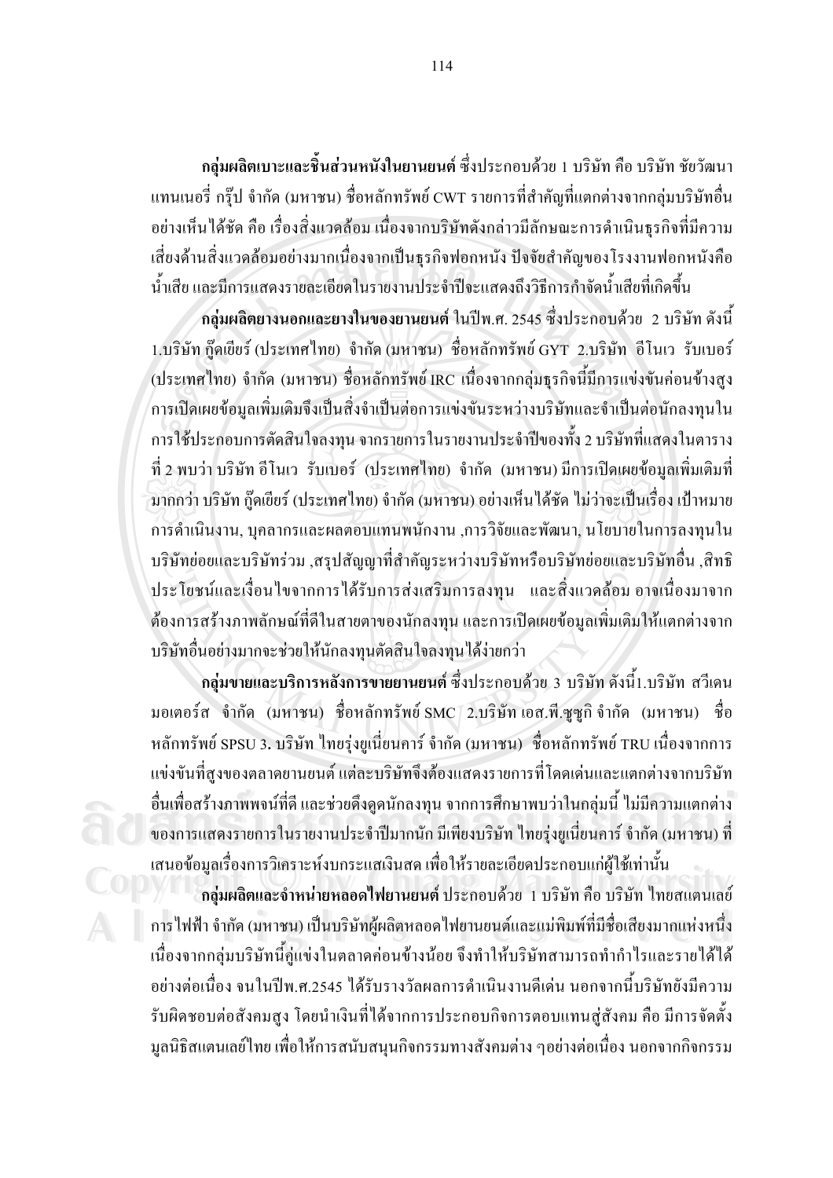**กลุ่มผลิตเบาะและชิ้นส่วนหนังในยานยนต์** ซึ่งประกอบด้วย 1 บริษัท คือ บริษัท ชัยวัฒนา แทนเนอรี่ กรุ๊ป จำกัด (มหาชน) ชื่อหลักทรัพย์ CWT รายการที่สำคัญที่แตกต่างจากกลุ่มบริษัทอื่นอย่างเห็นได้ชัด คือ เรื่องสิ่งแวดล้อม เนื่องจากบริษัทดังกล่าวมีลักษณะการดำเนินธุรกิจที่มีความเสี่ยงด้านสิ่งแวดล้อมอย่างมากเนื่องจากเป็นธุรกิจฟอกหนัง ปัจจัยสำคัญของโรงงานฟอกหนังคือน้ำเสีย และมีการแสดงรายละเอียดในรายงานประจำปีจะแสดงถึงวิธีการกำจัดน้ำเสียที่เกิดขึ้น

**กลุ่มผลิตยางนอกและยางในของยานยนต์** ในปีพ.ศ. 2545 ซึ่งประกอบด้วย 2 บริษัท ดังนี้ 1.บริษัท กู๊ดเยียร์ (ประเทศไทย) จำกัด (มหาชน) ชื่อหลักทรัพย์ GYT 2.บริษัท อีโนเว รับเบอร์ (ประเทศไทย) จำกัด (มหาชน) ชื่อหลักทรัพย์ IRC เนื่องจากกลุ่มธุรกิจนี้มีการแข่งขันค่อนข้างสูง การเปิดเผยข้อมูลเพิ่มเติมจึงเป็นสิ่งจำเป็นต่อการแข่งขันระหว่างบริษัทและจำเป็นต่อนักลงทุนในการใช้ประกอบการตัดสินใจลงทุน จากรายการในรายงานประจำปีของทั้ง 2 บริษัทที่แสดงในตารางที่ 2 พบว่า บริษัท อีโนเว รับเบอร์ (ประเทศไทย) จำกัด (มหาชน) มีการเปิดเผยข้อมูลเพิ่มเติมที่มากกว่า บริษัท กู๊ดเยียร์ (ประเทศไทย) จำกัด (มหาชน) อย่างเห็นได้ชัด ไม่ว่าจะเป็นเรื่อง เป้าหมายการดำเนินงาน, บุคลากรและผลตอบแทนพนักงาน ,การวิจัยและพัฒนา, นโยบายในการลงทุนในบริษัทย่อยและบริษัทร่วม ,สรุปสัญญาที่สำคัญระหว่างบริษัทหรือบริษัทย่อยและบริษัทอื่น ,สิทธิประโยชน์และเงื่อนไขจากการได้รับการส่งเสริมการลงทุน และสิ่งแวดล้อม อาจเนื่องมาจากต้องการสร้างภาพลักษณ์ที่ดีในสายตาของนักลงทุน และการเปิดเผยข้อมูลเพิ่มเติมให้แตกต่างจากบริษัทอื่นอย่างมากจะช่วยให้นักลงทุนตัดสินใจลงทุนได้ง่ายกว่า

**กลุ่มขายและบริการหลังการขายยานยนต์** ซึ่งประกอบด้วย 3 บริษัท ดังนี้1.บริษัท สวีเดน มอเตอร์ส จำกัด (มหาชน) ชื่อหลักทรัพย์ SMC 2.บริษัท เอส.พี.ซูซูกิ จำกัด (มหาชน) ชื่อหลักทรัพย์ SPSU 3. บริษัท ไทยรุ่งยูเนี่ยนคาร์ จำกัด (มหาชน) ชื่อหลักทรัพย์ TRU เนื่องจากการแข่งขันที่สูงของตลาดยานยนต์ แต่ละบริษัทจึงต้องแสดงรายการที่โดดเด่นและแตกต่างจากบริษัทอื่นเพื่อสร้างภาพพจน์ที่ดี และช่วยดึงดูดนักลงทุน จากการศึกษาพบว่าในกลุ่มนี้ ไม่มีความแตกต่างของการแสดงรายการในรายงานประจำปีมากนัก มีเพียงบริษัท ไทยรุ่งยูเนี่ยนคาร์ จำกัด (มหาชน) ที่เสนอข้อมูลเรื่องการวิเคราะห์งบกระแสเงินสด เพื่อให้รายละเอียดประกอบแก่ผู้ใช้เท่านั้น

**กลุ่มผลิตและจำหน่ายหลอดไฟยานยนต์** ประกอบด้วย 1 บริษัท คือ บริษัท ไทยสแตนเลย์การไฟฟ้า จำกัด (มหาชน) เป็นบริษัทผู้ผลิตหลอดไฟยานยนต์และแม่พิมพ์ที่มีชื่อเสียงมากแห่งหนึ่ง เนื่องจากกลุ่มบริษัทนี้คู่แข่งในตลาดค่อนข้างน้อย จึงทำให้บริษัทสามารถทำกำไรและรายได้ได้อย่างต่อเนื่อง จนในปีพ.ศ.2545 ได้รับรางวัลผลการดำเนินงานดีเด่น นอกจากนี้บริษัทยังมีความรับผิดชอบต่อสังคมสูง โดยนำเงินที่ได้จากการประกอบกิจการตอบแทนสู่สังคม คือ มีการจัดตั้งมูลนิธิสแตนเลย์ไทย เพื่อให้การสนับสนุนกิจกรรมทางสังคมต่าง ๆอย่างต่อเนื่อง นอกจากกิจกรรม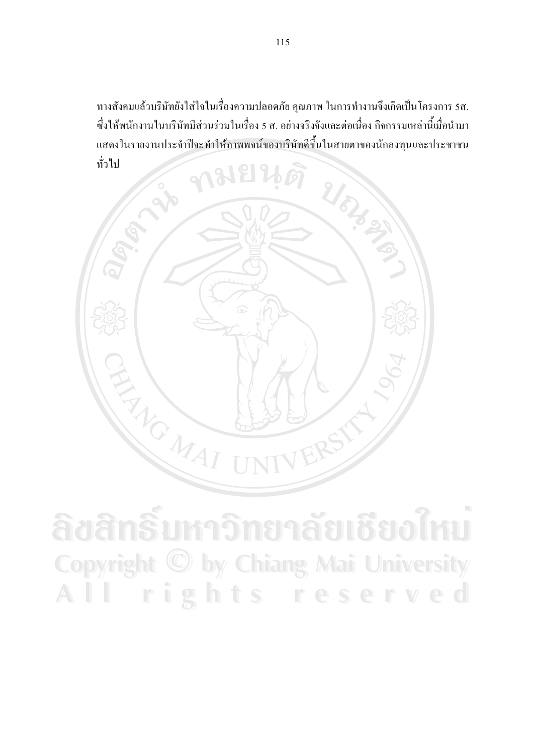ทางสังคมแล้วบริษัทยังใส่ใจในเรื่องความปลอดภัย คุณภาพ ในการทำงานจึงเกิดเป็นโครงการ 5ส. ซึ่งให้พนักงานในบริษัทมีส่วนร่วมในเรื่อง 5 ส. อย่างจริงจังและต่อเนื่อง กิจกรรมเหล่านี้เมื่อนำมาแสดงในรายงานประจำปีจะทำให้ภาพพจน์ของบริษัทดีขึ้นในสายตาของนักลงทุนและประชาชนทั่วไป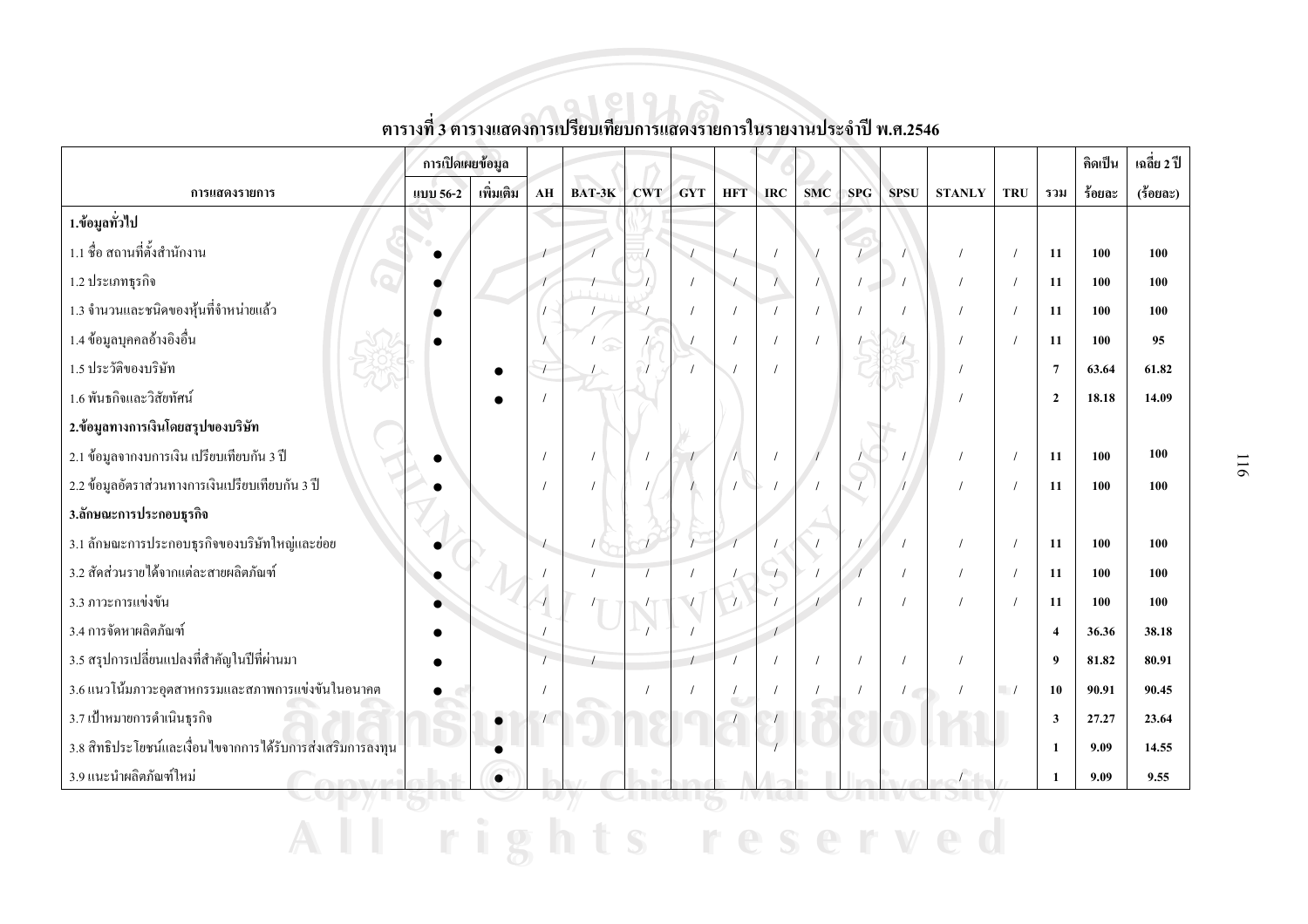### ตารางที่ 3 ตารางแสดงการเปรียบเทียบการแสดงรายการในรายงานประจำปี พ.ศ.2546

| การแสดงรายการ | การเปิดเผยข้อมูล | | AH | BAT-3K | CWT | GYT | HFT | IRC | SMC | SPG | SPSU | STANLY | TRU | รวม | คิดเป็น | เฉลี่ย 2 ปี |
|---|---|---|---|---|---|---|---|---|---|---|---|---|---|---|---|---|
| | แบบ 56-2 | เพิ่มเติม | | | | | | | | | | | | | ร้อยละ | (ร้อยละ) |
| **1.ข้อมูลทั่วไป** | | | | | | | | | | | | | | | | |
| 1.1 ชื่อ สถานที่ตั้งสำนักงาน | ● | | / | / | / | / | / | / | / | / | / | / | / | **11** | **100** | **100** |
| 1.2 ประเภทธุรกิจ | ● | | / | / | / | / | / | / | / | / | / | / | / | **11** | **100** | **100** |
| 1.3 จำนวนและชนิดของหุ้นที่จำหน่ายแล้ว | ● | | / | / | / | / | / | / | / | / | / | / | / | **11** | **100** | **100** |
| 1.4 ข้อมูลบุคคลอ้างอิงอื่น | ● | | / | / | / | / | / | / | / | / | / | / | / | **11** | **100** | **95** |
| 1.5 ประวัติของบริษัท | | ● | / | / | / | / | / | / | | | | / | | **7** | **63.64** | **61.82** |
| 1.6 พันธกิจและวิสัยทัศน์ | | ● | / | | | | | | | | | / | | **2** | **18.18** | **14.09** |
| **2.ข้อมูลทางการเงินโดยสรุปของบริษัท** | | | | | | | | | | | | | | | | |
| 2.1 ข้อมูลจากงบการเงิน เปรียบเทียบกัน 3 ปี | ● | | / | / | / | / | / | / | / | / | / | / | / | **11** | **100** | **100** |
| 2.2 ข้อมูลอัตราส่วนทางการเงินเปรียบเทียบกัน 3 ปี | ● | | / | / | / | / | / | / | / | / | / | / | / | **11** | **100** | **100** |
| **3.ลักษณะการประกอบธุรกิจ** | | | | | | | | | | | | | | | | |
| 3.1 ลักษณะการประกอบธุรกิจของบริษัทใหญ่และย่อย | ● | | / | / | / | / | / | / | / | / | / | / | / | **11** | **100** | **100** |
| 3.2 สัดส่วนรายได้จากแต่ละสายผลิตภัณฑ์ | ● | | / | / | / | / | / | / | / | / | / | / | / | **11** | **100** | **100** |
| 3.3 ภาวะการแข่งขัน | ● | | / | / | / | / | / | / | / | / | / | / | / | **11** | **100** | **100** |
| 3.4 การจัดหาผลิตภัณฑ์ | ● | | / | | / | / | | / | | | | | | **4** | **36.36** | **38.18** |
| 3.5 สรุปการเปลี่ยนแปลงที่สำคัญในปีที่ผ่านมา | ● | | / | / | | / | / | / | / | / | / | / | | **9** | **81.82** | **80.91** |
| 3.6 แนวโน้มภาวะอุตสาหกรรมและสภาพการแข่งขันในอนาคต | ● | | / | | / | / | / | / | / | / | / | / | / | **10** | **90.91** | **90.45** |
| 3.7 เป้าหมายการดำเนินธุรกิจ | | ● | / | | | | / | / | | | | | | **3** | **27.27** | **23.64** |
| 3.8 สิทธิประโยชน์และเงื่อนไขจากการได้รับการส่งเสริมการลงทุน | | ● | | | | | | / | | | | | | **1** | **9.09** | **14.55** |
| 3.9 แนะนำผลิตภัณฑ์ใหม่ | | ● | | | | | | | | | | / | | **1** | **9.09** | **9.55** |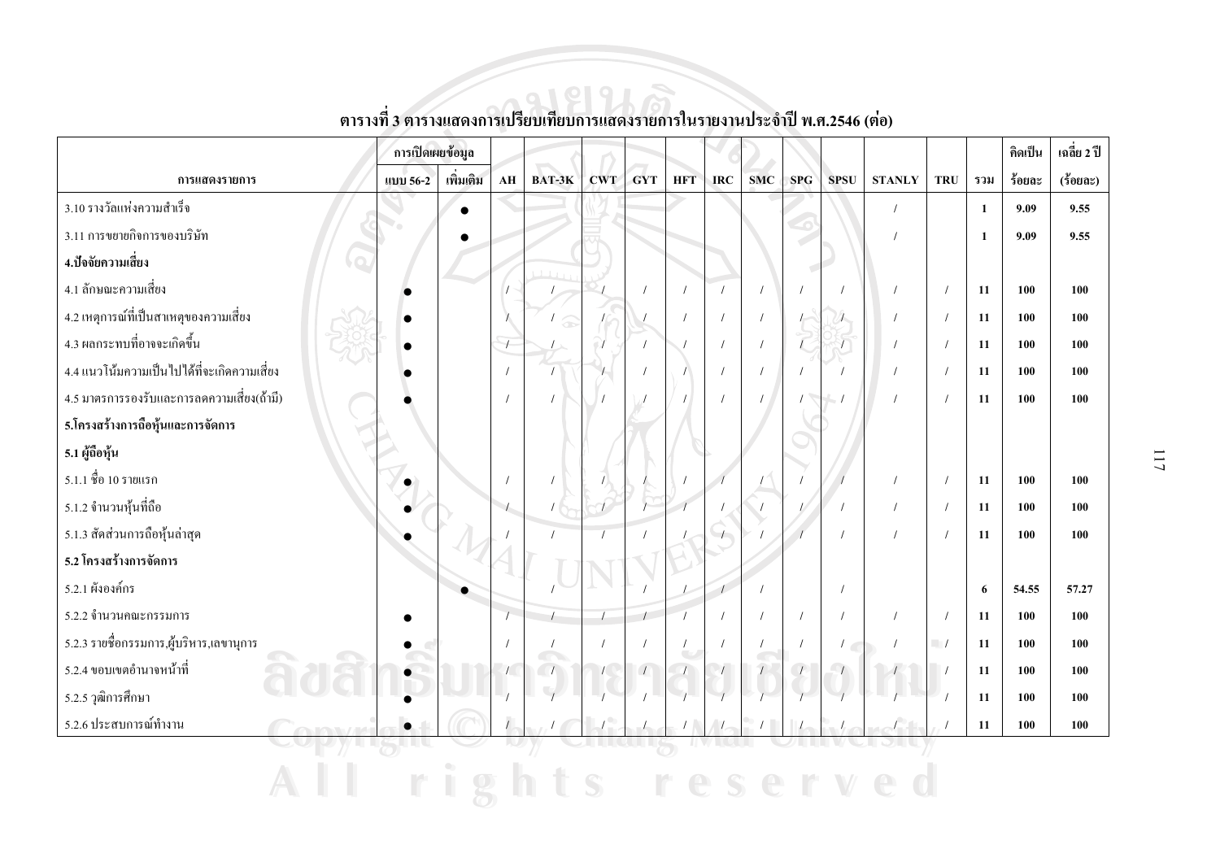## ตารางที่ 3 ตารางแสดงการเปรียบเทียบการแสดงรายการในรายงานประจำปี พ.ศ.2546 (ต่อ)

| การแสดงรายการ | การเปิดเผยข้อมูล | | AH | BAT-3K | CWT | GYT | HFT | IRC | SMC | SPG | SPSU | STANLY | TRU | รวม | คิดเป็น | เฉลี่ย 2 ปี |
|---|---|---|---|---|---|---|---|---|---|---|---|---|---|---|---|---|
| | แบบ 56-2 | เพิ่มเติม | | | | | | | | | | | | | ร้อยละ | (ร้อยละ) |
| 3.10 รางวัลแห่งความสำเร็จ | | ● | | | | | | | | | | / | | 1 | 9.09 | 9.55 |
| 3.11 การขยายกิจการของบริษัท | | ● | | | | | | | | | | / | | 1 | 9.09 | 9.55 |
| **4.ปัจจัยความเสี่ยง** | | | | | | | | | | | | | | | | |
| 4.1 ลักษณะความเสี่ยง | ● | | / | / | / | / | / | / | / | / | / | / | / | 11 | 100 | 100 |
| 4.2 เหตุการณ์ที่เป็นสาเหตุของความเสี่ยง | ● | | / | / | / | / | / | / | / | / | / | / | / | 11 | 100 | 100 |
| 4.3 ผลกระทบที่อาจจะเกิดขึ้น | ● | | / | / | / | / | / | / | / | / | / | / | / | 11 | 100 | 100 |
| 4.4 แนวโน้มความเป็นไปได้ที่จะเกิดความเสี่ยง | ● | | / | / | / | / | / | / | / | / | / | / | / | 11 | 100 | 100 |
| 4.5 มาตรการรองรับและการลดความเสี่ยง(ถ้ามี) | ● | | / | / | / | / | / | / | / | / | / | / | / | 11 | 100 | 100 |
| **5.โครงสร้างการถือหุ้นและการจัดการ** | | | | | | | | | | | | | | | | |
| **5.1 ผู้ถือหุ้น** | | | | | | | | | | | | | | | | |
| 5.1.1 ชื่อ 10 รายแรก | ● | | / | / | / | / | / | / | / | / | / | / | / | 11 | 100 | 100 |
| 5.1.2 จำนวนหุ้นที่ถือ | ● | | / | / | / | / | / | / | / | / | / | / | / | 11 | 100 | 100 |
| 5.1.3 สัดส่วนการถือหุ้นล่าสุด | ● | | / | / | / | / | / | / | / | / | / | / | / | 11 | 100 | 100 |
| **5.2 โครงสร้างการจัดการ** | | | | | | | | | | | | | | | | |
| 5.2.1 ผังองค์กร | | ● | | / | | / | / | / | / | | / | | | 6 | 54.55 | 57.27 |
| 5.2.2 จำนวนคณะกรรมการ | ● | | / | / | / | / | / | / | / | / | / | / | / | 11 | 100 | 100 |
| 5.2.3 รายชื่อกรรมการ,ผู้บริหาร,เลขานุการ | ● | | / | / | / | / | / | / | / | / | / | / | / | 11 | 100 | 100 |
| 5.2.4 ขอบเขตอำนาจหน้าที่ | ● | | / | / | / | / | / | / | / | / | / | / | / | 11 | 100 | 100 |
| 5.2.5 วุฒิการศึกษา | ● | | / | / | / | / | / | / | / | / | / | / | / | 11 | 100 | 100 |
| 5.2.6 ประสบการณ์ทำงาน | ● | | / | / | / | / | / | / | / | / | / | / | / | 11 | 100 | 100 |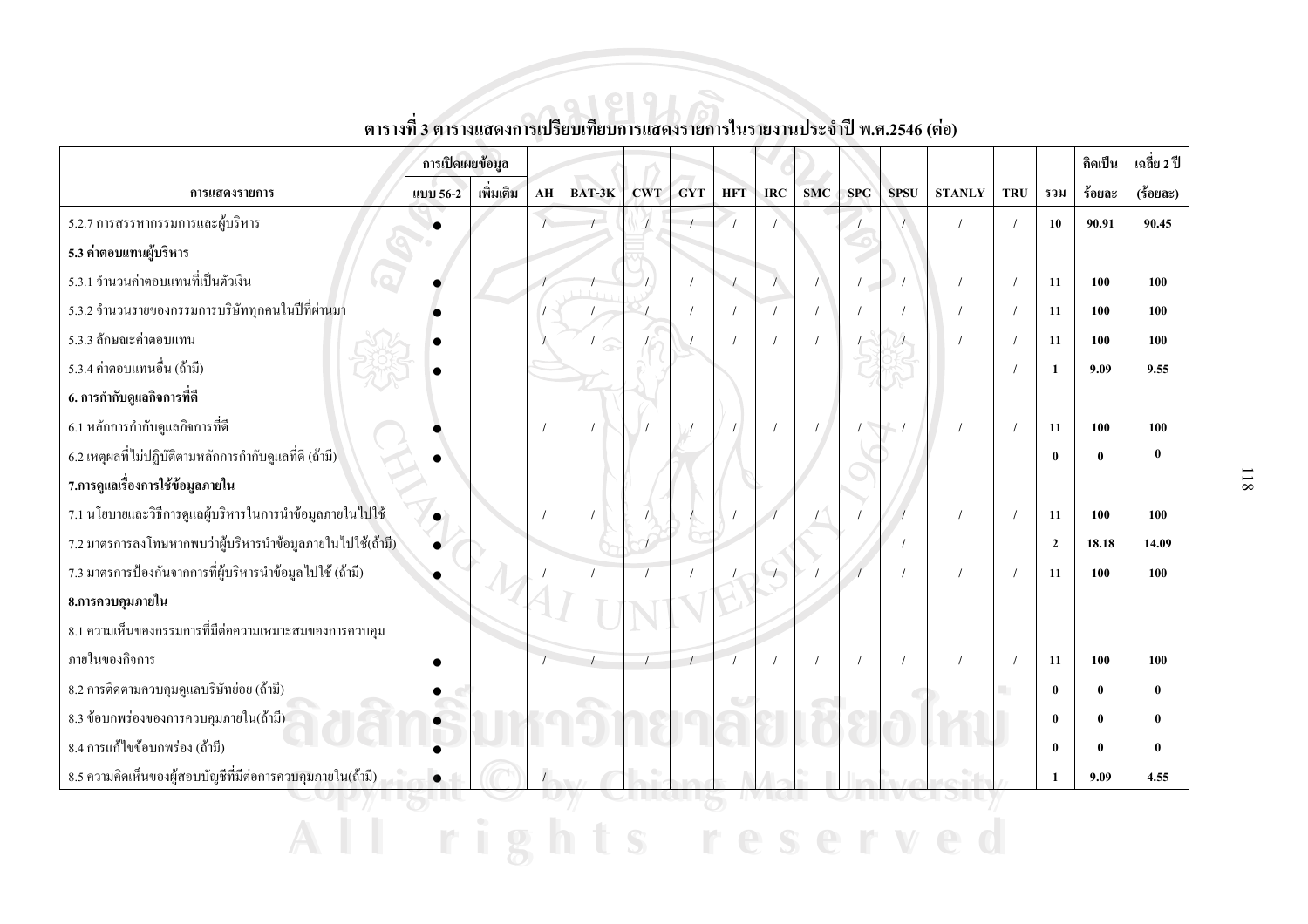**ตารางที่ 3 ตารางแสดงการเปรียบเทียบการแสดงรายการในรายงานประจำปี พ.ศ.2546 (ต่อ)**

| การแสดงรายการ | การเปิดเผยข้อมูล | | AH | BAT-3K | CWT | GYT | HFT | IRC | SMC | SPG | SPSU | STANLY | TRU | รวม | คิดเป็น | เฉลี่ย 2 ปี |
|---|---|---|---|---|---|---|---|---|---|---|---|---|---|---|---|---|
| | แบบ 56-2 | เพิ่มเติม | | | | | | | | | | | | | ร้อยละ | (ร้อยละ) |
| 5.2.7 การสรรหากรรมการและผู้บริหาร | ● | | / | / | / | / | / | / | | / | / | / | / | 10 | 90.91 | 90.45 |
| **5.3 ค่าตอบแทนผู้บริหาร** | | | | | | | | | | | | | | | | |
| 5.3.1 จำนวนค่าตอบแทนที่เป็นตัวเงิน | ● | | / | / | / | / | / | / | / | / | / | / | / | 11 | 100 | 100 |
| 5.3.2 จำนวนรายของกรรมการบริษัททุกคนในปีที่ผ่านมา | ● | | / | / | / | / | / | / | / | / | / | / | / | 11 | 100 | 100 |
| 5.3.3 ลักษณะค่าตอบแทน | ● | | / | / | / | / | / | / | / | / | / | / | / | 11 | 100 | 100 |
| 5.3.4 ค่าตอบแทนอื่น (ถ้ามี) | ● | | | | | | | | | | | | / | 1 | 9.09 | 9.55 |
| **6. การกำกับดูแลกิจการที่ดี** | | | | | | | | | | | | | | | | |
| 6.1 หลักการกำกับดูแลกิจการที่ดี | ● | | / | / | / | / | / | / | / | / | / | / | / | 11 | 100 | 100 |
| 6.2 เหตุผลที่ไม่ปฏิบัติตามหลักการกำกับดูแลที่ดี (ถ้ามี) | ● | | | | | | | | | | | | | 0 | 0 | 0 |
| **7.การดูแลเรื่องการใช้ข้อมูลภายใน** | | | | | | | | | | | | | | | | |
| 7.1 นโยบายและวิธีการดูแลผู้บริหารในการนำข้อมูลภายในไปใช้ | ● | | / | / | / | / | / | / | / | / | / | / | / | 11 | 100 | 100 |
| 7.2 มาตรการลงโทษหากพบว่าผู้บริหารนำข้อมูลภายในไปใช้(ถ้ามี) | ● | | | | / | | | | | | / | | | 2 | 18.18 | 14.09 |
| 7.3 มาตรการป้องกันจากการที่ผู้บริหารนำข้อมูลไปใช้ (ถ้ามี) | ● | | / | / | / | / | / | / | / | / | / | / | / | 11 | 100 | 100 |
| **8.การควบคุมภายใน** | | | | | | | | | | | | | | | | |
| 8.1 ความเห็นของกรรมการที่มีต่อความเหมาะสมของการควบคุมภายในของกิจการ | ● | | / | / | / | / | / | / | / | / | / | / | / | 11 | 100 | 100 |
| 8.2 การติดตามควบคุมดูแลบริษัทย่อย (ถ้ามี) | ● | | | | | | | | | | | | | 0 | 0 | 0 |
| 8.3 ข้อบกพร่องของการควบคุมภายใน(ถ้ามี) | ● | | | | | | | | | | | | | 0 | 0 | 0 |
| 8.4 การแก้ไขข้อบกพร่อง (ถ้ามี) | ● | | | | | | | | | | | | | 0 | 0 | 0 |
| 8.5 ความคิดเห็นของผู้สอบบัญชีที่มีต่อการควบคุมภายใน(ถ้ามี) | ● | | / | | | | | | | | | | | 1 | 9.09 | 4.55 |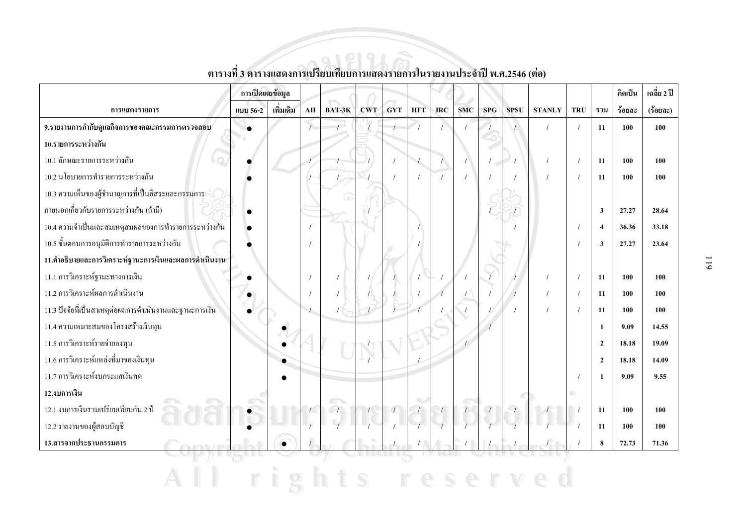**ตารางที่ 3 ตารางแสดงการเปรียบเทียบการแสดงรายการในรายงานประจำปี พ.ศ.2546 (ต่อ)**

| การแสดงรายการ | การเปิดเผยข้อมูล | | AH | BAT-3K | CWT | GYT | HFT | IRC | SMC | SPG | SPSU | STANLY | TRU | รวม | คิดเป็น | เฉลี่ย 2 ปี |
|---|---|---|---|---|---|---|---|---|---|---|---|---|---|---|---|---|
| | แบบ 56-2 | เพิ่มเติม | | | | | | | | | | | | | ร้อยละ | (ร้อยละ) |
| **9.รายงานการกำกับดูแลกิจการของคณะกรรมการตรวจสอบ** | ● | | / | / | / | / | / | / | / | / | / | / | / | **11** | **100** | **100** |
| **10.รายการระหว่างกัน** | | | | | | | | | | | | | | | | |
| 10.1 ลักษณะรายการระหว่างกัน | ● | | / | / | / | / | / | / | / | / | / | / | / | **11** | **100** | **100** |
| 10.2 นโยบายการทำรายการระหว่างกัน | ● | | / | / | / | / | / | / | / | / | / | / | / | **11** | **100** | **100** |
| 10.3 ความเห็นของผู้ชำนาญการที่เป็นอิสระและกรรมการภายนอกเกี่ยวกับรายการระหว่างกัน (ถ้ามี) | ● | | | | / | | | | | / | / | | | **3** | **27.27** | **28.64** |
| 10.4 ความจำเป็นและสมเหตุสมผลของการทำรายการระหว่างกัน | ● | | / | | | | / | | | | / | | / | **4** | **36.36** | **33.18** |
| 10.5 ขั้นตอนการอนุมัติการทำรายการระหว่างกัน | ● | | / | | | | / | | | | | | / | **3** | **27.27** | **23.64** |
| **11.คำอธิบายและการวิเคราะห์ฐานะการเงินและผลการดำเนินงาน** | | | | | | | | | | | | | | | | |
| 11.1 การวิเคราะห์ฐานะทางการเงิน | ● | | / | / | / | / | / | / | / | / | / | / | / | **11** | **100** | **100** |
| 11.2 การวิเคราะห์ผลการดำเนินงาน | ● | | / | / | / | / | / | / | / | / | / | / | / | **11** | **100** | **100** |
| 11.3 ปัจจัยที่เป็นสาเหตุต่อผลการดำเนินงานและฐานะการเงิน | ● | | / | / | / | / | / | / | / | / | / | / | / | **11** | **100** | **100** |
| 11.4 ความเหมาะสมของโครงสร้างเงินทุน | | ● | | | | | | | | / | | | | **1** | **9.09** | **14.55** |
| 11.5 การวิเคราะห์รายจ่ายลงทุน | | ● | | | / | | | | / | | | | | **2** | **18.18** | **19.09** |
| 11.6 การวิเคราะห์แหล่งที่มาของเงินทุน | | ● | | | / | | / | | | | | | | **2** | **18.18** | **14.09** |
| 11.7 การวิเคราะห์งบกระแสเงินสด | | ● | | | | | | | | | | | / | **1** | **9.09** | **9.55** |
| **12.งบการเงิน** | | | | | | | | | | | | | | | | |
| 12.1 งบการเงินรวมเปรียบเทียบกัน 2 ปี | ● | | / | / | / | / | / | / | / | / | / | / | / | **11** | **100** | **100** |
| 12.2 รายงานของผู้สอบบัญชี | ● | | / | / | / | / | / | / | / | / | / | / | / | **11** | **100** | **100** |
| **13.สารจากประธานกรรมการ** | | ● | / | | | / | / | | / | / | / | / | / | **8** | **72.73** | **71.36** |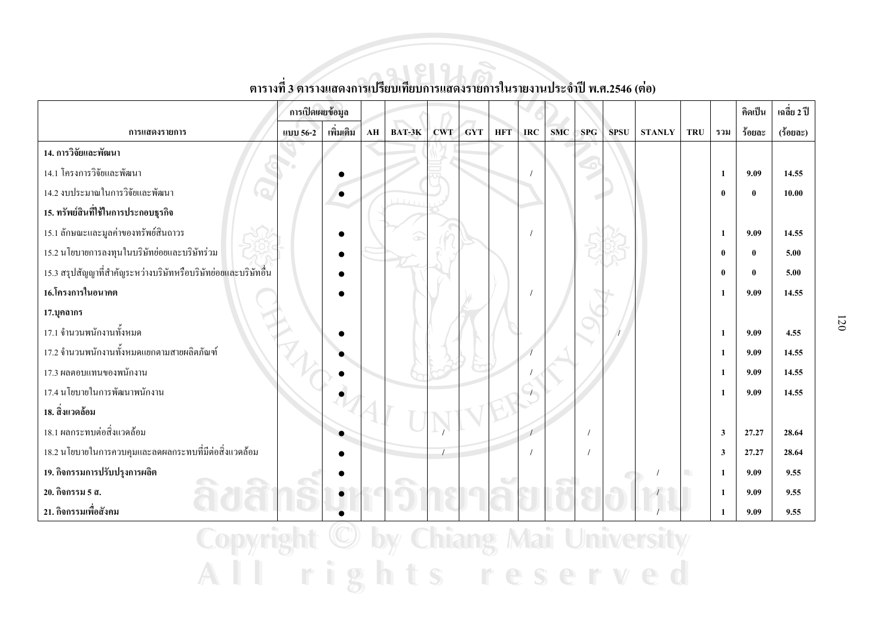ตารางที่ 3 ตารางแสดงการเปรียบเทียบการแสดงรายการในรายงานประจำปี พ.ศ.2546 (ต่อ)

| การแสดงรายการ | การเปิดเผยข้อมูล | | AH | BAT-3K | CWT | GYT | HFT | IRC | SMC | SPG | SPSU | STANLY | TRU | รวม | คิดเป็น | เฉลี่ย 2 ปี |
|---|---|---|---|---|---|---|---|---|---|---|---|---|---|---|---|---|
| | แบบ 56-2 | เพิ่มเติม | | | | | | | | | | | | | ร้อยละ | (ร้อยละ) |
| **14. การวิจัยและพัฒนา** | | | | | | | | | | | | | | | | |
| 14.1 โครงการวิจัยและพัฒนา | | ● | | | | | | / | | | | | | 1 | 9.09 | 14.55 |
| 14.2 งบประมาณในการวิจัยและพัฒนา | | ● | | | | | | | | | | | | 0 | 0 | 10.00 |
| **15. ทรัพย์สินที่ใช้ในการประกอบธุรกิจ** | | | | | | | | | | | | | | | | |
| 15.1 ลักษณะและมูลค่าของทรัพย์สินถาวร | | ● | | | | | | / | | | | | | 1 | 9.09 | 14.55 |
| 15.2 นโยบายการลงทุนในบริษัทย่อยและบริษัทร่วม | | ● | | | | | | | | | | | | 0 | 0 | 5.00 |
| 15.3 สรุปสัญญาที่สำคัญระหว่างบริษัทหรือบริษัทย่อยและบริษัทอื่น | | ● | | | | | | | | | | | | 0 | 0 | 5.00 |
| **16.โครงการในอนาคต** | | ● | | | | | | / | | | | | | 1 | 9.09 | 14.55 |
| **17.บุคลากร** | | | | | | | | | | | | | | | | |
| 17.1 จำนวนพนักงานทั้งหมด | | ● | | | | | | | | | / | | | 1 | 9.09 | 4.55 |
| 17.2 จำนวนพนักงานทั้งหมดแยกตามสายผลิตภัณฑ์ | | ● | | | | | | / | | | | | | 1 | 9.09 | 14.55 |
| 17.3 ผลตอบแทนของพนักงาน | | ● | | | | | | / | | | | | | 1 | 9.09 | 14.55 |
| 17.4 นโยบายในการพัฒนาพนักงาน | | ● | | | | | | / | | | | | | 1 | 9.09 | 14.55 |
| **18. สิ่งแวดล้อม** | | | | | | | | | | | | | | | | |
| 18.1 ผลกระทบต่อสิ่งแวดล้อม | | ● | | | / | | | / | | / | | | | 3 | 27.27 | 28.64 |
| 18.2 นโยบายในการควบคุมและลดผลกระทบที่มีต่อสิ่งแวดล้อม | | ● | | | / | | | / | | / | | | | 3 | 27.27 | 28.64 |
| **19. กิจกรรมการปรับปรุงการผลิต** | | ● | | | | | | | | | | / | | 1 | 9.09 | 9.55 |
| **20. กิจกรรม 5 ส.** | | ● | | | | | | | | | | / | | 1 | 9.09 | 9.55 |
| **21. กิจกรรมเพื่อสังคม** | | ● | | | | | | | | | | / | | 1 | 9.09 | 9.55 |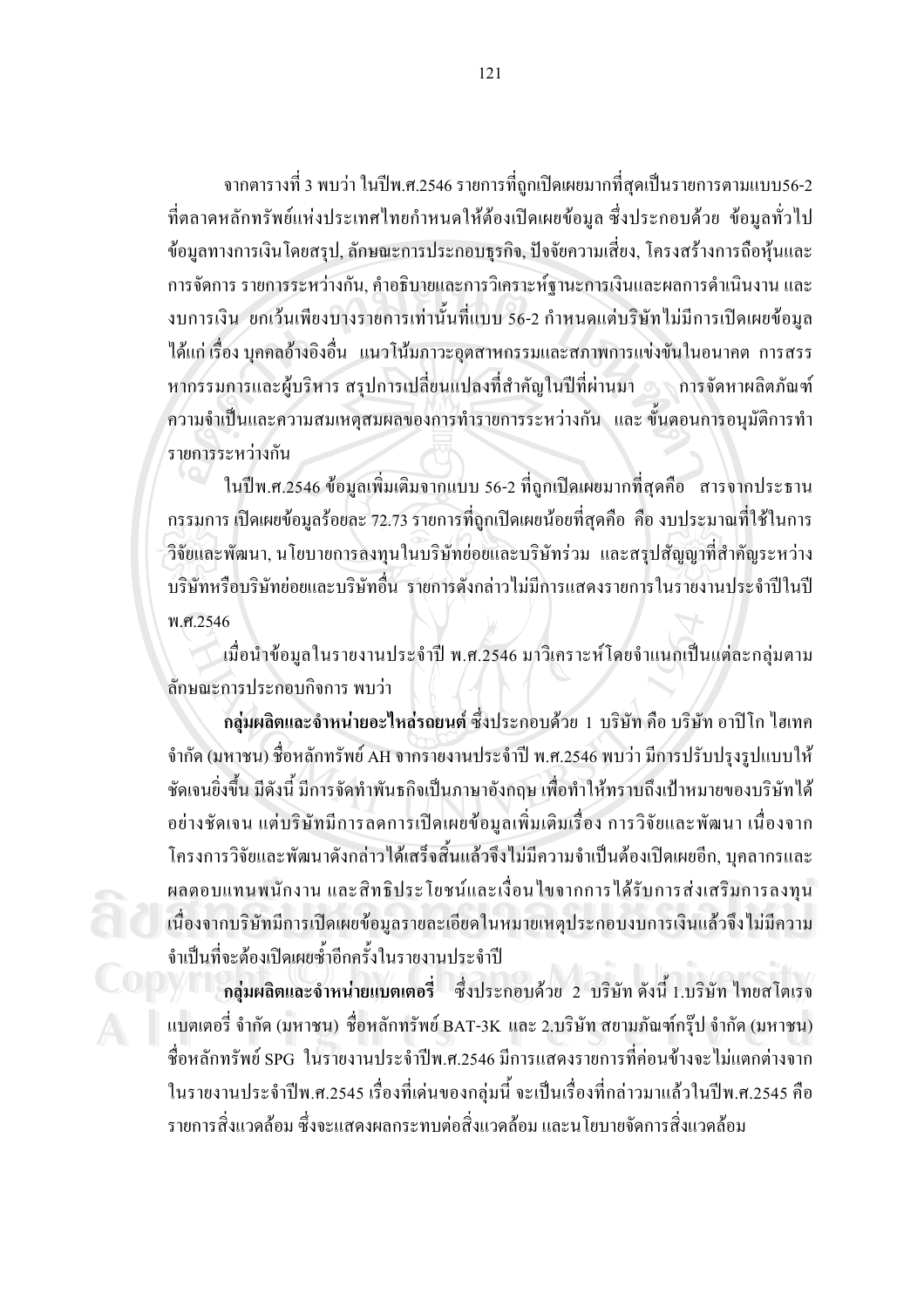จากตารางที่ 3 พบว่า ในปีพ.ศ.2546 รายการที่ถูกเปิดเผยมากที่สุดเป็นรายการตามแบบ56-2 ที่ตลาดหลักทรัพย์แห่งประเทศไทยกำหนดให้ต้องเปิดเผยข้อมูล ซึ่งประกอบด้วย ข้อมูลทั่วไป ข้อมูลทางการเงินโดยสรุป, ลักษณะการประกอบธุรกิจ, ปัจจัยความเสี่ยง, โครงสร้างการถือหุ้นและการจัดการ รายการระหว่างกัน, คำอธิบายและการวิเคราะห์ฐานะการเงินและผลการดำเนินงาน และงบการเงิน ยกเว้นเพียงบางรายการเท่านั้นที่แบบ 56-2 กำหนดแต่บริษัทไม่มีการเปิดเผยข้อมูล ได้แก่ เรื่อง บุคคลอ้างอิงอื่น แนวโน้มภาวะอุตสาหกรรมและสภาพการแข่งขันในอนาคต การสรรหากรรมการและผู้บริหาร สรุปการเปลี่ยนแปลงที่สำคัญในปีที่ผ่านมา การจัดหาผลิตภัณฑ์ ความจำเป็นและความสมเหตุสมผลของการทำรายการระหว่างกัน และ ขั้นตอนการอนุมัติการทำรายการระหว่างกัน

ในปีพ.ศ.2546 ข้อมูลเพิ่มเติมจากแบบ 56-2 ที่ถูกเปิดเผยมากที่สุดคือ สารจากประธานกรรมการ เปิดเผยข้อมูลร้อยละ 72.73 รายการที่ถูกเปิดเผยน้อยที่สุดคือ คือ งบประมาณที่ใช้ในการวิจัยและพัฒนา, นโยบายการลงทุนในบริษัทย่อยและบริษัทร่วม และสรุปสัญญาที่สำคัญระหว่างบริษัทหรือบริษัทย่อยและบริษัทอื่น รายการดังกล่าวไม่มีการแสดงรายการในรายงานประจำปีในปี พ.ศ.2546

เมื่อนำข้อมูลในรายงานประจำปี พ.ศ.2546 มาวิเคราะห์โดยจำแนกเป็นแต่ละกลุ่มตามลักษณะการประกอบกิจการ พบว่า

**กลุ่มผลิตและจำหน่ายอะไหล่รถยนต์** ซึ่งประกอบด้วย 1 บริษัท คือ บริษัท อาปิโก ไฮเทค จำกัด (มหาชน) ชื่อหลักทรัพย์ AH จากรายงานประจำปี พ.ศ.2546 พบว่า มีการปรับปรุงรูปแบบให้ชัดเจนยิ่งขึ้น มีดังนี้ มีการจัดทำพันธกิจเป็นภาษาอังกฤษ เพื่อทำให้ทราบถึงเป้าหมายของบริษัทได้อย่างชัดเจน แต่บริษัทมีการลดการเปิดเผยข้อมูลเพิ่มเติมเรื่อง การวิจัยและพัฒนา เนื่องจากโครงการวิจัยและพัฒนาดังกล่าวได้เสร็จสิ้นแล้วจึงไม่มีความจำเป็นต้องเปิดเผยอีก, บุคลากรและผลตอบแทนพนักงาน และสิทธิประโยชน์และเงื่อนไขจากการได้รับการส่งเสริมการลงทุน เนื่องจากบริษัทมีการเปิดเผยข้อมูลรายละเอียดในหมายเหตุประกอบงบการเงินแล้วจึงไม่มีความจำเป็นที่จะต้องเปิดเผยซ้ำอีกครั้งในรายงานประจำปี

**กลุ่มผลิตและจำหน่ายแบตเตอรี่** ซึ่งประกอบด้วย 2 บริษัท ดังนี้ 1.บริษัท ไทยสโตเรจ แบตเตอรี่ จำกัด (มหาชน) ชื่อหลักทรัพย์ BAT-3K และ 2.บริษัท สยามภัณฑ์กรุ๊ป จำกัด (มหาชน) ชื่อหลักทรัพย์ SPG ในรายงานประจำปีพ.ศ.2546 มีการแสดงรายการที่ค่อนข้างจะไม่แตกต่างจากในรายงานประจำปีพ.ศ.2545 เรื่องที่เด่นของกลุ่มนี้ จะเป็นเรื่องที่กล่าวมาแล้วในปีพ.ศ.2545 คือ รายการสิ่งแวดล้อม ซึ่งจะแสดงผลกระทบต่อสิ่งแวดล้อม และนโยบายจัดการสิ่งแวดล้อม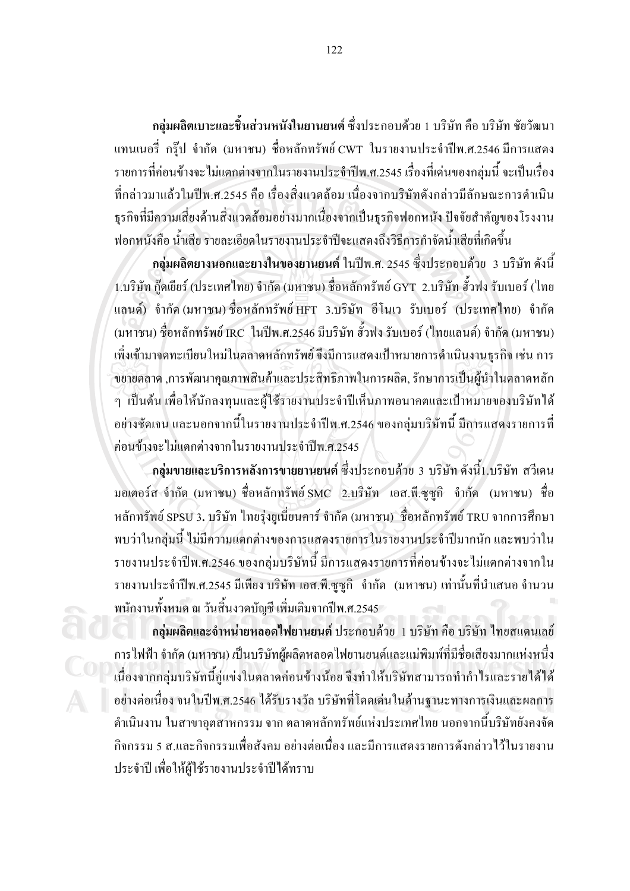**กลุ่มผลิตเบาะและชิ้นส่วนหนังในยานยนต์** ซึ่งประกอบด้วย 1 บริษัท คือ บริษัท ชัยวัฒนา แทนเนอรี่ กรุ๊ป จำกัด (มหาชน) ชื่อหลักทรัพย์ CWT ในรายงานประจำปีพ.ศ.2546 มีการแสดงรายการที่ค่อนข้างจะไม่แตกต่างจากในรายงานประจำปีพ.ศ.2545 เรื่องที่เด่นของกลุ่มนี้ จะเป็นเรื่องที่กล่าวมาแล้วในปีพ.ศ.2545 คือ เรื่องสิ่งแวดล้อม เนื่องจากบริษัทดังกล่าวมีลักษณะการดำเนินธุรกิจที่มีความเสี่ยงด้านสิ่งแวดล้อมอย่างมากเนื่องจากเป็นธุรกิจฟอกหนัง ปัจจัยสำคัญของโรงงานฟอกหนังคือ น้ำเสีย รายละเอียดในรายงานประจำปีจะแสดงถึงวิธีการกำจัดน้ำเสียที่เกิดขึ้น

**กลุ่มผลิตยางนอกและยางในของยานยนต์** ในปีพ.ศ. 2545 ซึ่งประกอบด้วย 3 บริษัท ดังนี้ 1.บริษัท กู๊ดเยียร์ (ประเทศไทย) จำกัด (มหาชน) ชื่อหลักทรัพย์ GYT 2.บริษัท ฮั้วฟง รับเบอร์ (ไทยแลนด์) จำกัด (มหาชน) ชื่อหลักทรัพย์ HFT 3.บริษัท อีโนเว รับเบอร์ (ประเทศไทย) จำกัด (มหาชน) ชื่อหลักทรัพย์ IRC ในปีพ.ศ.2546 มีบริษัท ฮั้วฟง รับเบอร์ (ไทยแลนด์) จำกัด (มหาชน) เพิ่งเข้ามาจดทะเบียนใหม่ในตลาดหลักทรัพย์ จึงมีการแสดงเป้าหมายการดำเนินงานธุรกิจ เช่น การขยายตลาด ,การพัฒนาคุณภาพสินค้าและประสิทธิภาพในการผลิต, รักษาการเป็นผู้นำในตลาดหลัก ๆ เป็นต้น เพื่อให้นักลงทุนและผู้ใช้รายงานประจำปีเห็นภาพอนาคตและเป้าหมายของบริษัทได้อย่างชัดเจน และนอกจากนี้ในรายงานประจำปีพ.ศ.2546 ของกลุ่มบริษัทนี้ มีการแสดงรายการที่ค่อนข้างจะไม่แตกต่างจากในรายงานประจำปีพ.ศ.2545

**กลุ่มขายและบริการหลังการขายยานยนต์** ซึ่งประกอบด้วย 3 บริษัท ดังนี้1.บริษัท สวีเดน มอเตอร์ส จำกัด (มหาชน) ชื่อหลักทรัพย์ SMC 2.บริษัท เอส.พี.ซูซูกิ จำกัด (มหาชน) ชื่อหลักทรัพย์ SPSU 3. บริษัท ไทยรุ่งยูเนี่ยนคาร์ จำกัด (มหาชน) ชื่อหลักทรัพย์ TRU จากการศึกษาพบว่าในกลุ่มนี้ ไม่มีความแตกต่างของการแสดงรายการในรายงานประจำปีมากนัก และพบว่าในรายงานประจำปีพ.ศ.2546 ของกลุ่มบริษัทนี้ มีการแสดงรายการที่ค่อนข้างจะไม่แตกต่างจากในรายงานประจำปีพ.ศ.2545 มีเพียง บริษัท เอส.พี.ซูซูกิ จำกัด (มหาชน) เท่านั้นที่นำเสนอ จำนวนพนักงานทั้งหมด ณ วันสิ้นงวดบัญชี เพิ่มเติมจากปีพ.ศ.2545

**กลุ่มผลิตและจำหน่ายหลอดไฟยานยนต์** ประกอบด้วย 1 บริษัท คือ บริษัท ไทยสแตนเลย์การไฟฟ้า จำกัด (มหาชน) เป็นบริษัทผู้ผลิตหลอดไฟยานยนต์และแม่พิมพ์ที่มีชื่อเสียงมากแห่งหนึ่ง เนื่องจากกลุ่มบริษัทนี้คู่แข่งในตลาดค่อนข้างน้อย จึงทำให้บริษัทสามารถทำกำไรและรายได้ได้อย่างต่อเนื่อง จนในปีพ.ศ.2546 ได้รับรางวัล บริษัทที่โดดเด่นในด้านฐานะทางการเงินและผลการดำเนินงาน ในสาขาอุตสาหกรรม จาก ตลาดหลักทรัพย์แห่งประเทศไทย นอกจากนี้บริษัทยังคงจัดกิจกรรม 5 ส.และกิจกรรมเพื่อสังคม อย่างต่อเนื่อง และมีการแสดงรายการดังกล่าวไว้ในรายงานประจำปี เพื่อให้ผู้ใช้รายงานประจำปีได้ทราบ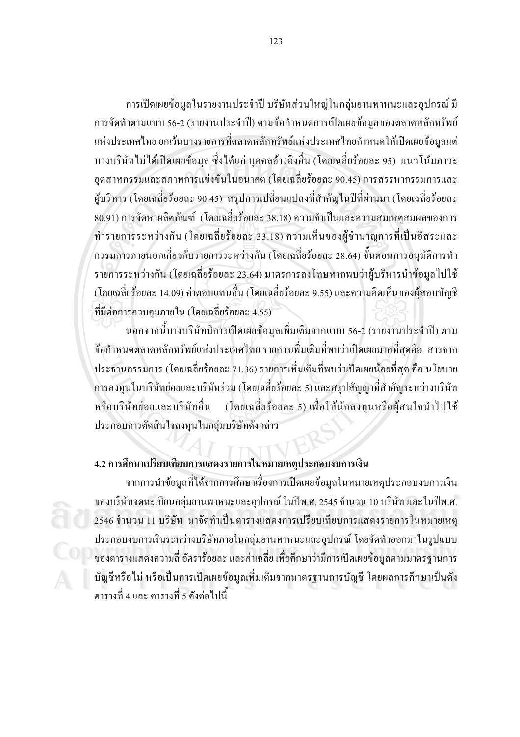การเปิดเผยข้อมูลในรายงานประจำปี บริษัทส่วนใหญ่ในกลุ่มยานพาหนะและอุปกรณ์ มีการจัดทำตามแบบ 56-2 (รายงานประจำปี) ตามข้อกำหนดการเปิดเผยข้อมูลของตลาดหลักทรัพย์แห่งประเทศไทย ยกเว้นบางรายการที่ตลาดหลักทรัพย์แห่งประเทศไทยกำหนดให้เปิดเผยข้อมูลแต่บางบริษัทไม่ได้เปิดเผยข้อมูล ซึ่งได้แก่ บุคคลอ้างอิงอื่น (โดยเฉลี่ยร้อยละ 95) แนวโน้มภาวะอุตสาหกรรมและสภาพการแข่งขันในอนาคต (โดยเฉลี่ยร้อยละ 90.45) การสรรหากรรมการและผู้บริหาร (โดยเฉลี่ยร้อยละ 90.45) สรุปการเปลี่ยนแปลงที่สำคัญในปีที่ผ่านมา (โดยเฉลี่ยร้อยละ 80.91) การจัดหาผลิตภัณฑ์ (โดยเฉลี่ยร้อยละ 38.18) ความจำเป็นและความสมเหตุสมผลของการทำรายการระหว่างกัน (โดยเฉลี่ยร้อยละ 33.18) ความเห็นของผู้ชำนาญการที่เป็นอิสระและกรรมการภายนอกเกี่ยวกับรายการระหว่างกัน (โดยเฉลี่ยร้อยละ 28.64) ขั้นตอนการอนุมัติการทำรายการระหว่างกัน (โดยเฉลี่ยร้อยละ 23.64) มาตรการลงโทษหากพบว่าผู้บริหารนำข้อมูลไปใช้ (โดยเฉลี่ยร้อยละ 14.09) ค่าตอบแทนอื่น (โดยเฉลี่ยร้อยละ 9.55) และความคิดเห็นของผู้สอบบัญชีที่มีต่อการควบคุมภายใน (โดยเฉลี่ยร้อยละ 4.55)

นอกจากนี้บางบริษัทมีการเปิดเผยข้อมูลเพิ่มเติมจากแบบ 56-2 (รายงานประจำปี) ตามข้อกำหนดตลาดหลักทรัพย์แห่งประเทศไทย รายการเพิ่มเติมที่พบว่าเปิดเผยมากที่สุดคือ สารจากประธานกรรมการ (โดยเฉลี่ยร้อยละ 71.36) รายการเพิ่มเติมที่พบว่าเปิดเผยน้อยที่สุด คือ นโยบายการลงทุนในบริษัทย่อยและบริษัทร่วม (โดยเฉลี่ยร้อยละ 5) และสรุปสัญญาที่สำคัญระหว่างบริษัทหรือบริษัทย่อยและบริษัทอื่น (โดยเฉลี่ยร้อยละ 5) เพื่อให้นักลงทุนหรือผู้สนใจนำไปใช้ประกอบการตัดสินใจลงทุนในกลุ่มบริษัทดังกล่าว

**4.2 การศึกษาเปรียบเทียบการแสดงรายการในหมายเหตุประกอบงบการเงิน**

จากการนำข้อมูลที่ได้จากการศึกษาเรื่องการเปิดเผยข้อมูลในหมายเหตุประกอบงบการเงินของบริษัทจดทะเบียนกลุ่มยานพาหนะและอุปกรณ์ ในปีพ.ศ. 2545 จำนวน 10 บริษัท และในปีพ.ศ. 2546 จำนวน 11 บริษัท มาจัดทำเป็นตารางแสดงการเปรียบเทียบการแสดงรายการในหมายเหตุประกอบงบการเงินระหว่างบริษัทภายในกลุ่มยานพาหนะและอุปกรณ์ โดยจัดทำออกมาในรูปแบบของตารางแสดงความถี่ อัตราร้อยละ และค่าเฉลี่ย เพื่อศึกษาว่ามีการเปิดเผยข้อมูลตามมาตรฐานการบัญชีหรือไม่ หรือเป็นการเปิดเผยข้อมูลเพิ่มเติมจากมาตรฐานการบัญชี โดยผลการศึกษาเป็นดังตารางที่ 4 และ ตารางที่ 5 ดังต่อไปนี้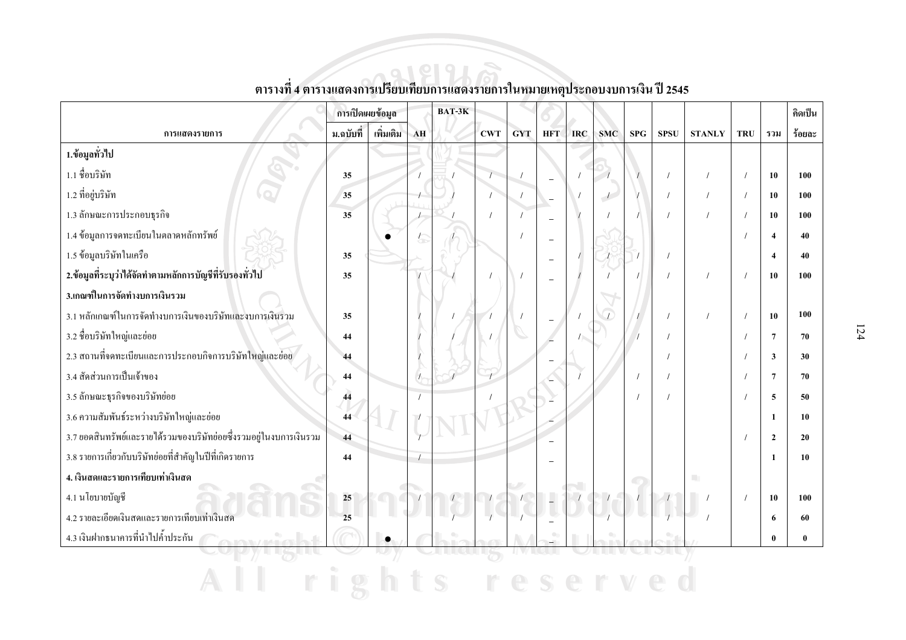## ตารางที่ 4 ตารางแสดงการเปรียบเทียบการแสดงรายการในหมายเหตุประกอบงบการเงิน ปี 2545

| การแสดงรายการ | การเปิดเผยข้อมูล ม.ฉบับที่ | เพิ่มเติม | AH | BAT-3K | CWT | GYT | HFT | IRC | SMC | SPG | SPSU | STANLY | TRU | รวม | คิดเป็นร้อยละ |
|---|---|---|---|---|---|---|---|---|---|---|---|---|---|---|---|
| **1.ข้อมูลทั่วไป** | | | | | | | | | | | | | | | |
| 1.1 ชื่อบริษัท | 35 | | / | / | / | / | _ | / | / | / | / | / | / | 10 | 100 |
| 1.2 ที่อยู่บริษัท | 35 | | / | / | / | / | _ | / | / | / | / | / | / | 10 | 100 |
| 1.3 ลักษณะการประกอบธุรกิจ | 35 | | / | / | / | / | _ | / | / | / | / | / | / | 10 | 100 |
| 1.4 ข้อมูลการจดทะเบียนในตลาดหลักทรัพย์ | | ● | / | / | | / | _ | | | | | | / | 4 | 40 |
| 1.5 ข้อมูลบริษัทในเครือ | 35 | | | | | | _ | / | / | / | / | | | 4 | 40 |
| **2.ข้อมูลที่ระบุว่าได้จัดทำตามหลักการบัญชีที่รับรองทั่วไป** | 35 | | / | / | / | / | _ | / | / | / | / | / | / | 10 | 100 |
| **3.เกณฑ์ในการจัดทำงบการเงินรวม** | | | | | | | | | | | | | | | |
| 3.1 หลักเกณฑ์ในการจัดทำงบการเงินของบริษัทและงบการเงินรวม | 35 | | / | / | / | / | _ | / | / | / | / | / | / | 10 | 100 |
| 3.2 ชื่อบริษัทใหญ่และย่อย | 44 | | / | / | / | | _ | / | | / | / | | / | 7 | 70 |
| 3.3 สถานที่จดทะเบียนและการประกอบกิจการบริษัทใหญ่และย่อย | 44 | | / | | | | _ | | | | / | | / | 3 | 30 |
| 3.4 สัดส่วนการเป็นเจ้าของ | 44 | | / | / | / | | _ | / | | / | / | | / | 7 | 70 |
| 3.5 ลักษณะธุรกิจของบริษัทย่อย | 44 | | / | | / | | _ | | | / | / | | / | 5 | 50 |
| 3.6 ความสัมพันธ์ระหว่างบริษัทใหญ่และย่อย | 44 | | / | | | | _ | | | | | | | 1 | 10 |
| 3.7 ยอดสินทรัพย์และรายได้รวมของบริษัทย่อยซึ่งรวมอยู่ในงบการเงินรวม | 44 | | / | | | | _ | | | | | | / | 2 | 20 |
| 3.8 รายการเกี่ยวกับบริษัทย่อยที่สำคัญในปีที่เกิดรายการ | 44 | | / | | | | _ | | | | | | | 1 | 10 |
| **4. เงินสดและรายการเทียบเท่าเงินสด** | | | | | | | | | | | | | | | |
| 4.1 นโยบายบัญชี | 25 | | / | / | / | / | _ | / | / | / | / | / | / | 10 | 100 |
| 4.2 รายละเอียดเงินสดและรายการเทียบเท่าเงินสด | 25 | | | / | / | / | _ | | / | | / | / | | 6 | 60 |
| 4.3 เงินฝากธนาคารที่นำไปค้ำประกัน | | ● | | | | | _ | | | | | | | 0 | 0 |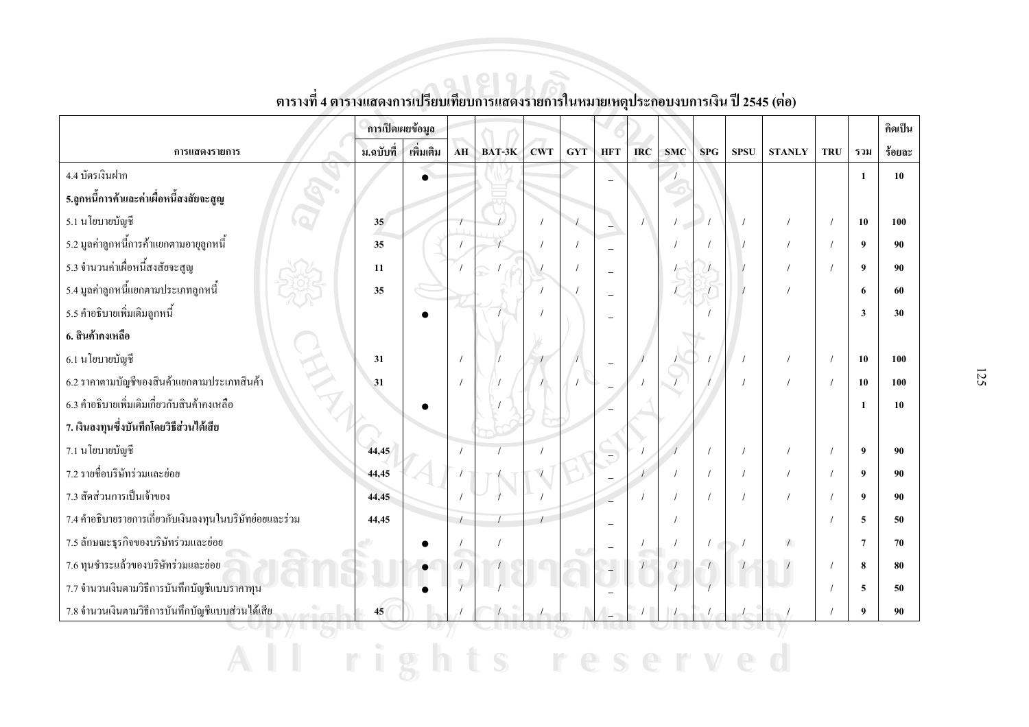**ตารางที่ 4 ตารางแสดงการเปรียบเทียบการแสดงรายการในหมายเหตุประกอบงบการเงิน ปี 2545 (ต่อ)**

| การแสดงรายการ | การเปิดเผยข้อมูล | | AH | BAT-3K | CWT | GYT | HFT | IRC | SMC | SPG | SPSU | STANLY | TRU | รวม | คิดเป็น |
|---|---|---|---|---|---|---|---|---|---|---|---|---|---|---|---|
| | ม.ฉบับที่ | เพิ่มเติม | | | | | | | | | | | | | ร้อยละ |
| 4.4 บัตรเงินฝาก | | ● | | | | | _ | | / | | | | | 1 | 10 |
| **5.ลูกหนี้การค้าและค่าเผื่อหนี้สงสัยจะสูญ** | | | | | | | | | | | | | | | |
| 5.1 นโยบายบัญชี | 35 | | / | / | / | / | _ | / | / | / | / | / | / | 10 | 100 |
| 5.2 มูลค่าลูกหนี้การค้าแยกตามอายุลูกหนี้ | 35 | | / | / | / | / | _ | | / | / | / | / | / | 9 | 90 |
| 5.3 จำนวนค่าเผื่อหนี้สงสัยจะสูญ | 11 | | / | / | / | / | _ | | / | / | / | / | / | 9 | 90 |
| 5.4 มูลค่าลูกหนี้แยกตามประเภทลูกหนี้ | 35 | | | | / | / | _ | | / | / | / | / | | 6 | 60 |
| 5.5 คำอธิบายเพิ่มเติมลูกหนี้ | | ● | | / | / | | _ | | | / | | | | 3 | 30 |
| **6. สินค้าคงเหลือ** | | | | | | | | | | | | | | | |
| 6.1 นโยบายบัญชี | 31 | | / | / | / | / | _ | / | / | / | / | / | / | 10 | 100 |
| 6.2 ราคาตามบัญชีของสินค้าแยกตามประเภทสินค้า | 31 | | / | / | / | / | _ | / | / | / | / | / | / | 10 | 100 |
| 6.3 คำอธิบายเพิ่มเติมเกี่ยวกับสินค้าคงเหลือ | | ● | | / | | | _ | | | | | | | 1 | 10 |
| **7. เงินลงทุนซึ่งบันทึกโดยวิธีส่วนได้เสีย** | | | | | | | | | | | | | | | |
| 7.1 นโยบายบัญชี | 44,45 | | / | / | / | | _ | / | / | / | / | / | / | 9 | 90 |
| 7.2 รายชื่อบริษัทร่วมและย่อย | 44,45 | | / | / | / | | _ | / | / | / | / | / | / | 9 | 90 |
| 7.3 สัดส่วนการเป็นเจ้าของ | 44,45 | | / | / | / | | _ | / | / | / | / | / | / | 9 | 90 |
| 7.4 คำอธิบายรายการเกี่ยวกับเงินลงทุนในบริษัทย่อยและร่วม | 44,45 | | / | / | / | | _ | | / | | | | / | 5 | 50 |
| 7.5 ลักษณะธุรกิจของบริษัทร่วมและย่อย | | ● | / | / | | | _ | / | / | / | / | / | | 7 | 70 |
| 7.6 ทุนชำระแล้วของบริษัทร่วมและย่อย | | ● | / | / | | | _ | / | / | / | / | / | / | 8 | 80 |
| 7.7 จำนวนเงินตามวิธีการบันทึกบัญชีแบบราคาทุน | | ● | / | / | | | _ | | / | / | | | / | 5 | 50 |
| 7.8 จำนวนเงินตามวิธีการบันทึกบัญชีแบบส่วนได้เสีย | 45 | | / | / | / | | _ | / | / | / | / | / | / | 9 | 90 |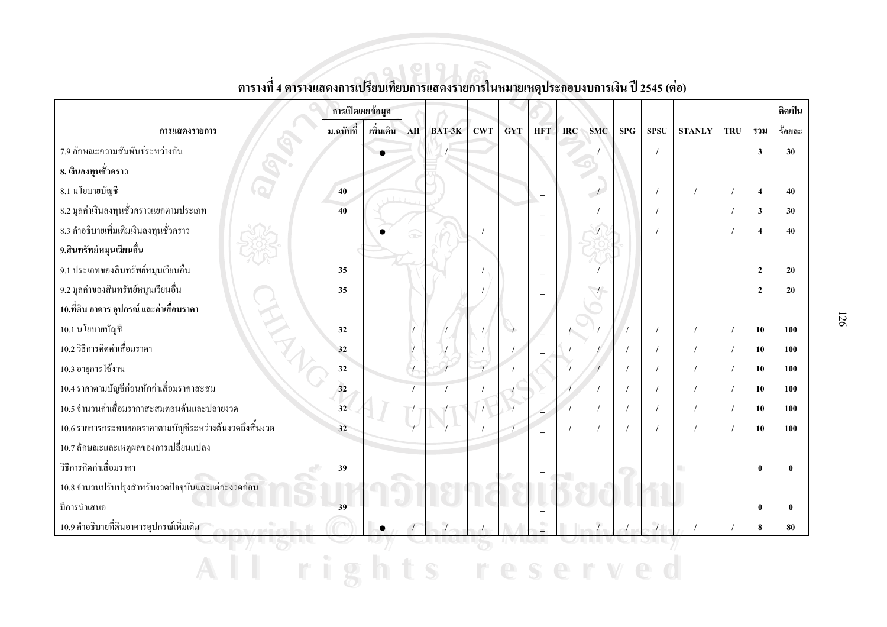## ตารางที่ 4 ตารางแสดงการเปรียบเทียบการแสดงรายการในหมายเหตุประกอบงบการเงิน ปี 2545 (ต่อ)

| การแสดงรายการ | การเปิดเผยข้อมูล | | AH | BAT-3K | CWT | GYT | HFT | IRC | SMC | SPG | SPSU | STANLY | TRU | รวม | คิดเป็น |
|---|---|---|---|---|---|---|---|---|---|---|---|---|---|---|---|
| | ม.ฉบับที่ | เพิ่มเติม | | | | | | | | | | | | | ร้อยละ |
| 7.9 ลักษณะความสัมพันธ์ระหว่างกัน | | ● | | / | | | _ | | / | | / | | | 3 | 30 |
| **8. เงินลงทุนชั่วคราว** | | | | | | | | | | | | | | | |
| 8.1 นโยบายบัญชี | 40 | | | | | | _ | | / | | / | / | / | 4 | 40 |
| 8.2 มูลค่าเงินลงทุนชั่วคราวแยกตามประเภท | 40 | | | | | | _ | | / | | / | | / | 3 | 30 |
| 8.3 คำอธิบายเพิ่มเติมเงินลงทุนชั่วคราว | | ● | | | / | | _ | | / | | / | | / | 4 | 40 |
| **9.สินทรัพย์หมุนเวียนอื่น** | | | | | | | | | | | | | | | |
| 9.1 ประเภทของสินทรัพย์หมุนเวียนอื่น | 35 | | | | / | | _ | | / | | | | | 2 | 20 |
| 9.2 มูลค่าของสินทรัพย์หมุนเวียนอื่น | 35 | | | | / | | _ | | / | | | | | 2 | 20 |
| **10.ที่ดิน อาคาร อุปกรณ์ และค่าเสื่อมราคา** | | | | | | | | | | | | | | | |
| 10.1 นโยบายบัญชี | 32 | | / | / | / | / | _ | / | / | / | / | / | / | 10 | 100 |
| 10.2 วิธีการคิดค่าเสื่อมราคา | 32 | | / | / | / | / | _ | / | / | / | / | / | / | 10 | 100 |
| 10.3 อายุการใช้งาน | 32 | | / | / | / | / | _ | / | / | / | / | / | / | 10 | 100 |
| 10.4 ราคาตามบัญชีก่อนหักค่าเสื่อมราคาสะสม | 32 | | / | / | / | / | _ | / | / | / | / | / | / | 10 | 100 |
| 10.5 จำนวนค่าเสื่อมราคาสะสมตอนต้นและปลายงวด | 32 | | / | / | / | / | _ | / | / | / | / | / | / | 10 | 100 |
| 10.6 รายการกระทบยอดราคาตามบัญชีระหว่างต้นงวดถึงสิ้นงวด | 32 | | / | / | / | / | _ | / | / | / | / | / | / | 10 | 100 |
| 10.7 ลักษณะและเหตุผลของการเปลี่ยนแปลง วิธีการคิดค่าเสื่อมราคา | 39 | | | | | | _ | | | | | | | 0 | 0 |
| 10.8 จำนวนปรับปรุงสำหรับงวดปัจจุบันและแต่ละงวดก่อน มีการนำเสนอ | 39 | | | | | | _ | | | | | | | 0 | 0 |
| 10.9 คำอธิบายที่ดินอาคารอุปกรณ์เพิ่มเติม | | ● | / | / | / | | _ | | / | / | / | / | / | 8 | 80 |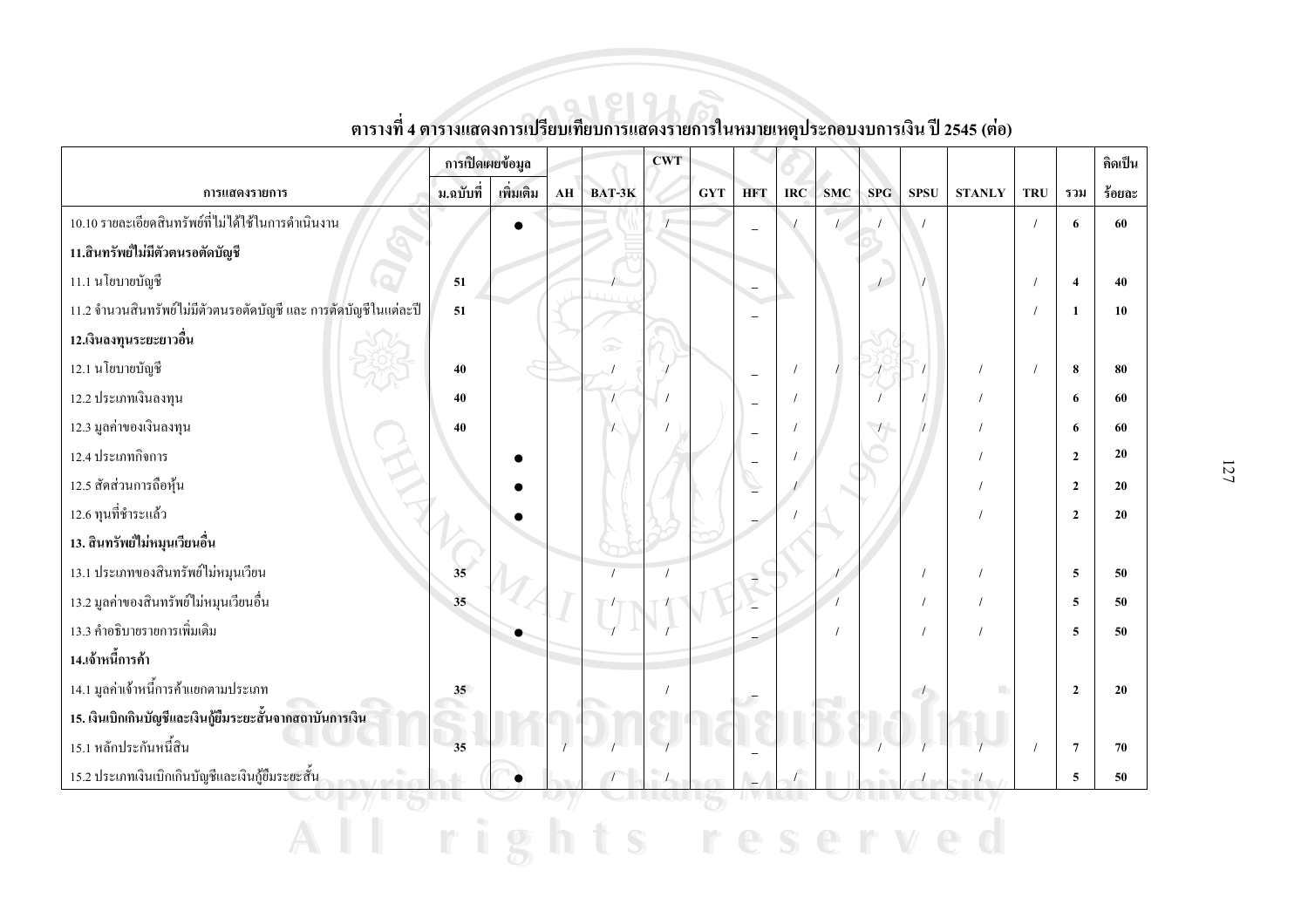**ตารางที่ 4 ตารางแสดงการเปรียบเทียบการแสดงรายการในหมายเหตุประกอบงบการเงิน ปี 2545 (ต่อ)**

| การแสดงรายการ | การเปิดเผยข้อมูล | | AH | BAT-3K | CWT | GYT | HFT | IRC | SMC | SPG | SPSU | STANLY | TRU | รวม | คิดเป็น |
|---|---|---|---|---|---|---|---|---|---|---|---|---|---|---|---|
| | ม.ฉบับที่ | เพิ่มเติม | | | | | | | | | | | | | ร้อยละ |
| 10.10 รายละเอียดสินทรัพย์ที่ไม่ได้ใช้ในการดำเนินงาน | | ● | | | / | | _ | / | / | / | / | | / | 6 | 60 |
| **11.สินทรัพย์ไม่มีตัวตนรอตัดบัญชี** | | | | | | | | | | | | | | | |
| 11.1 นโยบายบัญชี | 51 | | | / | | | _ | | | / | / | | / | 4 | 40 |
| 11.2 จำนวนสินทรัพย์ไม่มีตัวตนรอตัดบัญชี และ การตัดบัญชีในแต่ละปี | 51 | | | | | | _ | | | | | | / | 1 | 10 |
| **12.เงินลงทุนระยะยาวอื่น** | | | | | | | | | | | | | | | |
| 12.1 นโยบายบัญชี | 40 | | | / | / | | _ | / | / | / | / | / | / | 8 | 80 |
| 12.2 ประเภทเงินลงทุน | 40 | | | / | / | | _ | / | | / | / | / | | 6 | 60 |
| 12.3 มูลค่าของเงินลงทุน | 40 | | | / | / | | _ | / | | / | / | / | | 6 | 60 |
| 12.4 ประเภทกิจการ | | ● | | | | | _ | / | | | | / | | 2 | 20 |
| 12.5 สัดส่วนการถือหุ้น | | ● | | | | | _ | / | | | | / | | 2 | 20 |
| 12.6 ทุนที่ชำระแล้ว | | ● | | | | | _ | / | | | | / | | 2 | 20 |
| **13. สินทรัพย์ไม่หมุนเวียนอื่น** | | | | | | | | | | | | | | | |
| 13.1 ประเภทของสินทรัพย์ไม่หมุนเวียน | 35 | | | / | / | | _ | | / | | / | / | | 5 | 50 |
| 13.2 มูลค่าของสินทรัพย์ไม่หมุนเวียนอื่น | 35 | | | / | / | | _ | | / | | / | / | | 5 | 50 |
| 13.3 คำอธิบายรายการเพิ่มเติม | | ● | | / | / | | _ | | / | | / | / | | 5 | 50 |
| **14.เจ้าหนี้การค้า** | | | | | | | | | | | | | | | |
| 14.1 มูลค่าเจ้าหนี้การค้าแยกตามประเภท | 35 | | | | / | | _ | | | | / | | | 2 | 20 |
| **15. เงินเบิกเกินบัญชีและเงินกู้ยืมระยะสั้นจากสถาบันการเงิน** | | | | | | | | | | | | | | | |
| 15.1 หลักประกันหนี้สิน | 35 | | / | / | / | | _ | | | / | / | / | / | 7 | 70 |
| 15.2 ประเภทเงินเบิกเกินบัญชีและเงินกู้ยืมระยะสั้น | | ● | | / | / | | _ | / | | | / | / | | 5 | 50 |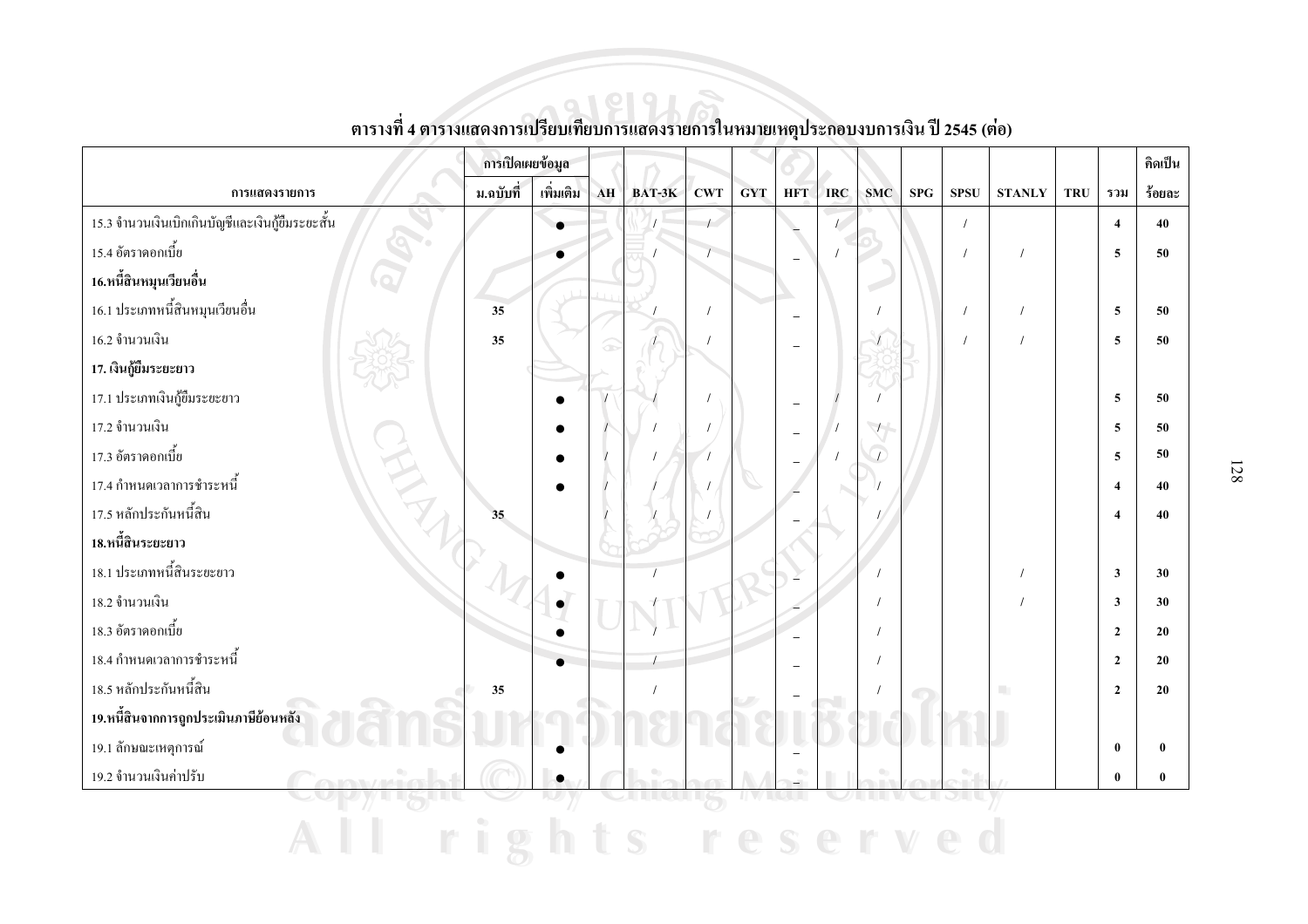ตารางที่ 4 ตารางแสดงการเปรียบเทียบการแสดงรายการในหมายเหตุประกอบงบการเงิน ปี 2545 (ต่อ)

| การแสดงรายการ | การเปิดเผยข้อมูล | | AH | BAT-3K | CWT | GYT | HFT | IRC | SMC | SPG | SPSU | STANLY | TRU | รวม | คิดเป็น |
|---|---|---|---|---|---|---|---|---|---|---|---|---|---|---|---|
| | ม.ฉบับที่ | เพิ่มเติม | | | | | | | | | | | | | ร้อยละ |
| 15.3 จำนวนเงินเบิกเกินบัญชีและเงินกู้ยืมระยะสั้น | | ● | | / | / | | _ | / | | | / | | | 4 | 40 |
| 15.4 อัตราดอกเบี้ย | | ● | | / | / | | _ | / | | | / | / | | 5 | 50 |
| **16.หนี้สินหมุนเวียนอื่น** | | | | | | | | | | | | | | | |
| 16.1 ประเภทหนี้สินหมุนเวียนอื่น | 35 | | | / | / | | _ | | / | | / | / | | 5 | 50 |
| 16.2 จำนวนเงิน | 35 | | | / | / | | _ | | / | | / | / | | 5 | 50 |
| **17. เงินกู้ยืมระยะยาว** | | | | | | | | | | | | | | | |
| 17.1 ประเภทเงินกู้ยืมระยะยาว | | ● | / | / | / | | _ | / | / | | | | | 5 | 50 |
| 17.2 จำนวนเงิน | | ● | / | / | / | | _ | / | / | | | | | 5 | 50 |
| 17.3 อัตราดอกเบี้ย | | ● | / | / | / | | _ | / | / | | | | | 5 | 50 |
| 17.4 กำหนดเวลาการชำระหนี้ | | ● | / | / | / | | _ | | / | | | | | 4 | 40 |
| 17.5 หลักประกันหนี้สิน | 35 | | / | / | / | | _ | | / | | | | | 4 | 40 |
| **18.หนี้สินระยะยาว** | | | | | | | | | | | | | | | |
| 18.1 ประเภทหนี้สินระยะยาว | | ● | | / | | | _ | | / | | | / | | 3 | 30 |
| 18.2 จำนวนเงิน | | ● | | / | | | _ | | / | | | / | | 3 | 30 |
| 18.3 อัตราดอกเบี้ย | | ● | | / | | | _ | | / | | | | | 2 | 20 |
| 18.4 กำหนดเวลาการชำระหนี้ | | ● | | / | | | _ | | / | | | | | 2 | 20 |
| 18.5 หลักประกันหนี้สิน | 35 | | | / | | | _ | | / | | | | | 2 | 20 |
| **19.หนี้สินจากการถูกประเมินภาษีย้อนหลัง** | | | | | | | | | | | | | | | |
| 19.1 ลักษณะเหตุการณ์ | | ● | | | | | _ | | | | | | | 0 | 0 |
| 19.2 จำนวนเงินค่าปรับ | | ● | | | | | _ | | | | | | | 0 | 0 |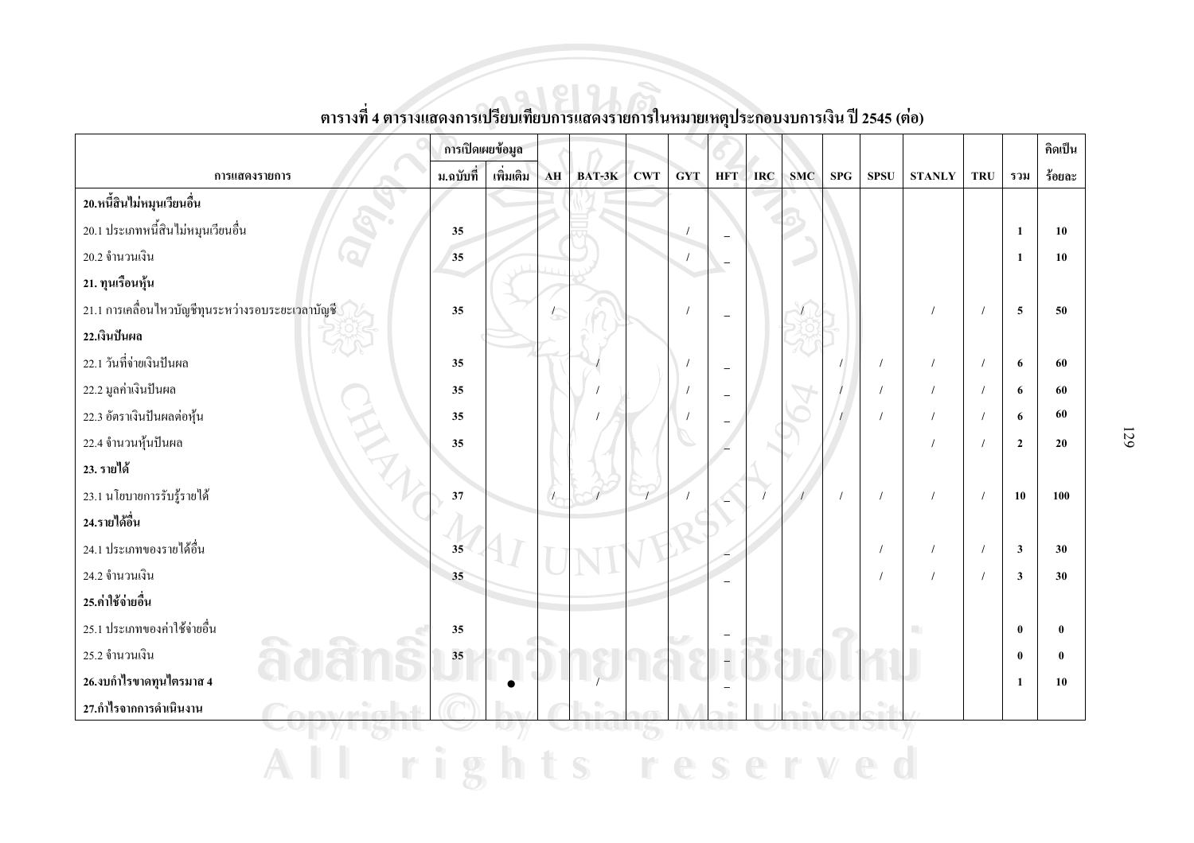## ตารางที่ 4 ตารางแสดงการเปรียบเทียบการแสดงรายการในหมายเหตุประกอบงบการเงิน ปี 2545 (ต่อ)

| การแสดงรายการ | การเปิดเผยข้อมูล | | AH | BAT-3K | CWT | GYT | HFT | IRC | SMC | SPG | SPSU | STANLY | TRU | รวม | คิดเป็น |
|---|---|---|---|---|---|---|---|---|---|---|---|---|---|---|---|
| | ม.ฉบับที่ | เพิ่มเติม | | | | | | | | | | | | | ร้อยละ |
| **20.หนี้สินไม่หมุนเวียนอื่น** | | | | | | | | | | | | | | | |
| 20.1 ประเภทหนี้สินไม่หมุนเวียนอื่น | 35 | | | | | / | _ | | | | | | | 1 | 10 |
| 20.2 จำนวนเงิน | 35 | | | | | / | _ | | | | | | | 1 | 10 |
| **21. ทุนเรือนหุ้น** | | | | | | | | | | | | | | | |
| 21.1 การเคลื่อนไหวบัญชีทุนระหว่างรอบระยะเวลาบัญชี | 35 | | / | | | / | _ | | / | | | / | / | 5 | 50 |
| **22.เงินปันผล** | | | | | | | | | | | | | | | |
| 22.1 วันที่จ่ายเงินปันผล | 35 | | | / | | / | _ | | | / | / | / | / | 6 | 60 |
| 22.2 มูลค่าเงินปันผล | 35 | | | / | | / | _ | | | / | / | / | / | 6 | 60 |
| 22.3 อัตราเงินปันผลต่อหุ้น | 35 | | | / | | / | _ | | | / | / | / | / | 6 | 60 |
| 22.4 จำนวนหุ้นปันผล | 35 | | | | | | _ | | | | | / | / | 2 | 20 |
| **23. รายได้** | | | | | | | | | | | | | | | |
| 23.1 นโยบายการรับรู้รายได้ | 37 | | / | / | / | / | _ | / | / | / | / | / | / | 10 | 100 |
| **24.รายได้อื่น** | | | | | | | | | | | | | | | |
| 24.1 ประเภทของรายได้อื่น | 35 | | | | | | _ | | | | / | / | / | 3 | 30 |
| 24.2 จำนวนเงิน | 35 | | | | | | _ | | | | / | / | / | 3 | 30 |
| **25.ค่าใช้จ่ายอื่น** | | | | | | | | | | | | | | | |
| 25.1 ประเภทของค่าใช้จ่ายอื่น | 35 | | | | | | _ | | | | | | | 0 | 0 |
| 25.2 จำนวนเงิน | 35 | | | | | | _ | | | | | | | 0 | 0 |
| **26.งบกำไรขาดทุนไตรมาส 4** | | ● | | / | | | _ | | | | | | | 1 | 10 |
| **27.กำไรจากการดำเนินงาน** | | | | | | | | | | | | | | | |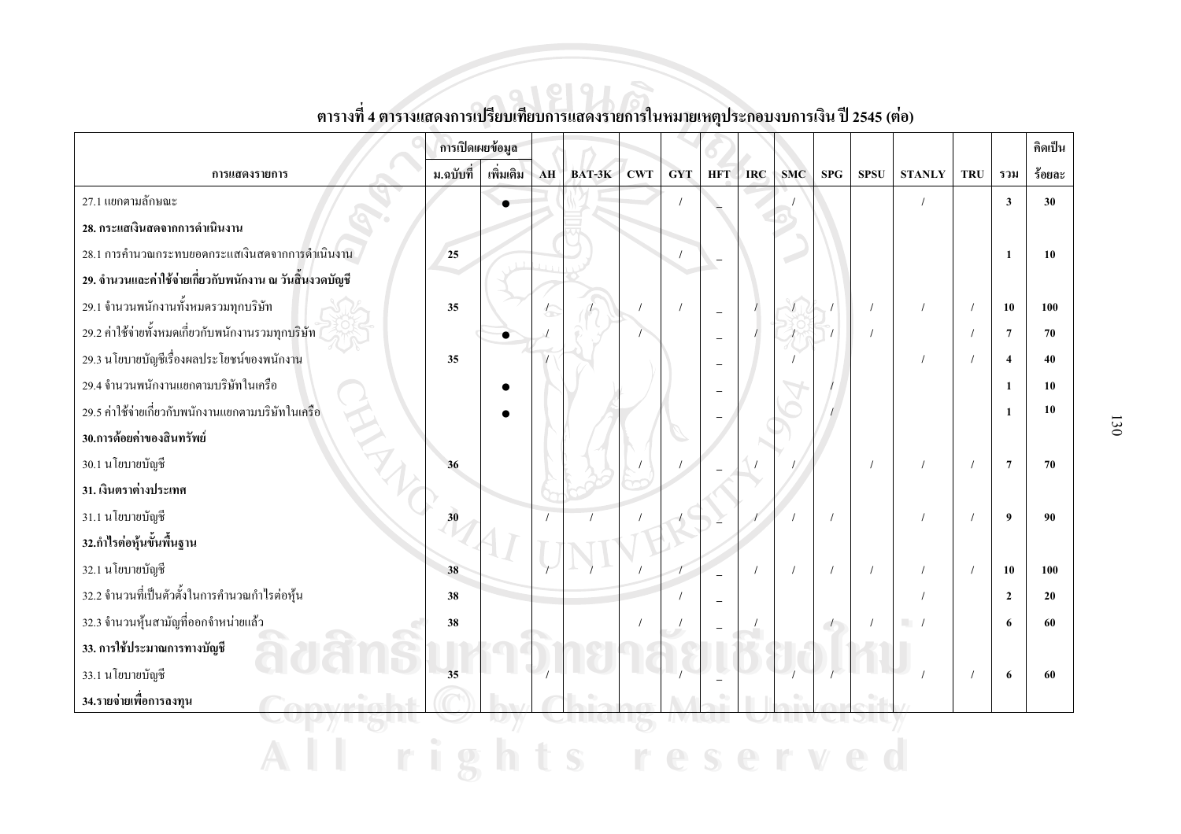ตารางที่ 4 ตารางแสดงการเปรียบเทียบการแสดงรายการในหมายเหตุประกอบงบการเงิน ปี 2545 (ต่อ)

| การแสดงรายการ | การเปิดเผยข้อมูล | | AH | BAT-3K | CWT | GYT | HFT | IRC | SMC | SPG | SPSU | STANLY | TRU | รวม | คิดเป็น |
|---|---|---|---|---|---|---|---|---|---|---|---|---|---|---|---|
| | ม.ฉบับที่ | เพิ่มเติม | | | | | | | | | | | | | ร้อยละ |
| 27.1 แยกตามลักษณะ | | ● | | | | / | _ | | / | | | / | | **3** | **30** |
| **28. กระแสเงินสดจากการดำเนินงาน** | | | | | | | | | | | | | | | |
| 28.1 การคำนวณกระทบยอดกระแสเงินสดจากการดำเนินงาน | **25** | | | | | / | _ | | | | | | | **1** | **10** |
| **29. จำนวนและค่าใช้จ่ายเกี่ยวกับพนักงาน ณ วันสิ้นงวดบัญชี** | | | | | | | | | | | | | | | |
| 29.1 จำนวนพนักงานทั้งหมดรวมทุกบริษัท | **35** | | / | / | / | / | _ | / | / | / | / | / | / | **10** | **100** |
| 29.2 ค่าใช้จ่ายทั้งหมดเกี่ยวกับพนักงานรวมทุกบริษัท | | ● | / | | / | | _ | / | / | / | / | | / | **7** | **70** |
| 29.3 นโยบายบัญชีเรื่องผลประโยชน์ของพนักงาน | **35** | | / | | | | _ | | / | | | / | / | **4** | **40** |
| 29.4 จำนวนพนักงานแยกตามบริษัทในเครือ | | ● | | | | | _ | | | / | | | | **1** | **10** |
| 29.5 ค่าใช้จ่ายเกี่ยวกับพนักงานแยกตามบริษัทในเครือ | | ● | | | | | _ | | | / | | | | **1** | **10** |
| **30.การด้อยค่าของสินทรัพย์** | | | | | | | | | | | | | | | |
| 30.1 นโยบายบัญชี | **36** | | | | / | / | _ | / | / | | / | / | / | **7** | **70** |
| **31. เงินตราต่างประเทศ** | | | | | | | | | | | | | | | |
| 31.1 นโยบายบัญชี | **30** | | / | / | / | / | _ | / | / | / | | / | / | **9** | **90** |
| **32.กำไรต่อหุ้นขั้นพื้นฐาน** | | | | | | | | | | | | | | | |
| 32.1 นโยบายบัญชี | **38** | | / | / | / | / | _ | / | / | / | / | / | / | **10** | **100** |
| 32.2 จำนวนที่เป็นตัวตั้งในการคำนวณกำไรต่อหุ้น | **38** | | | | | / | _ | | | | | / | | **2** | **20** |
| 32.3 จำนวนหุ้นสามัญที่ออกจำหน่ายแล้ว | **38** | | | | / | / | _ | / | | / | / | / | | **6** | **60** |
| **33. การใช้ประมาณการทางบัญชี** | | | | | | | | | | | | | | | |
| 33.1 นโยบายบัญชี | **35** | | / | | | / | _ | | / | / | | / | / | **6** | **60** |
| **34.รายจ่ายเพื่อการลงทุน** | | | | | | | | | | | | | | | |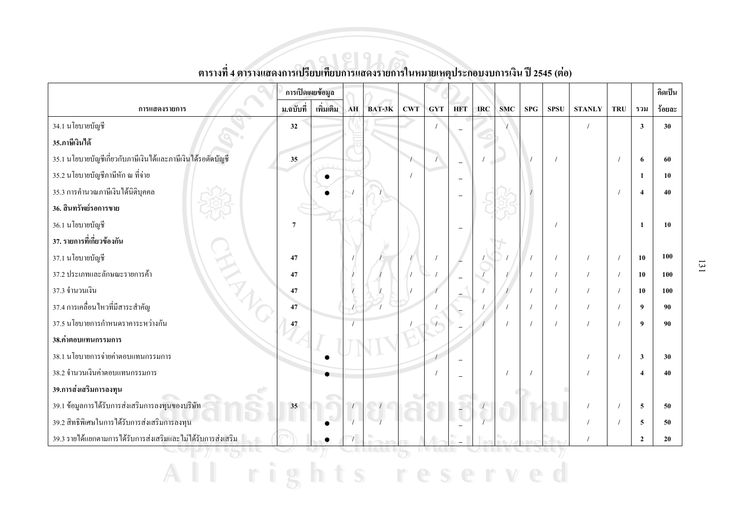## ตารางที่ 4 ตารางแสดงการเปรียบเทียบการแสดงรายการในหมายเหตุประกอบงบการเงิน ปี 2545 (ต่อ)

| การแสดงรายการ | การเปิดเผยข้อมูล | | AH | BAT-3K | CWT | GYT | HFT | IRC | SMC | SPG | SPSU | STANLY | TRU | รวม | คิดเป็น |
|---|---|---|---|---|---|---|---|---|---|---|---|---|---|---|---|
| | ม.ฉบับที่ | เพิ่มเติม | | | | | | | | | | | | | ร้อยละ |
| 34.1 นโยบายบัญชี | 32 | | | | | / | _ | | / | | | / | | 3 | 30 |
| **35.ภาษีเงินได้** | | | | | | | | | | | | | | | |
| 35.1 นโยบายบัญชีเกี่ยวกับภาษีเงินได้และภาษีเงินได้รอตัดบัญชี | 35 | | | | / | / | _ | / | | / | / | | / | 6 | 60 |
| 35.2 นโยบายบัญชีภาษีหัก ณ ที่จ่าย | | ● | | | / | | _ | | | | | | | 1 | 10 |
| 35.3 การคำนวณภาษีเงินได้นิติบุคคล | | ● | / | / | | | _ | | | / | | | / | 4 | 40 |
| **36. สินทรัพย์รอการขาย** | | | | | | | | | | | | | | | |
| 36.1 นโยบายบัญชี | 7 | | | | | | _ | | | | / | | | 1 | 10 |
| **37. รายการที่เกี่ยวข้องกัน** | | | | | | | | | | | | | | | |
| 37.1 นโยบายบัญชี | 47 | | / | / | / | / | _ | / | / | / | / | / | / | 10 | 100 |
| 37.2 ประเภทและลักษณะรายการค้า | 47 | | / | / | / | / | _ | / | / | / | / | / | / | 10 | 100 |
| 37.3 จำนวนเงิน | 47 | | / | / | / | / | _ | / | / | / | / | / | / | 10 | 100 |
| 37.4 การเคลื่อนไหวที่มีสาระสำคัญ | 47 | | / | / | | / | _ | / | / | / | / | / | / | 9 | 90 |
| 37.5 นโยบายการกำหนดราคาระหว่างกัน | 47 | | / | | / | / | _ | / | / | / | / | / | / | 9 | 90 |
| **38.ค่าตอบแทนกรรมการ** | | | | | | | | | | | | | | | |
| 38.1 นโยบายการจ่ายค่าตอบแทนกรรมการ | | ● | | | | / | _ | | | | | / | / | 3 | 30 |
| 38.2 จำนวนเงินค่าตอบแทนกรรมการ | | ● | | | | / | _ | | / | / | | / | | 4 | 40 |
| **39.การส่งเสริมการลงทุน** | | | | | | | | | | | | | | | |
| 39.1 ข้อมูลการได้รับการส่งเสริมการลงทุนของบริษัท | 35 | | / | / | | | _ | / | | | | / | / | 5 | 50 |
| 39.2 สิทธิพิเศษในการได้รับการส่งเสริมการลงทุน | | ● | / | / | | | _ | / | | | | / | / | 5 | 50 |
| 39.3 รายได้แยกตามการได้รับการส่งเสริมและไม่ได้รับการส่งเสริม | | ● | / | | | | _ | | | | | / | | 2 | 20 |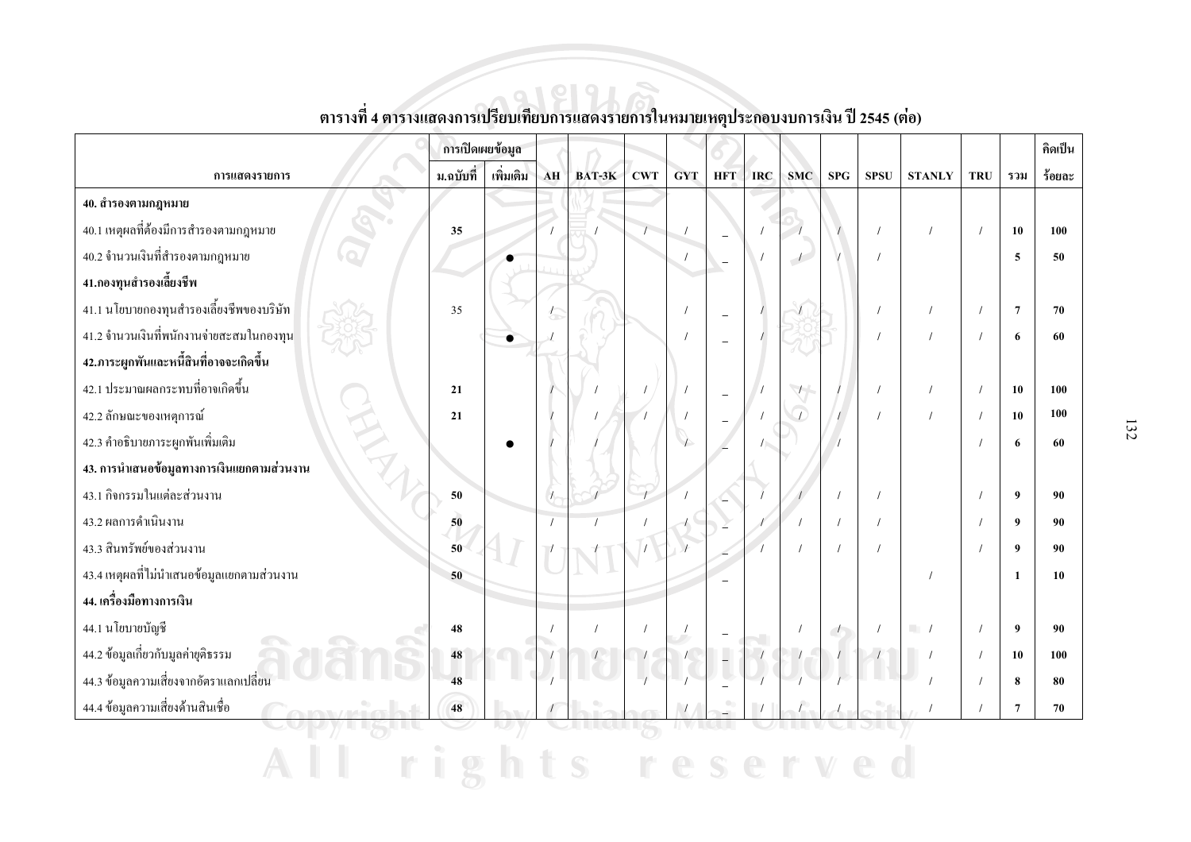**ตารางที่ 4 ตารางแสดงการเปรียบเทียบการแสดงรายการในหมายเหตุประกอบงบการเงิน ปี 2545 (ต่อ)**

| การแสดงรายการ | การเปิดเผยข้อมูล | | AH | BAT-3K | CWT | GYT | HFT | IRC | SMC | SPG | SPSU | STANLY | TRU | รวม | คิดเป็น |
|---|---|---|---|---|---|---|---|---|---|---|---|---|---|---|---|
| | ม.ฉบับที่ | เพิ่มเติม | | | | | | | | | | | | | ร้อยละ |
| **40. สำรองตามกฎหมาย** | | | | | | | | | | | | | | | |
| 40.1 เหตุผลที่ต้องมีการสำรองตามกฎหมาย | **35** | | / | / | / | / | _ | / | / | / | / | / | / | **10** | **100** |
| 40.2 จำนวนเงินที่สำรองตามกฎหมาย | | ● | | | | / | _ | / | / | / | / | | | **5** | **50** |
| **41.กองทุนสำรองเลี้ยงชีพ** | | | | | | | | | | | | | | | |
| 41.1 นโยบายกองทุนสำรองเลี้ยงชีพของบริษัท | 35 | | / | | | / | _ | / | / | | / | / | / | **7** | **70** |
| 41.2 จำนวนเงินที่พนักงานจ่ายสะสมในกองทุน | | ● | / | | | / | _ | / | | | / | / | / | **6** | **60** |
| **42.ภาระผูกพันและหนี้สินที่อาจจะเกิดขึ้น** | | | | | | | | | | | | | | | |
| 42.1 ประมาณผลกระทบที่อาจเกิดขึ้น | **21** | | / | / | / | / | _ | / | / | / | / | / | / | **10** | **100** |
| 42.2 ลักษณะของเหตุการณ์ | **21** | | / | / | / | / | _ | / | / | / | / | / | / | **10** | **100** |
| 42.3 คำอธิบายภาระผูกพันเพิ่มเติม | | ● | / | / | | / | _ | / | | / | | | / | **6** | **60** |
| **43. การนำเสนอข้อมูลทางการเงินแยกตามส่วนงาน** | | | | | | | | | | | | | | | |
| 43.1 กิจกรรมในแต่ละส่วนงาน | **50** | | / | / | / | / | _ | / | / | / | / | | / | **9** | **90** |
| 43.2 ผลการดำเนินงาน | **50** | | / | / | / | / | _ | / | / | / | / | | / | **9** | **90** |
| 43.3 สินทรัพย์ของส่วนงาน | **50** | | / | / | / | / | _ | / | / | / | / | | / | **9** | **90** |
| 43.4 เหตุผลที่ไม่นำเสนอข้อมูลแยกตามส่วนงาน | **50** | | | | | | _ | | | | | / | | **1** | **10** |
| **44. เครื่องมือทางการเงิน** | | | | | | | | | | | | | | | |
| 44.1 นโยบายบัญชี | **48** | | / | / | / | / | _ | | / | / | / | / | / | **9** | **90** |
| 44.2 ข้อมูลเกี่ยวกับมูลค่ายุติธรรม | **48** | | / | / | / | / | _ | / | / | / | / | / | / | **10** | **100** |
| 44.3 ข้อมูลความเสี่ยงจากอัตราแลกเปลี่ยน | **48** | | / | | / | / | _ | / | / | / | | / | / | **8** | **80** |
| 44.4 ข้อมูลความเสี่ยงด้านสินเชื่อ | **48** | | / | | | / | _ | / | / | / | | / | / | **7** | **70** |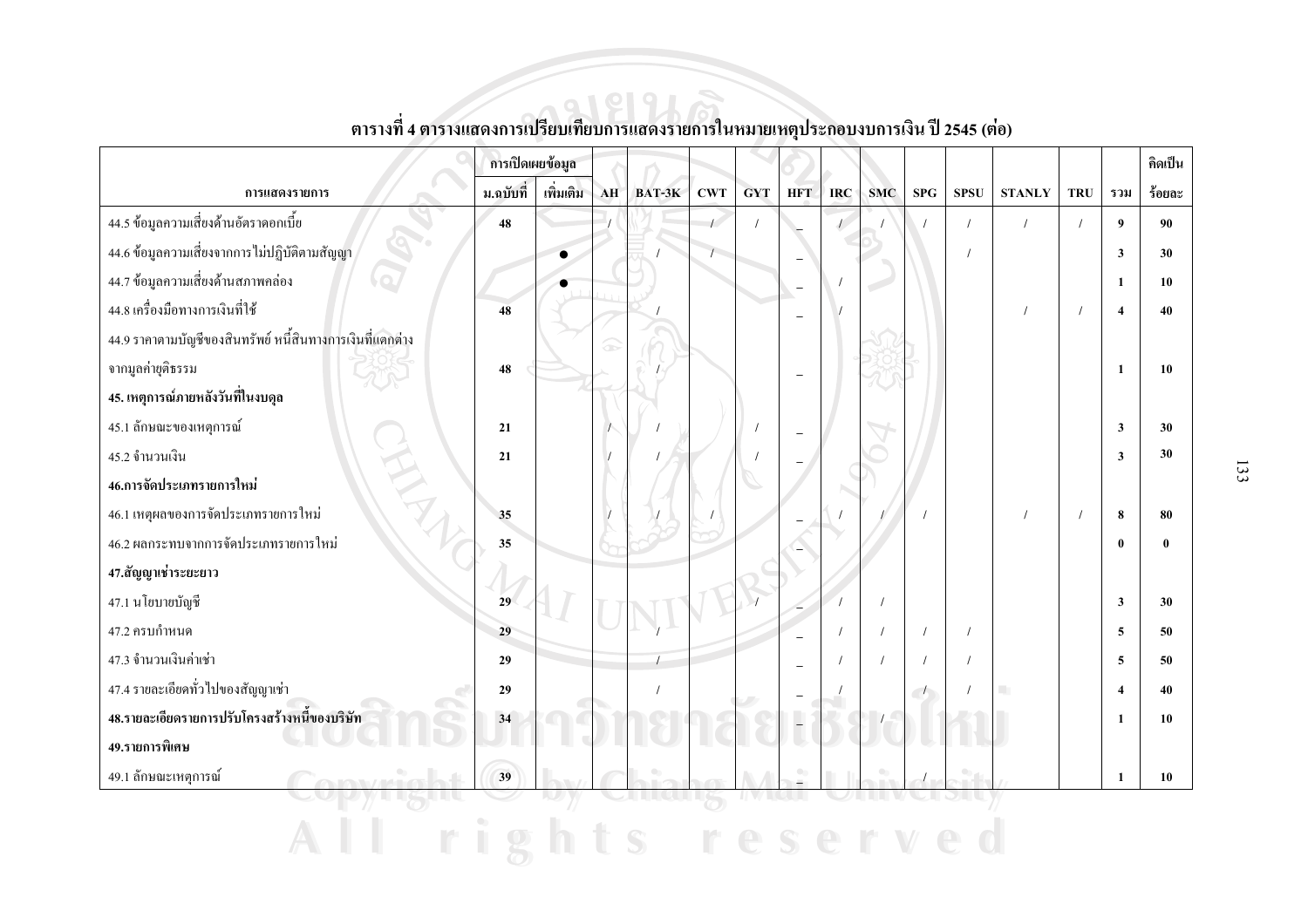**ตารางที่ 4 ตารางแสดงการเปรียบเทียบการแสดงรายการในหมายเหตุประกอบงบการเงิน ปี 2545 (ต่อ)**

| การแสดงรายการ | การเปิดเผยข้อมูล | | AH | BAT-3K | CWT | GYT | HFT | IRC | SMC | SPG | SPSU | STANLY | TRU | รวม | คิดเป็น |
|---|---|---|---|---|---|---|---|---|---|---|---|---|---|---|---|
| | ม.ฉบับที่ | เพิ่มเติม | | | | | | | | | | | | | ร้อยละ |
| 44.5 ข้อมูลความเสี่ยงด้านอัตราดอกเบี้ย | 48 | | / | | / | / | _ | / | / | / | / | / | / | 9 | 90 |
| 44.6 ข้อมูลความเสี่ยงจากการไม่ปฏิบัติตามสัญญา | | ● | | / | / | | _ | | | | / | | | 3 | 30 |
| 44.7 ข้อมูลความเสี่ยงด้านสภาพคล่อง | | ● | | | | | _ | / | | | | | | 1 | 10 |
| 44.8 เครื่องมือทางการเงินที่ใช้ | 48 | | | / | | | _ | / | | | | / | / | 4 | 40 |
| 44.9 ราคาตามบัญชีของสินทรัพย์ หนี้สินทางการเงินที่แตกต่างจากมูลค่ายุติธรรม | 48 | | | / | | | _ | | | | | | | 1 | 10 |
| **45. เหตุการณ์ภายหลังวันที่ในงบดุล** | | | | | | | | | | | | | | | |
| 45.1 ลักษณะของเหตุการณ์ | 21 | | / | / | | / | _ | | | | | | | 3 | 30 |
| 45.2 จำนวนเงิน | 21 | | / | / | | / | _ | | | | | | | 3 | 30 |
| **46.การจัดประเภทรายการใหม่** | | | | | | | | | | | | | | | |
| 46.1 เหตุผลของการจัดประเภทรายการใหม่ | 35 | | / | / | / | | _ | / | / | / | | / | / | 8 | 80 |
| 46.2 ผลกระทบจากการจัดประเภทรายการใหม่ | 35 | | | | | | _ | | | | | | | 0 | 0 |
| **47.สัญญาเช่าระยะยาว** | | | | | | | | | | | | | | | |
| 47.1 นโยบายบัญชี | 29 | | | | | / | _ | / | / | | | | | 3 | 30 |
| 47.2 ครบกำหนด | 29 | | | / | | | _ | / | / | / | / | | | 5 | 50 |
| 47.3 จำนวนเงินค่าเช่า | 29 | | | / | | | _ | / | / | / | / | | | 5 | 50 |
| 47.4 รายละเอียดทั่วไปของสัญญาเช่า | 29 | | | / | | | _ | / | | / | / | | | 4 | 40 |
| **48.รายละเอียดรายการปรับโครงสร้างหนี้ของบริษัท** | 34 | | | | | | _ | | / | | | | | 1 | 10 |
| **49.รายการพิเศษ** | | | | | | | | | | | | | | | |
| 49.1 ลักษณะเหตุการณ์ | 39 | | | | | | _ | | / | | | | | 1 | 10 |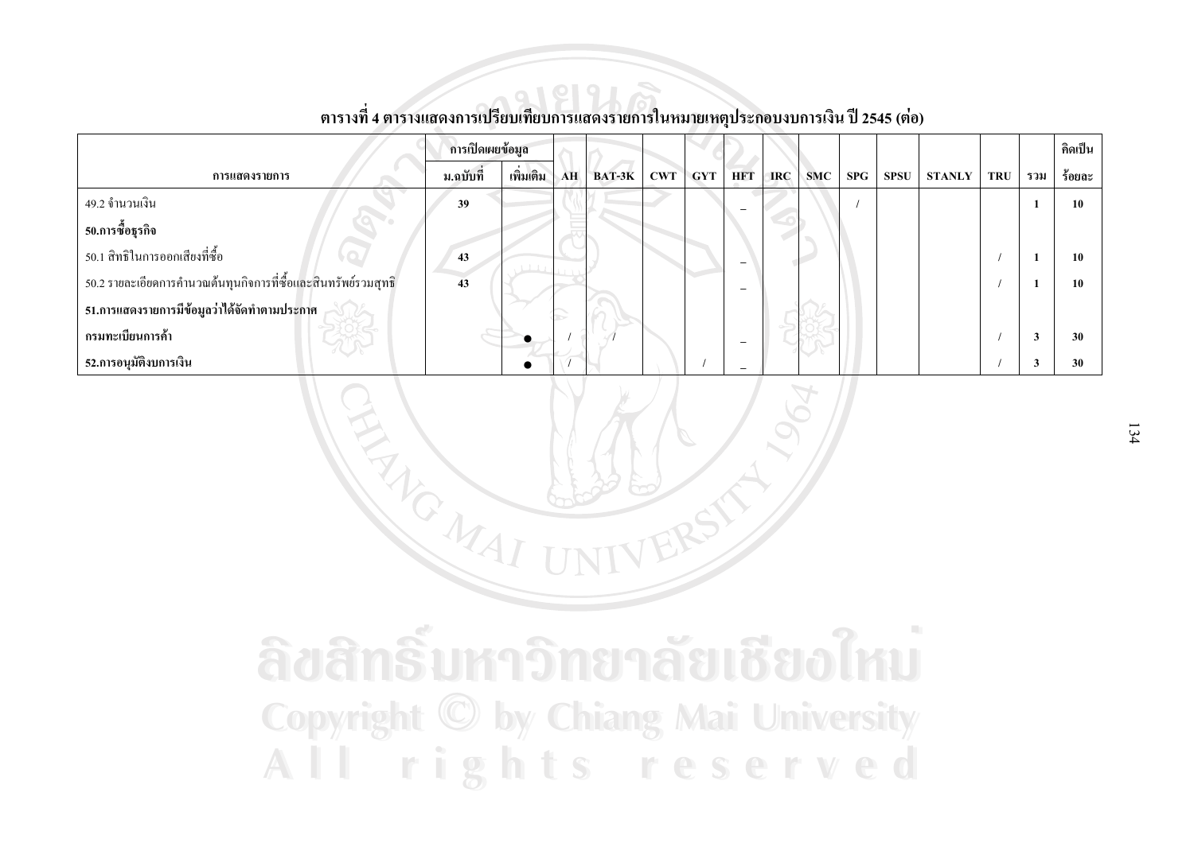ตารางที่ 4 ตารางแสดงการเปรียบเทียบการแสดงรายการในหมายเหตุประกอบงบการเงิน ปี 2545 (ต่อ)

| การแสดงรายการ | การเปิดเผยข้อมูล | | AH | BAT-3K | CWT | GYT | HFT | IRC | SMC | SPG | SPSU | STANLY | TRU | รวม | คิดเป็น |
|---|---|---|---|---|---|---|---|---|---|---|---|---|---|---|---|
| | ม.ฉบับที่ | เพิ่มเติม | | | | | | | | | | | | | ร้อยละ |
| 49.2 จำนวนเงิน | 39 | | | | | | _ | | | / | | | | 1 | 10 |
| **50.การซื้อธุรกิจ** | | | | | | | | | | | | | | | |
| 50.1 สิทธิในการออกเสียงที่ซื้อ | 43 | | | | | | _ | | | | | | / | 1 | 10 |
| 50.2 รายละเอียดการคำนวณต้นทุนกิจการที่ซื้อและสินทรัพย์รวมสุทธิ | 43 | | | | | | _ | | | | | | / | 1 | 10 |
| **51.การแสดงรายการมีข้อมูลว่าได้จัดทำตามประกาศ** | | | | | | | | | | | | | | | |
| **กรมทะเบียนการค้า** | | ● | / | / | | | _ | | | | | | / | 3 | 30 |
| **52.การอนุมัติงบการเงิน** | | ● | / | | | / | _ | | | | | | / | 3 | 30 |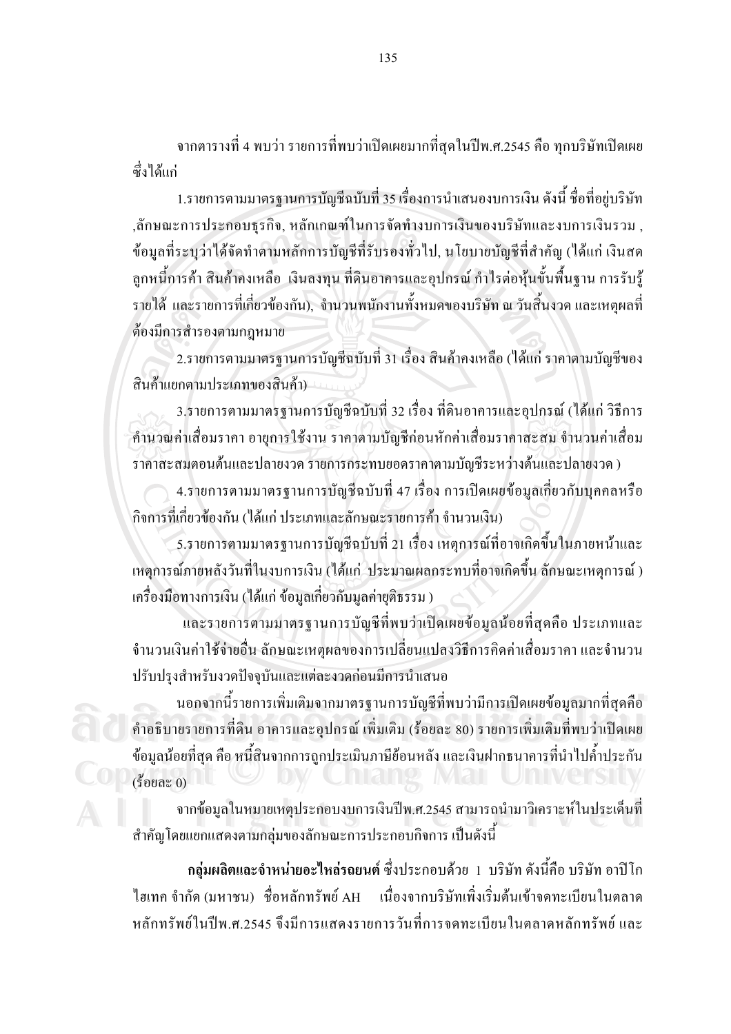จากตารางที่ 4 พบว่า รายการที่พบว่าเปิดเผยมากที่สุดในปีพ.ศ.2545 คือ ทุกบริษัทเปิดเผย ซึ่งได้แก่

1.รายการตามมาตรฐานการบัญชีฉบับที่ 35 เรื่องการนำเสนองบการเงิน ดังนี้ ชื่อที่อยู่บริษัท ,ลักษณะการประกอบธุรกิจ, หลักเกณฑ์ในการจัดทำงบการเงินของบริษัทและงบการเงินรวม , ข้อมูลที่ระบุว่าได้จัดทำตามหลักการบัญชีที่รับรองทั่วไป, นโยบายบัญชีที่สำคัญ (ได้แก่ เงินสด ลูกหนี้การค้า สินค้าคงเหลือ เงินลงทุน ที่ดินอาคารและอุปกรณ์ กำไรต่อหุ้นขั้นพื้นฐาน การรับรู้รายได้ และรายการที่เกี่ยวข้องกัน), จำนวนพนักงานทั้งหมดของบริษัท ณ วันสิ้นงวด และเหตุผลที่ต้องมีการสำรองตามกฎหมาย

2.รายการตามมาตรฐานการบัญชีฉบับที่ 31 เรื่อง สินค้าคงเหลือ (ได้แก่ ราคาตามบัญชีของสินค้าแยกตามประเภทของสินค้า)

3.รายการตามมาตรฐานการบัญชีฉบับที่ 32 เรื่อง ที่ดินอาคารและอุปกรณ์ (ได้แก่ วิธีการคำนวณค่าเสื่อมราคา อายุการใช้งาน ราคาตามบัญชีก่อนหักค่าเสื่อมราคาสะสม จำนวนค่าเสื่อมราคาสะสมตอนต้นและปลายงวด รายการกระทบยอดราคาตามบัญชีระหว่างต้นและปลายงวด )

4.รายการตามมาตรฐานการบัญชีฉบับที่ 47 เรื่อง การเปิดเผยข้อมูลเกี่ยวกับบุคคลหรือกิจการที่เกี่ยวข้องกัน (ได้แก่ ประเภทและลักษณะรายการค้า จำนวนเงิน)

5.รายการตามมาตรฐานการบัญชีฉบับที่ 21 เรื่อง เหตุการณ์ที่อาจเกิดขึ้นในภายหน้าและเหตุการณ์ภายหลังวันที่ในงบการเงิน (ได้แก่ ประมาณผลกระทบที่อาจเกิดขึ้น ลักษณะเหตุการณ์ ) เครื่องมือทางการเงิน (ได้แก่ ข้อมูลเกี่ยวกับมูลค่ายุติธรรม )

และรายการตามมาตรฐานการบัญชีที่พบว่าเปิดเผยข้อมูลน้อยที่สุดคือ ประเภทและจำนวนเงินค่าใช้จ่ายอื่น ลักษณะเหตุผลของการเปลี่ยนแปลงวิธีการคิดค่าเสื่อมราคา และจำนวนปรับปรุงสำหรับงวดปัจจุบันและแต่ละงวดก่อนมีการนำเสนอ

นอกจากนี้รายการเพิ่มเติมจากมาตรฐานการบัญชีที่พบว่ามีการเปิดเผยข้อมูลมากที่สุดคือ คำอธิบายรายการที่ดิน อาคารและอุปกรณ์ เพิ่มเติม (ร้อยละ 80) รายการเพิ่มเติมที่พบว่าเปิดเผยข้อมูลน้อยที่สุด คือ หนี้สินจากการถูกประเมินภาษีย้อนหลัง และเงินฝากธนาคารที่นำไปค้ำประกัน (ร้อยละ 0)

จากข้อมูลในหมายเหตุประกอบงบการเงินปีพ.ศ.2545 สามารถนำมาวิเคราะห์ในประเด็นที่สำคัญโดยแยกแสดงตามกลุ่มของลักษณะการประกอบกิจการ เป็นดังนี้

**กลุ่มผลิตและจำหน่ายอะไหล่รถยนต์** ซึ่งประกอบด้วย 1 บริษัท ดังนี้คือ บริษัท อาปิโก ไฮเทค จำกัด (มหาชน) ชื่อหลักทรัพย์ AH เนื่องจากบริษัทเพิ่งเริ่มต้นเข้าจดทะเบียนในตลาดหลักทรัพย์ในปีพ.ศ.2545 จึงมีการแสดงรายการวันที่การจดทะเบียนในตลาดหลักทรัพย์ และ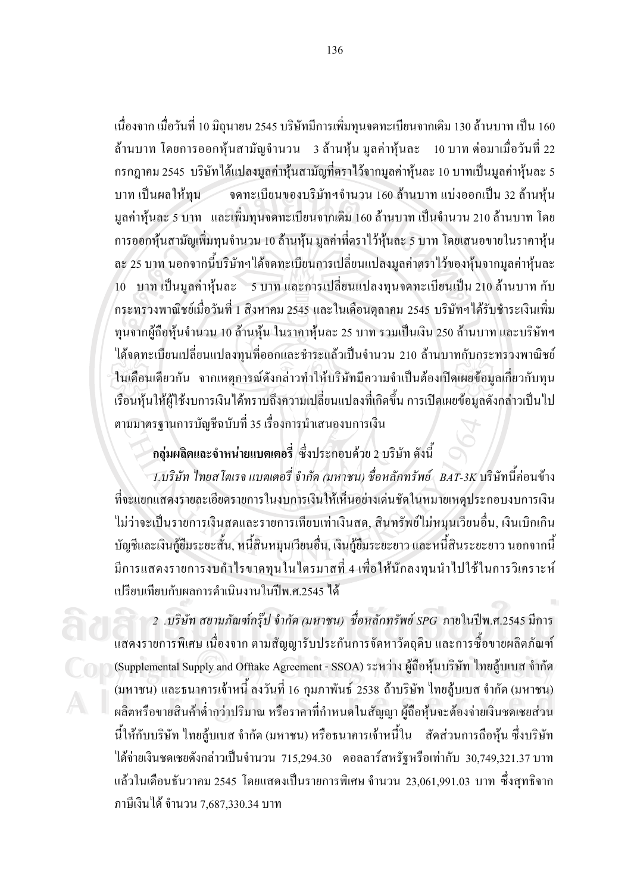เนื่องจาก เมื่อวันที่ 10 มิถุนายน 2545 บริษัทมีการเพิ่มทุนจดทะเบียนจากเดิม 130 ล้านบาท เป็น 160 ล้านบาท โดยการออกหุ้นสามัญจำนวน 3 ล้านหุ้น มูลค่าหุ้นละ 10 บาท ต่อมาเมื่อวันที่ 22 กรกฎาคม 2545 บริษัทได้แปลงมูลค่าหุ้นสามัญที่ตราไว้จากมูลค่าหุ้นละ 10 บาทเป็นมูลค่าหุ้นละ 5 บาท เป็นผลให้ทุน จดทะเบียนของบริษัทฯจำนวน 160 ล้านบาท แบ่งออกเป็น 32 ล้านหุ้น มูลค่าหุ้นละ 5 บาท และเพิ่มทุนจดทะเบียนจากเดิม 160 ล้านบาท เป็นจำนวน 210 ล้านบาท โดยการออกหุ้นสามัญเพิ่มทุนจำนวน 10 ล้านหุ้น มูลค่าที่ตราไว้หุ้นละ 5 บาท โดยเสนอขายในราคาหุ้นละ 25 บาท นอกจากนี้บริษัทฯได้จดทะเบียนการเปลี่ยนแปลงมูลค่าตราไว้ของหุ้นจากมูลค่าหุ้นละ 10 บาท เป็นมูลค่าหุ้นละ 5 บาท และการเปลี่ยนแปลงทุนจดทะเบียนเป็น 210 ล้านบาท กับกระทรวงพาณิชย์เมื่อวันที่ 1 สิงหาคม 2545 และในเดือนตุลาคม 2545 บริษัทฯได้รับชำระเงินเพิ่มทุนจากผู้ถือหุ้นจำนวน 10 ล้านหุ้น ในราคาหุ้นละ 25 บาท รวมเป็นเงิน 250 ล้านบาท และบริษัทฯได้จดทะเบียนเปลี่ยนแปลงทุนที่ออกและชำระแล้วเป็นจำนวน 210 ล้านบาทกับกระทรวงพาณิชย์ในเดือนเดียวกัน จากเหตุการณ์ดังกล่าวทำให้บริษัทมีความจำเป็นต้องเปิดเผยข้อมูลเกี่ยวกับทุนเรือนหุ้นให้ผู้ใช้งบการเงินได้ทราบถึงความเปลี่ยนแปลงที่เกิดขึ้น การเปิดเผยข้อมูลดังกล่าวเป็นไปตามมาตรฐานการบัญชีฉบับที่ 35 เรื่องการนำเสนองบการเงิน

**กลุ่มผลิตและจำหน่ายแบตเตอรี่** ซึ่งประกอบด้วย 2 บริษัท ดังนี้

*1.บริษัท ไทยสโตเรจ แบตเตอรี่ จำกัด (มหาชน) ชื่อหลักทรัพย์ BAT-3K* บริษัทนี้ค่อนข้างที่จะแยกแสดงรายละเอียดรายการในงบการเงินให้เห็นอย่างเด่นชัดในหมายเหตุประกอบงบการเงิน ไม่ว่าจะเป็นรายการเงินสดและรายการเทียบเท่าเงินสด, สินทรัพย์ไม่หมุนเวียนอื่น, เงินเบิกเกินบัญชีและเงินกู้ยืมระยะสั้น, หนี้สินหมุนเวียนอื่น, เงินกู้ยืมระยะยาว และหนี้สินระยะยาว นอกจากนี้มีการแสดงรายการงบกำไรขาดทุนในไตรมาสที่ 4 เพื่อให้นักลงทุนนำไปใช้ในการวิเคราะห์เปรียบเทียบกับผลการดำเนินงานในปีพ.ศ.2545 ได้

*2 .บริษัท สยามภัณฑ์กรุ๊ป จำกัด (มหาชน) ชื่อหลักทรัพย์ SPG* ภายในปีพ.ศ.2545 มีการแสดงรายการพิเศษ เนื่องจาก ตามสัญญารับประกันการจัดหาวัตถุดิบ และการซื้อขายผลิตภัณฑ์ (Supplemental Supply and Offtake Agreement - SSOA) ระหว่าง ผู้ถือหุ้นบริษัท ไทยลู้บเบส จำกัด (มหาชน) และธนาคารเจ้าหนี้ ลงวันที่ 16 กุมภาพันธ์ 2538 ถ้าบริษัท ไทยลู้บเบส จำกัด (มหาชน) ผลิตหรือขายสินค้าต่ำกว่าปริมาณ หรือราคาที่กำหนดในสัญญา ผู้ถือหุ้นจะต้องจ่ายเงินชดเชยส่วนนี้ให้กับบริษัท ไทยลู้บเบส จำกัด (มหาชน) หรือธนาคารเจ้าหนี้ใน สัดส่วนการถือหุ้น ซึ่งบริษัทได้จ่ายเงินชดเชยดังกล่าวเป็นจำนวน 715,294.30 ดอลลาร์สหรัฐหรือเท่ากับ 30,749,321.37 บาท แล้วในเดือนธันวาคม 2545 โดยแสดงเป็นรายการพิเศษ จำนวน 23,061,991.03 บาท ซึ่งสุทธิจากภาษีเงินได้ จำนวน 7,687,330.34 บาท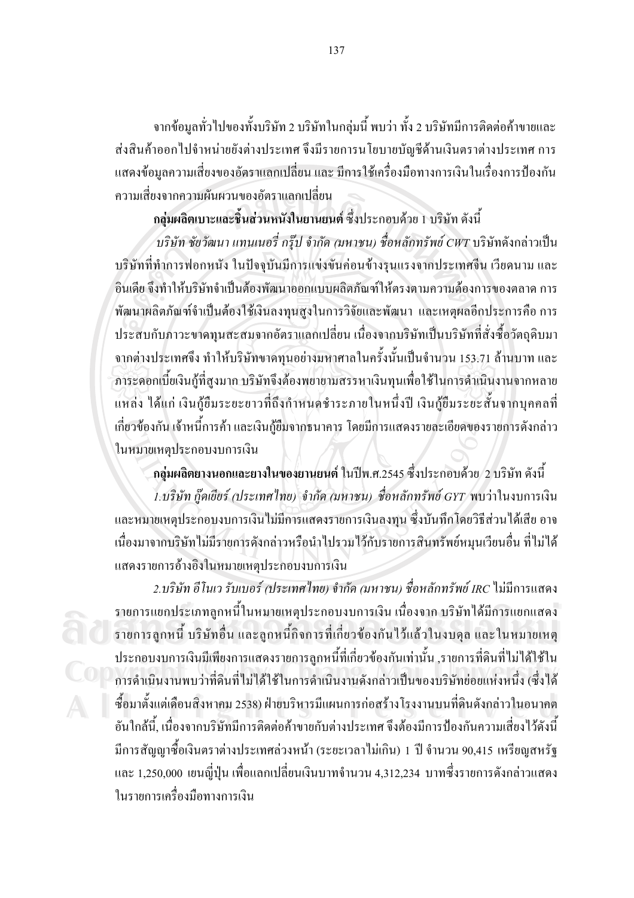จากข้อมูลทั่วไปของทั้งบริษัท 2 บริษัทในกลุ่มนี้ พบว่า ทั้ง 2 บริษัทมีการติดต่อค้าขายและส่งสินค้าออกไปจำหน่ายยังต่างประเทศ จึงมีรายการนโยบายบัญชีด้านเงินตราต่างประเทศ การแสดงข้อมูลความเสี่ยงของอัตราแลกเปลี่ยน และ มีการใช้เครื่องมือทางการเงินในเรื่องการป้องกันความเสี่ยงจากความผันผวนของอัตราแลกเปลี่ยน

**กลุ่มผลิตเบาะและชิ้นส่วนหนังในยานยนต์** ซึ่งประกอบด้วย 1 บริษัท ดังนี้

*บริษัท ชัยวัฒนา แทนเนอรี่ กรุ๊ป จำกัด (มหาชน) ชื่อหลักทรัพย์ CWT* บริษัทดังกล่าวเป็นบริษัทที่ทำการฟอกหนัง ในปัจจุบันมีการแข่งขันค่อนข้างรุนแรงจากประเทศจีน เวียดนาม และอินเดีย จึงทำให้บริษัทจำเป็นต้องพัฒนาออกแบบผลิตภัณฑ์ให้ตรงตามความต้องการของตลาด การพัฒนาผลิตภัณฑ์จำเป็นต้องใช้เงินลงทุนสูงในการวิจัยและพัฒนา และเหตุผลอีกประการคือ การประสบกับภาวะขาดทุนสะสมจากอัตราแลกเปลี่ยน เนื่องจากบริษัทเป็นบริษัทที่สั่งซื้อวัตถุดิบมาจากต่างประเทศจึง ทำให้บริษัทขาดทุนอย่างมหาศาลในครั้งนั้นเป็นจำนวน 153.71 ล้านบาท และภาระดอกเบี้ยเงินกู้ที่สูงมาก บริษัทจึงต้องพยายามสรรหาเงินทุนเพื่อใช้ในการดำเนินงานจากหลายแหล่ง ได้แก่ เงินกู้ยืมระยะยาวที่ถึงกำหนดชำระภายในหนึ่งปี เงินกู้ยืมระยะสั้นจากบุคคลที่เกี่ยวข้องกัน เจ้าหนี้การค้า และเงินกู้ยืมจากธนาคาร โดยมีการแสดงรายละเอียดของรายการดังกล่าวในหมายเหตุประกอบงบการเงิน

**กลุ่มผลิตยางนอกและยางในของยานยนต์** ในปีพ.ศ.2545 ซึ่งประกอบด้วย 2 บริษัท ดังนี้

*1.บริษัท กู๊ดเยียร์ (ประเทศไทย) จำกัด (มหาชน) ชื่อหลักทรัพย์ GYT* พบว่าในงบการเงินและหมายเหตุประกอบงบการเงินไม่มีการแสดงรายการเงินลงทุน ซึ่งบันทึกโดยวิธีส่วนได้เสีย อาจเนื่องมาจากบริษัทไม่มีรายการดังกล่าวหรือนำไปรวมไว้กับรายการสินทรัพย์หมุนเวียนอื่น ที่ไม่ได้แสดงรายการอ้างอิงในหมายเหตุประกอบงบการเงิน

*2.บริษัท อีโนเว รับเบอร์ (ประเทศไทย) จำกัด (มหาชน) ชื่อหลักทรัพย์ IRC* ไม่มีการแสดงรายการแยกประเภทลูกหนี้ในหมายเหตุประกอบงบการเงิน เนื่องจาก บริษัทได้มีการแยกแสดงรายการลูกหนี้ บริษัทอื่น และลูกหนี้กิจการที่เกี่ยวข้องกันไว้แล้วในงบดุล และในหมายเหตุประกอบงบการเงินมีเพียงการแสดงรายการลูกหนี้ที่เกี่ยวข้องกันเท่านั้น ,รายการที่ดินที่ไม่ได้ใช้ในการดำเนินงานพบว่าที่ดินที่ไม่ได้ใช้ในการดำเนินงานดังกล่าวเป็นของบริษัทย่อยแห่งหนึ่ง (ซึ่งได้ซื้อมาตั้งแต่เดือนสิงหาคม 2538) ฝ่ายบริหารมีแผนการก่อสร้างโรงงานบนที่ดินดังกล่าวในอนาคตอันใกล้นี้, เนื่องจากบริษัทมีการติดต่อค้าขายกับต่างประเทศ จึงต้องมีการป้องกันความเสี่ยงไว้ดังนี้ มีการสัญญาซื้อเงินตราต่างประเทศล่วงหน้า (ระยะเวลาไม่เกิน) 1 ปี จำนวน 90,415 เหรียญสหรัฐ และ 1,250,000 เยนญี่ปุ่น เพื่อแลกเปลี่ยนเงินบาทจำนวน 4,312,234 บาทซึ่งรายการดังกล่าวแสดงในรายการเครื่องมือทางการเงิน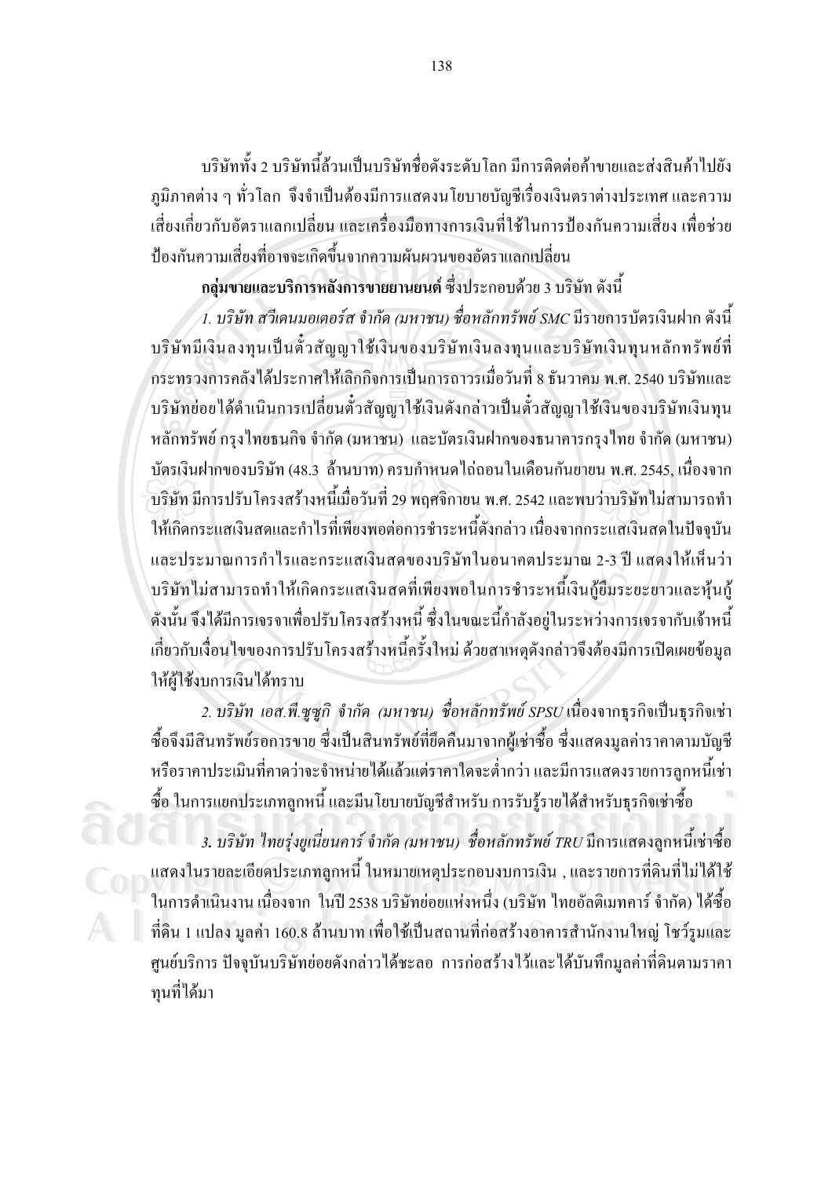บริษัททั้ง 2 บริษัทนี้ล้วนเป็นบริษัทชื่อดังระดับโลก มีการติดต่อค้าขายและส่งสินค้าไปยังภูมิภาคต่าง ๆ ทั่วโลก จึงจำเป็นต้องมีการแสดงนโยบายบัญชีเรื่องเงินตราต่างประเทศ และความเสี่ยงเกี่ยวกับอัตราแลกเปลี่ยน และเครื่องมือทางการเงินที่ใช้ในการป้องกันความเสี่ยง เพื่อช่วยป้องกันความเสี่ยงที่อาจจะเกิดขึ้นจากความผันผวนของอัตราแลกเปลี่ยน

**กลุ่มขายและบริการหลังการขายยานยนต์** ซึ่งประกอบด้วย 3 บริษัท ดังนี้

*1. บริษัท สวีเดนมอเตอร์ส จำกัด (มหาชน) ชื่อหลักทรัพย์ SMC* มีรายการบัตรเงินฝาก ดังนี้ บริษัทมีเงินลงทุนเป็นตั๋วสัญญาใช้เงินของบริษัทเงินลงทุนและบริษัทเงินทุนหลักทรัพย์ที่กระทรวงการคลังได้ประกาศให้เลิกกิจการเป็นการถาวรเมื่อวันที่ 8 ธันวาคม พ.ศ. 2540 บริษัทและบริษัทย่อยได้ดำเนินการเปลี่ยนตั๋วสัญญาใช้เงินดังกล่าวเป็นตั๋วสัญญาใช้เงินของบริษัทเงินทุนหลักทรัพย์ กรุงไทยธนกิจ จำกัด (มหาชน) และบัตรเงินฝากของธนาคารกรุงไทย จำกัด (มหาชน) บัตรเงินฝากของบริษัท (48.3 ล้านบาท) ครบกำหนดไถ่ถอนในเดือนกันยายน พ.ศ. 2545, เนื่องจากบริษัท มีการปรับโครงสร้างหนี้เมื่อวันที่ 29 พฤศจิกายน พ.ศ. 2542 และพบว่าบริษัทไม่สามารถทำให้เกิดกระแสเงินสดและกำไรที่เพียงพอต่อการชำระหนี้ดังกล่าว เนื่องจากกระแสเงินสดในปัจจุบันและประมาณการกำไรและกระแสเงินสดของบริษัทในอนาคตประมาณ 2-3 ปี แสดงให้เห็นว่าบริษัทไม่สามารถทำให้เกิดกระแสเงินสดที่เพียงพอในการชำระหนี้เงินกู้ยืมระยะยาวและหุ้นกู้ ดังนั้น จึงได้มีการเจรจาเพื่อปรับโครงสร้างหนี้ ซึ่งในขณะนี้กำลังอยู่ในระหว่างการเจรจากับเจ้าหนี้เกี่ยวกับเงื่อนไขของการปรับโครงสร้างหนี้ครั้งใหม่ ด้วยสาเหตุดังกล่าวจึงต้องมีการเปิดเผยข้อมูลให้ผู้ใช้งบการเงินได้ทราบ

*2. บริษัท เอส.พี.ซูซูกิ จำกัด (มหาชน) ชื่อหลักทรัพย์ SPSU* เนื่องจากธุรกิจเป็นธุรกิจเช่าซื้อจึงมีสินทรัพย์รอการขาย ซึ่งเป็นสินทรัพย์ที่ยึดคืนมาจากผู้เช่าซื้อ ซึ่งแสดงมูลค่าราคาตามบัญชีหรือราคาประเมินที่คาดว่าจะจำหน่ายได้แล้วแต่ราคาใดจะต่ำกว่า และมีการแสดงรายการลูกหนี้เช่าซื้อ ในการแยกประเภทลูกหนี้ และมีนโยบายบัญชีสำหรับ การรับรู้รายได้สำหรับธุรกิจเช่าซื้อ

*3. บริษัท ไทยรุ่งยูเนี่ยนคาร์ จำกัด (มหาชน) ชื่อหลักทรัพย์ TRU* มีการแสดงลูกหนี้เช่าซื้อแสดงในรายละเอียดประเภทลูกหนี้ ในหมายเหตุประกอบงบการเงิน , และรายการที่ดินที่ไม่ได้ใช้ในการดำเนินงาน เนื่องจาก ในปี 2538 บริษัทย่อยแห่งหนึ่ง (บริษัท ไทยอัลติเมทคาร์ จำกัด) ได้ซื้อที่ดิน 1 แปลง มูลค่า 160.8 ล้านบาท เพื่อใช้เป็นสถานที่ก่อสร้างอาคารสำนักงานใหญ่ โชว์รูมและศูนย์บริการ ปัจจุบันบริษัทย่อยดังกล่าวได้ชะลอ การก่อสร้างไว้และได้บันทึกมูลค่าที่ดินตามราคาทุนที่ได้มา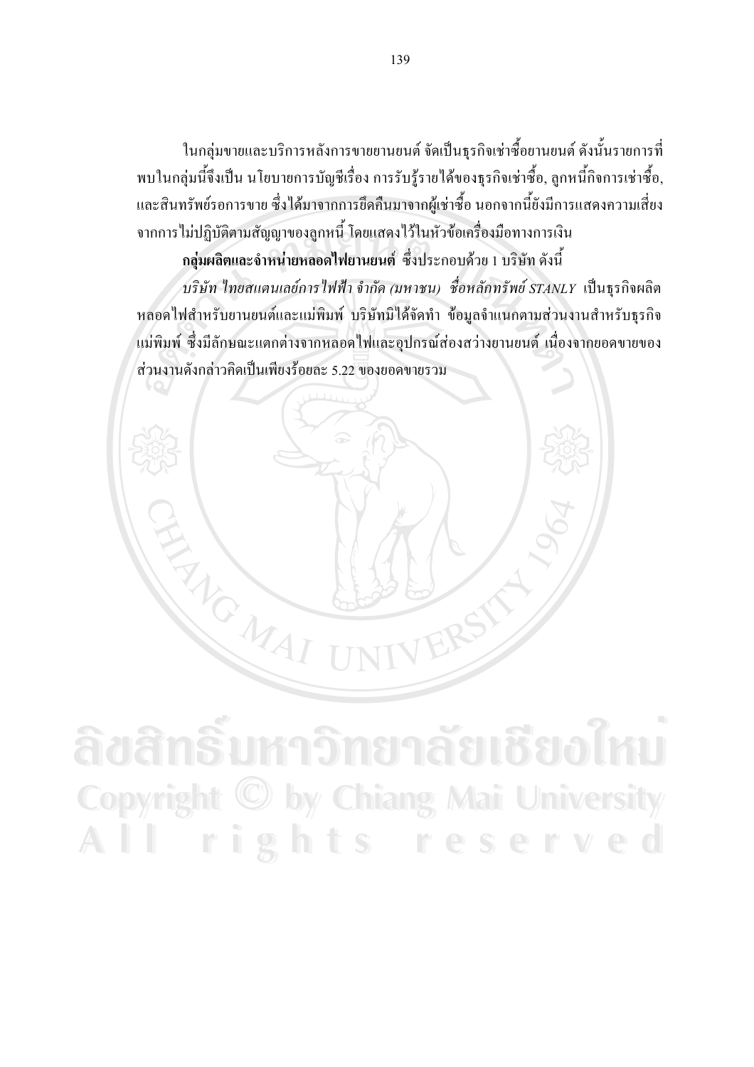ในกลุ่มขายและบริการหลังการขายยานยนต์ จัดเป็นธุรกิจเช่าซื้อยานยนต์ ดังนั้นรายการที่พบในกลุ่มนี้จึงเป็น นโยบายการบัญชีเรื่อง การรับรู้รายได้ของธุรกิจเช่าซื้อ, ลูกหนี้กิจการเช่าซื้อ, และสินทรัพย์รอการขาย ซึ่งได้มาจากการยึดคืนมาจากผู้เช่าซื้อ นอกจากนี้ยังมีการแสดงความเสี่ยงจากการไม่ปฏิบัติตามสัญญาของลูกหนี้ โดยแสดงไว้ในหัวข้อเครื่องมือทางการเงิน

**กลุ่มผลิตและจำหน่ายหลอดไฟยานยนต์** ซึ่งประกอบด้วย 1 บริษัท ดังนี้

*บริษัท ไทยสแตนเลย์การไฟฟ้า จำกัด (มหาชน) ชื่อหลักทรัพย์ STANLY* เป็นธุรกิจผลิตหลอดไฟสำหรับยานยนต์และแม่พิมพ์ บริษัทมิได้จัดทำ ข้อมูลจำแนกตามส่วนงานสำหรับธุรกิจแม่พิมพ์ ซึ่งมีลักษณะแตกต่างจากหลอดไฟและอุปกรณ์ส่องสว่างยานยนต์ เนื่องจากยอดขายของส่วนงานดังกล่าวคิดเป็นเพียงร้อยละ 5.22 ของยอดขายรวม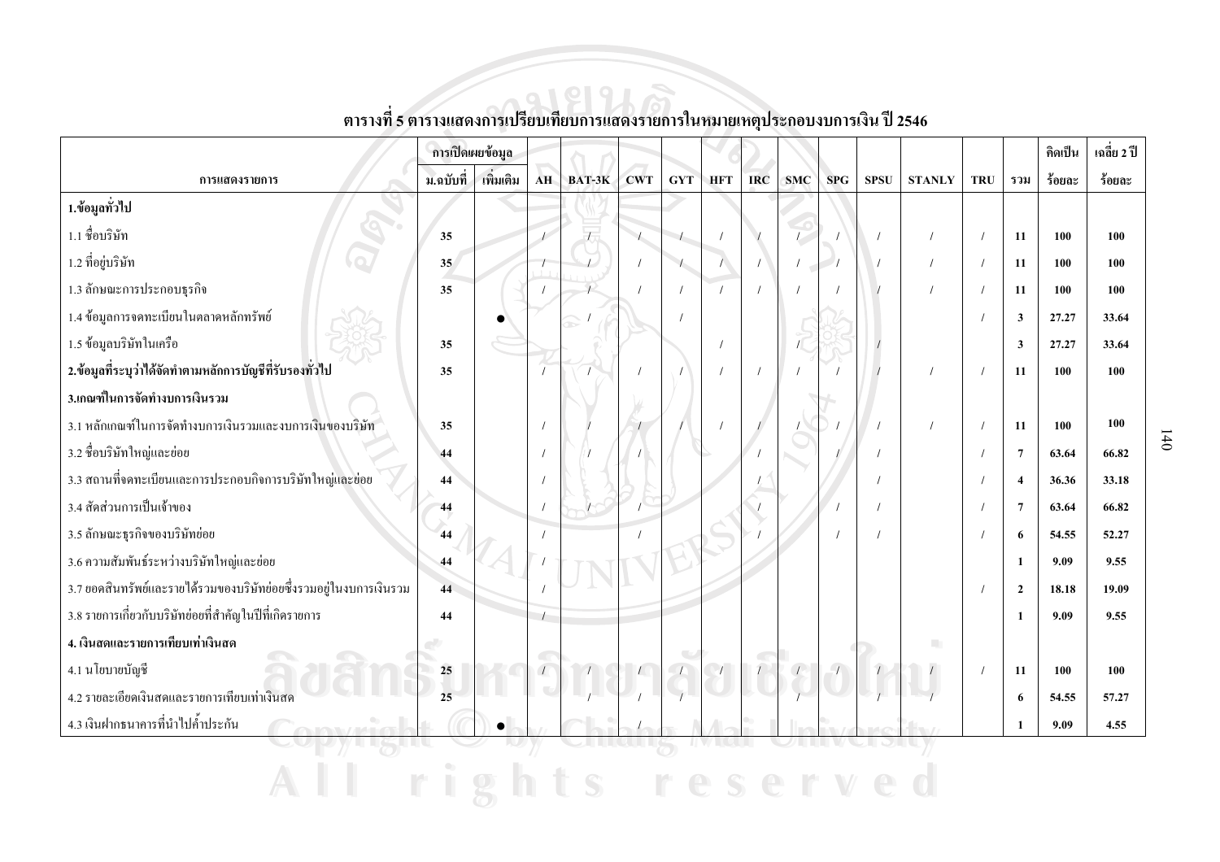## ตารางที่ 5 ตารางแสดงการเปรียบเทียบการแสดงรายการในหมายเหตุประกอบงบการเงิน ปี 2546

| การแสดงรายการ | การเปิดเผยข้อมูล | | AH | BAT-3K | CWT | GYT | HFT | IRC | SMC | SPG | SPSU | STANLY | TRU | รวม | คิดเป็นร้อยละ | เฉลี่ย 2 ปี ร้อยละ |
|---|---|---|---|---|---|---|---|---|---|---|---|---|---|---|---|---|
| | ม.ฉบับที่ | เพิ่มเติม | | | | | | | | | | | | | | |
| **1.ข้อมูลทั่วไป** | | | | | | | | | | | | | | | | |
| 1.1 ชื่อบริษัท | 35 | | / | / | / | / | / | / | / | / | / | / | / | 11 | 100 | 100 |
| 1.2 ที่อยู่บริษัท | 35 | | / | / | / | / | / | / | / | / | / | / | / | 11 | 100 | 100 |
| 1.3 ลักษณะการประกอบธุรกิจ | 35 | | / | / | / | / | / | / | / | / | / | / | / | 11 | 100 | 100 |
| 1.4 ข้อมูลการจดทะเบียนในตลาดหลักทรัพย์ | | ● | | / | | / | | | | | | | / | 3 | 27.27 | 33.64 |
| 1.5 ข้อมูลบริษัทในเครือ | 35 | | | | | | / | | / | | / | | | 3 | 27.27 | 33.64 |
| **2.ข้อมูลที่ระบุว่าได้จัดทำตามหลักการบัญชีที่รับรองทั่วไป** | 35 | | / | / | / | / | / | / | / | / | / | / | / | 11 | 100 | 100 |
| **3.เกณฑ์ในการจัดทำงบการเงินรวม** | | | | | | | | | | | | | | | | |
| 3.1 หลักเกณฑ์ในการจัดทำงบการเงินรวมและงบการเงินของบริษัท | 35 | | / | / | / | / | / | / | / | / | / | / | / | 11 | 100 | 100 |
| 3.2 ชื่อบริษัทใหญ่และย่อย | 44 | | / | / | / | | | / | | / | / | | / | 7 | 63.64 | 66.82 |
| 3.3 สถานที่จดทะเบียนและการประกอบกิจการบริษัทใหญ่และย่อย | 44 | | / | | | | | / | | | / | | / | 4 | 36.36 | 33.18 |
| 3.4 สัดส่วนการเป็นเจ้าของ | 44 | | / | / | / | | | / | | / | / | | / | 7 | 63.64 | 66.82 |
| 3.5 ลักษณะธุรกิจของบริษัทย่อย | 44 | | / | | / | | | / | | / | / | | / | 6 | 54.55 | 52.27 |
| 3.6 ความสัมพันธ์ระหว่างบริษัทใหญ่และย่อย | 44 | | / | | | | | | | | | | | 1 | 9.09 | 9.55 |
| 3.7 ยอดสินทรัพย์และรายได้รวมของบริษัทย่อยซึ่งรวมอยู่ในงบการเงินรวม | 44 | | / | | | | | | | | | | / | 2 | 18.18 | 19.09 |
| 3.8 รายการเกี่ยวกับบริษัทย่อยที่สำคัญในปีที่เกิดรายการ | 44 | | / | | | | | | | | | | | 1 | 9.09 | 9.55 |
| **4. เงินสดและรายการเทียบเท่าเงินสด** | | | | | | | | | | | | | | | | |
| 4.1 นโยบายบัญชี | 25 | | / | / | / | / | / | / | / | / | / | / | / | 11 | 100 | 100 |
| 4.2 รายละเอียดเงินสดและรายการเทียบเท่าเงินสด | 25 | | | / | / | / | | | / | | / | / | | 6 | 54.55 | 57.27 |
| 4.3 เงินฝากธนาคารที่นำไปค้ำประกัน | | ● | | | / | | | | | | | | | 1 | 9.09 | 4.55 |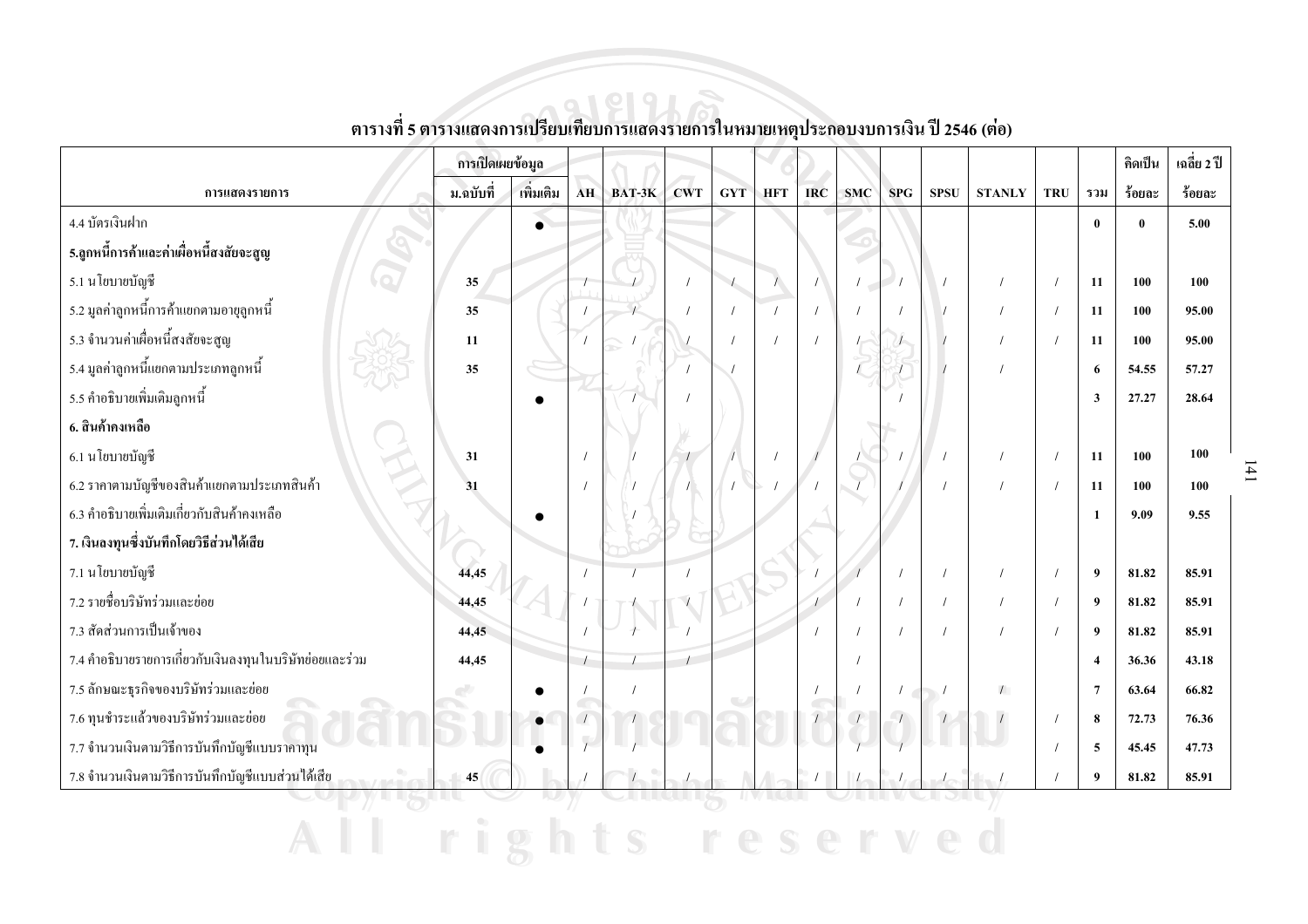ตารางที่ 5 ตารางแสดงการเปรียบเทียบการแสดงรายการในหมายเหตุประกอบงบการเงิน ปี 2546 (ต่อ)

| การแสดงรายการ | การเปิดเผยข้อมูล ม.ฉบับที่ | เพิ่มเติม | AH | BAT-3K | CWT | GYT | HFT | IRC | SMC | SPG | SPSU | STANLY | TRU | รวม | คิดเป็น ร้อยละ | เฉลี่ย 2 ปี ร้อยละ |
|---|---|---|---|---|---|---|---|---|---|---|---|---|---|---|---|---|
| 4.4 บัตรเงินฝาก | | ● | | | | | | | | | | | | **0** | **0** | **5.00** |
| **5.ลูกหนี้การค้าและค่าเผื่อหนี้สงสัยจะสูญ** | | | | | | | | | | | | | | | | |
| 5.1 นโยบายบัญชี | **35** | | / | / | / | / | / | / | / | / | / | / | / | **11** | **100** | **100** |
| 5.2 มูลค่าลูกหนี้การค้าแยกตามอายุลูกหนี้ | **35** | | / | / | / | / | / | / | / | / | / | / | / | **11** | **100** | **95.00** |
| 5.3 จำนวนค่าเผื่อหนี้สงสัยจะสูญ | **11** | | / | / | / | / | / | / | / | / | / | / | / | **11** | **100** | **95.00** |
| 5.4 มูลค่าลูกหนี้แยกตามประเภทลูกหนี้ | **35** | | | | / | / | | | / | / | / | / | | **6** | **54.55** | **57.27** |
| 5.5 คำอธิบายเพิ่มเติมลูกหนี้ | | ● | | / | / | | | | | / | | | | **3** | **27.27** | **28.64** |
| **6. สินค้าคงเหลือ** | | | | | | | | | | | | | | | | |
| 6.1 นโยบายบัญชี | **31** | | / | / | / | / | / | / | / | / | / | / | / | **11** | **100** | **100** |
| 6.2 ราคาตามบัญชีของสินค้าแยกตามประเภทสินค้า | **31** | | / | / | / | / | / | / | / | / | / | / | / | **11** | **100** | **100** |
| 6.3 คำอธิบายเพิ่มเติมเกี่ยวกับสินค้าคงเหลือ | | ● | | / | | | | | | | | | | **1** | **9.09** | **9.55** |
| **7. เงินลงทุนซึ่งบันทึกโดยวิธีส่วนได้เสีย** | | | | | | | | | | | | | | | | |
| 7.1 นโยบายบัญชี | **44,45** | | / | / | / | | | / | / | / | / | / | / | **9** | **81.82** | **85.91** |
| 7.2 รายชื่อบริษัทร่วมและย่อย | **44,45** | | / | / | / | | | / | / | / | / | / | / | **9** | **81.82** | **85.91** |
| 7.3 สัดส่วนการเป็นเจ้าของ | **44,45** | | / | / | / | | | / | / | / | / | / | / | **9** | **81.82** | **85.91** |
| 7.4 คำอธิบายรายการเกี่ยวกับเงินลงทุนในบริษัทย่อยและร่วม | **44,45** | | / | / | / | | | | / | | | | | **4** | **36.36** | **43.18** |
| 7.5 ลักษณะธุรกิจของบริษัทร่วมและย่อย | | ● | / | / | | | | / | / | / | / | / | | **7** | **63.64** | **66.82** |
| 7.6 ทุนชำระแล้วของบริษัทร่วมและย่อย | | ● | / | / | | | | / | / | / | / | / | / | **8** | **72.73** | **76.36** |
| 7.7 จำนวนเงินตามวิธีการบันทึกบัญชีแบบราคาทุน | | ● | / | / | | | | | / | / | | | / | **5** | **45.45** | **47.73** |
| 7.8 จำนวนเงินตามวิธีการบันทึกบัญชีแบบส่วนได้เสีย | **45** | | / | / | / | | | / | / | / | / | / | / | **9** | **81.82** | **85.91** |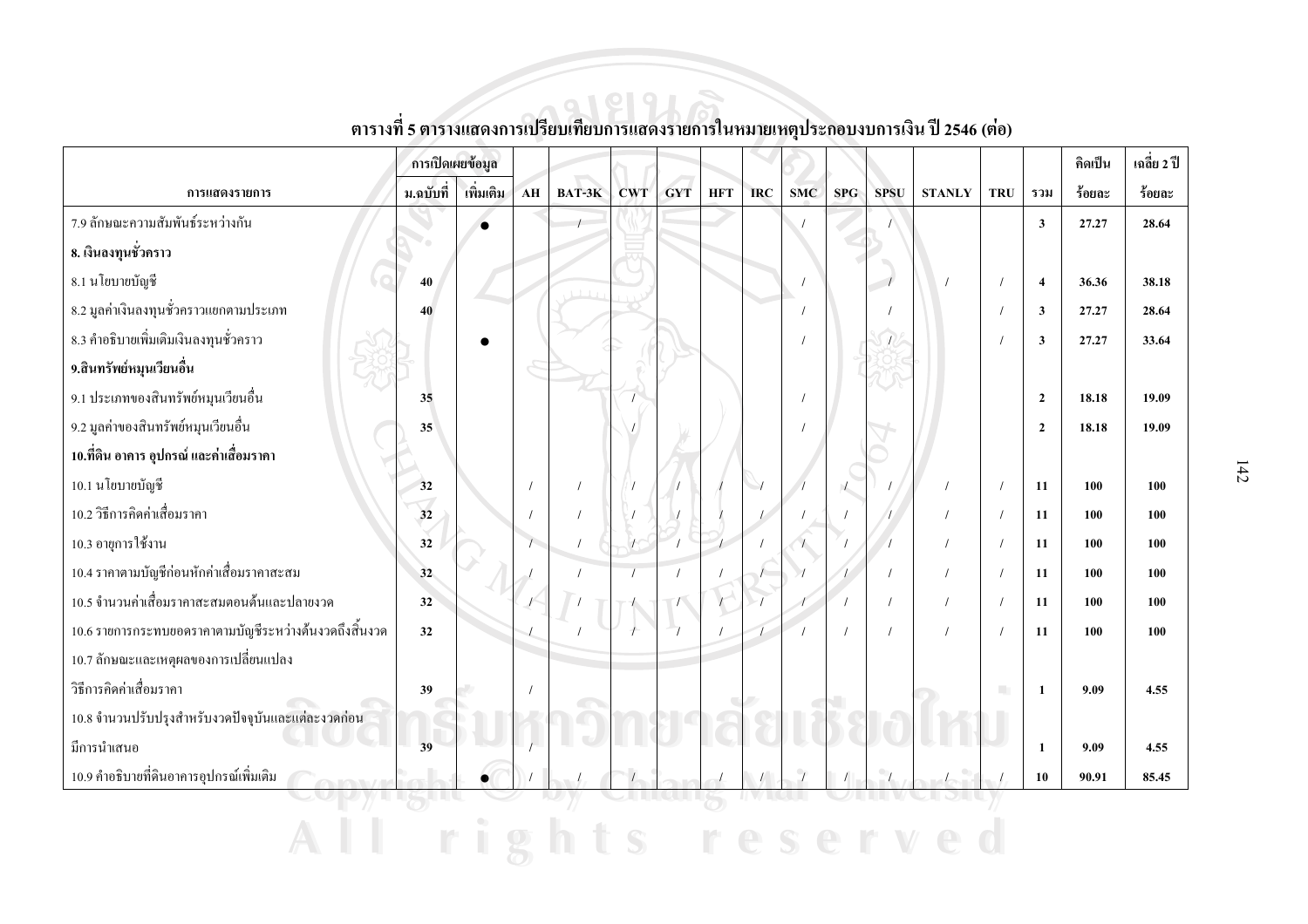**ตารางที่ 5 ตารางแสดงการเปรียบเทียบการแสดงรายการในหมายเหตุประกอบงบการเงิน ปี 2546 (ต่อ)**

| การแสดงรายการ | การเปิดเผยข้อมูล | | AH | BAT-3K | CWT | GYT | HFT | IRC | SMC | SPG | SPSU | STANLY | TRU | รวม | คิดเป็น | เฉลี่ย 2 ปี |
|---|---|---|---|---|---|---|---|---|---|---|---|---|---|---|---|---|
| | ม.ฉบับที่ | เพิ่มเติม | | | | | | | | | | | | | ร้อยละ | ร้อยละ |
| 7.9 ลักษณะความสัมพันธ์ระหว่างกัน | | ● | | / | | | | | / | | / | | | 3 | 27.27 | 28.64 |
| **8. เงินลงทุนชั่วคราว** | | | | | | | | | | | | | | | | |
| 8.1 นโยบายบัญชี | 40 | | | | | | | | / | | / | / | / | 4 | 36.36 | 38.18 |
| 8.2 มูลค่าเงินลงทุนชั่วคราวแยกตามประเภท | 40 | | | | | | | | / | | / | | / | 3 | 27.27 | 28.64 |
| 8.3 คำอธิบายเพิ่มเติมเงินลงทุนชั่วคราว | | ● | | | | | | | / | | / | | / | 3 | 27.27 | 33.64 |
| **9.สินทรัพย์หมุนเวียนอื่น** | | | | | | | | | | | | | | | | |
| 9.1 ประเภทของสินทรัพย์หมุนเวียนอื่น | 35 | | | | / | | | | / | | | | | 2 | 18.18 | 19.09 |
| 9.2 มูลค่าของสินทรัพย์หมุนเวียนอื่น | 35 | | | | / | | | | / | | | | | 2 | 18.18 | 19.09 |
| **10.ที่ดิน อาคาร อุปกรณ์ และค่าเสื่อมราคา** | | | | | | | | | | | | | | | | |
| 10.1 นโยบายบัญชี | 32 | | / | / | / | / | / | / | / | / | / | / | / | 11 | 100 | 100 |
| 10.2 วิธีการคิดค่าเสื่อมราคา | 32 | | / | / | / | / | / | / | / | / | / | / | / | 11 | 100 | 100 |
| 10.3 อายุการใช้งาน | 32 | | / | / | / | / | / | / | / | / | / | / | / | 11 | 100 | 100 |
| 10.4 ราคาตามบัญชีก่อนหักค่าเสื่อมราคาสะสม | 32 | | / | / | / | / | / | / | / | / | / | / | / | 11 | 100 | 100 |
| 10.5 จำนวนค่าเสื่อมราคาสะสมตอนต้นและปลายงวด | 32 | | / | / | / | / | / | / | / | / | / | / | / | 11 | 100 | 100 |
| 10.6 รายการกระทบยอดราคาตามบัญชีระหว่างต้นงวดถึงสิ้นงวด | 32 | | / | / | / | / | / | / | / | / | / | / | / | 11 | 100 | 100 |
| 10.7 ลักษณะและเหตุผลของการเปลี่ยนแปลง วิธีการคิดค่าเสื่อมราคา | 39 | | / | | | | | | | | | | | 1 | 9.09 | 4.55 |
| 10.8 จำนวนปรับปรุงสำหรับงวดปัจจุบันและแต่ละงวดก่อน มีการนำเสนอ | 39 | | / | | | | | | | | | | | 1 | 9.09 | 4.55 |
| 10.9 คำอธิบายที่ดินอาคารอุปกรณ์เพิ่มเติม | | ● | / | / | / | | / | / | / | / | / | / | / | 10 | 90.91 | 85.45 |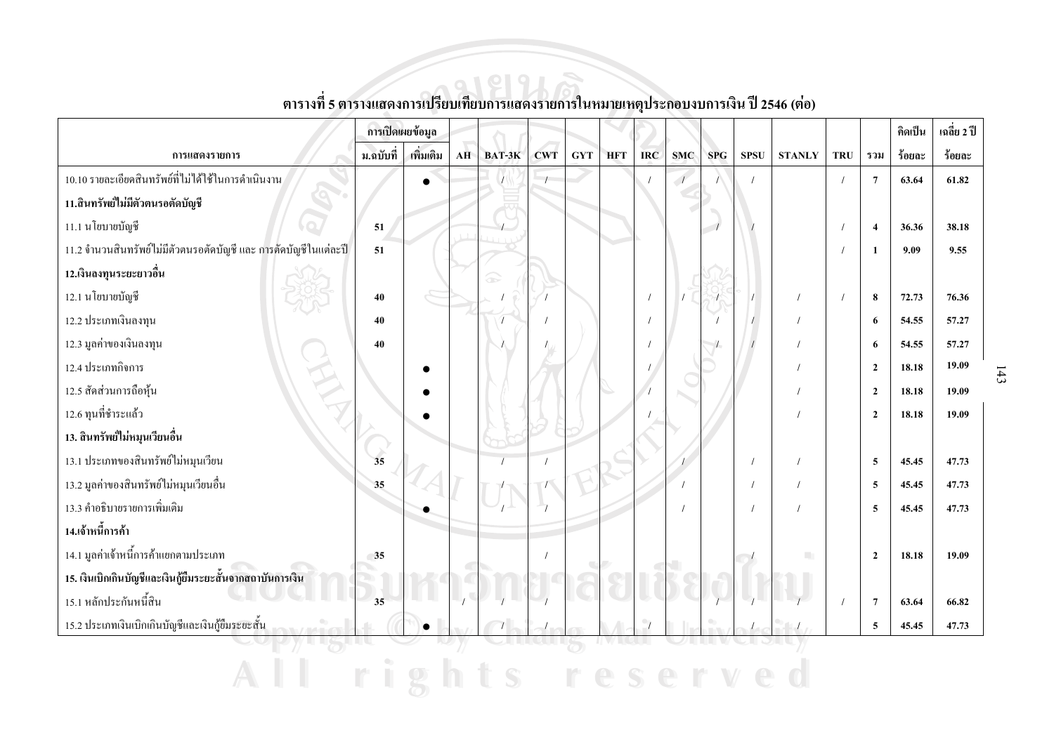**ตารางที่ 5 ตารางแสดงการเปรียบเทียบการแสดงรายการในหมายเหตุประกอบงบการเงิน ปี 2546 (ต่อ)**

| การแสดงรายการ | การเปิดเผยข้อมูล | | AH | BAT-3K | CWT | GYT | HFT | IRC | SMC | SPG | SPSU | STANLY | TRU | รวม | คิดเป็น | เฉลี่ย 2 ปี |
|---|---|---|---|---|---|---|---|---|---|---|---|---|---|---|---|---|
| | ม.ฉบับที่ | เพิ่มเติม | | | | | | | | | | | | | ร้อยละ | ร้อยละ |
| 10.10 รายละเอียดสินทรัพย์ที่ไม่ได้ใช้ในการดำเนินงาน | | ● | | / | / | | | / | / | / | / | | / | 7 | 63.64 | 61.82 |
| **11.สินทรัพย์ไม่มีตัวตนรอตัดบัญชี** | | | | | | | | | | | | | | | | |
| 11.1 นโยบายบัญชี | 51 | | | / | | | | | | / | / | | / | 4 | 36.36 | 38.18 |
| 11.2 จำนวนสินทรัพย์ไม่มีตัวตนรอตัดบัญชี และ การตัดบัญชีในแต่ละปี | 51 | | | | | | | | | | | | / | 1 | 9.09 | 9.55 |
| **12.เงินลงทุนระยะยาวอื่น** | | | | | | | | | | | | | | | | |
| 12.1 นโยบายบัญชี | 40 | | | / | / | | | / | / | / | / | / | / | 8 | 72.73 | 76.36 |
| 12.2 ประเภทเงินลงทุน | 40 | | | / | / | | | / | | / | / | / | | 6 | 54.55 | 57.27 |
| 12.3 มูลค่าของเงินลงทุน | 40 | | | / | / | | | / | | / | / | / | | 6 | 54.55 | 57.27 |
| 12.4 ประเภทกิจการ | | ● | | | | | | / | | | | / | | 2 | 18.18 | 19.09 |
| 12.5 สัดส่วนการถือหุ้น | | ● | | | | | | / | | | | / | | 2 | 18.18 | 19.09 |
| 12.6 ทุนที่ชำระแล้ว | | ● | | | | | | / | | | | / | | 2 | 18.18 | 19.09 |
| **13. สินทรัพย์ไม่หมุนเวียนอื่น** | | | | | | | | | | | | | | | | |
| 13.1 ประเภทของสินทรัพย์ไม่หมุนเวียน | 35 | | | / | / | | | | / | | / | / | | 5 | 45.45 | 47.73 |
| 13.2 มูลค่าของสินทรัพย์ไม่หมุนเวียนอื่น | 35 | | | / | / | | | | / | | / | / | | 5 | 45.45 | 47.73 |
| 13.3 คำอธิบายรายการเพิ่มเติม | | ● | | / | / | | | | / | | / | / | | 5 | 45.45 | 47.73 |
| **14.เจ้าหนี้การค้า** | | | | | | | | | | | | | | | | |
| 14.1 มูลค่าเจ้าหนี้การค้าแยกตามประเภท | 35 | | | | / | | | | | | / | | | 2 | 18.18 | 19.09 |
| **15. เงินเบิกเกินบัญชีและเงินกู้ยืมระยะสั้นจากสถาบันการเงิน** | | | | | | | | | | | | | | | | |
| 15.1 หลักประกันหนี้สิน | 35 | | / | / | / | | | | | / | / | / | / | 7 | 63.64 | 66.82 |
| 15.2 ประเภทเงินเบิกเกินบัญชีและเงินกู้ยืมระยะสั้น | | ● | | / | / | | | / | | | / | / | | 5 | 45.45 | 47.73 |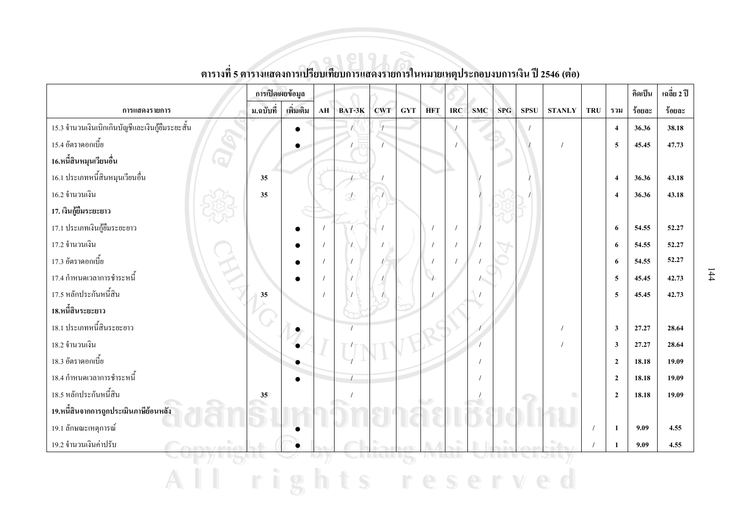ตารางที่ 5 ตารางแสดงการเปรียบเทียบการแสดงรายการในหมายเหตุประกอบงบการเงิน ปี 2546 (ต่อ)

| การแสดงรายการ | การเปิดเผยข้อมูล | | AH | BAT-3K | CWT | GYT | HFT | IRC | SMC | SPG | SPSU | STANLY | TRU | รวม | คิดเป็น | เฉลี่ย 2 ปี |
|---|---|---|---|---|---|---|---|---|---|---|---|---|---|---|---|---|
| | ม.ฉบับที่ | เพิ่มเติม | | | | | | | | | | | | | ร้อยละ | ร้อยละ |
| 15.3 จำนวนเงินเบิกเกินบัญชีและเงินกู้ยืมระยะสั้น | | ● | | / | / | | | / | | | / | | | **4** | **36.36** | **38.18** |
| 15.4 อัตราดอกเบี้ย | | ● | | / | / | | | / | | | / | / | | **5** | **45.45** | **47.73** |
| **16.หนี้สินหมุนเวียนอื่น** | | | | | | | | | | | | | | | | |
| 16.1 ประเภทหนี้สินหมุนเวียนอื่น | **35** | | | / | / | | | | / | | / | | | **4** | **36.36** | **43.18** |
| 16.2 จำนวนเงิน | **35** | | | / | / | | | | / | | / | | | **4** | **36.36** | **43.18** |
| **17. เงินกู้ยืมระยะยาว** | | | | | | | | | | | | | | | | |
| 17.1 ประเภทเงินกู้ยืมระยะยาว | | ● | / | / | / | | / | / | / | | | | | **6** | **54.55** | **52.27** |
| 17.2 จำนวนเงิน | | ● | / | / | / | | / | / | / | | | | | **6** | **54.55** | **52.27** |
| 17.3 อัตราดอกเบี้ย | | ● | / | / | / | | / | / | / | | | | | **6** | **54.55** | **52.27** |
| 17.4 กำหนดเวลาการชำระหนี้ | | ● | / | / | / | | / | | / | | | | | **5** | **45.45** | **42.73** |
| 17.5 หลักประกันหนี้สิน | **35** | | / | / | / | | / | | / | | | | | **5** | **45.45** | **42.73** |
| **18.หนี้สินระยะยาว** | | | | | | | | | | | | | | | | |
| 18.1 ประเภทหนี้สินระยะยาว | | ● | | / | | | | | / | | | / | | **3** | **27.27** | **28.64** |
| 18.2 จำนวนเงิน | | ● | | / | | | | | / | | | / | | **3** | **27.27** | **28.64** |
| 18.3 อัตราดอกเบี้ย | | ● | | / | | | | | / | | | | | **2** | **18.18** | **19.09** |
| 18.4 กำหนดเวลาการชำระหนี้ | | ● | | / | | | | | / | | | | | **2** | **18.18** | **19.09** |
| 18.5 หลักประกันหนี้สิน | **35** | | | / | | | | | / | | | | | **2** | **18.18** | **19.09** |
| **19.หนี้สินจากการถูกประเมินภาษีย้อนหลัง** | | | | | | | | | | | | | | | | |
| 19.1 ลักษณะเหตุการณ์ | | ● | | | | | | | | | | | / | **1** | **9.09** | **4.55** |
| 19.2 จำนวนเงินค่าปรับ | | ● | | | | | | | | | | | / | **1** | **9.09** | **4.55** |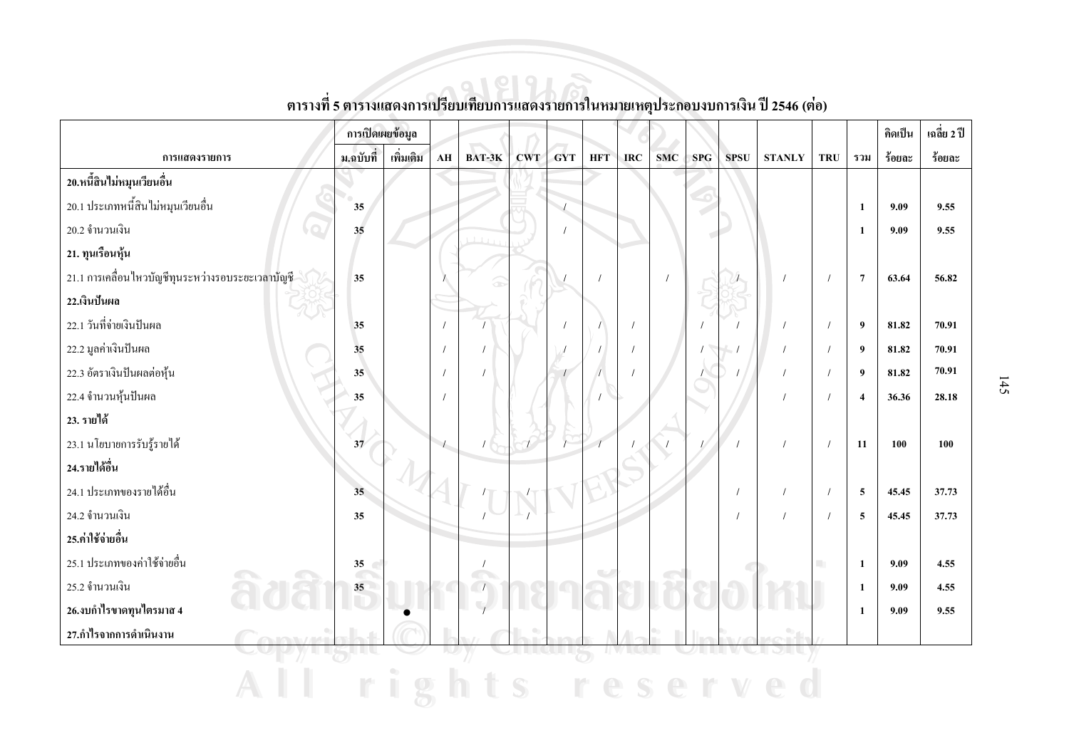**ตารางที่ 5 ตารางแสดงการเปรียบเทียบการแสดงรายการในหมายเหตุประกอบงบการเงิน ปี 2546 (ต่อ)**

| การแสดงรายการ | การเปิดเผยข้อมูล ม.ฉบับที่ | เพิ่มเติม | AH | BAT-3K | CWT | GYT | HFT | IRC | SMC | SPG | SPSU | STANLY | TRU | รวม | คิดเป็นร้อยละ | เฉลี่ย 2 ปี ร้อยละ |
|---|---|---|---|---|---|---|---|---|---|---|---|---|---|---|---|---|
| **20.หนี้สินไม่หมุนเวียนอื่น** | | | | | | | | | | | | | | | | |
| 20.1 ประเภทหนี้สินไม่หมุนเวียนอื่น | 35 | | | | | / | | | | | | | | 1 | 9.09 | 9.55 |
| 20.2 จำนวนเงิน | 35 | | | | | / | | | | | | | | 1 | 9.09 | 9.55 |
| **21. ทุนเรือนหุ้น** | | | | | | | | | | | | | | | | |
| 21.1 การเคลื่อนไหวบัญชีทุนระหว่างรอบระยะเวลาบัญชี | 35 | | / | | | / | / | | / | | / | / | / | 7 | 63.64 | 56.82 |
| **22.เงินปันผล** | | | | | | | | | | | | | | | | |
| 22.1 วันที่จ่ายเงินปันผล | 35 | | / | / | | / | / | / | | / | / | / | / | 9 | 81.82 | 70.91 |
| 22.2 มูลค่าเงินปันผล | 35 | | / | / | | / | / | / | | / | / | / | / | 9 | 81.82 | 70.91 |
| 22.3 อัตราเงินปันผลต่อหุ้น | 35 | | / | / | | / | / | / | | / | / | / | / | 9 | 81.82 | 70.91 |
| 22.4 จำนวนหุ้นปันผล | 35 | | / | | | | / | | | | | / | / | 4 | 36.36 | 28.18 |
| **23. รายได้** | | | | | | | | | | | | | | | | |
| 23.1 นโยบายการรับรู้รายได้ | 37 | | / | / | / | / | / | / | / | / | / | / | / | 11 | 100 | 100 |
| **24.รายได้อื่น** | | | | | | | | | | | | | | | | |
| 24.1 ประเภทของรายได้อื่น | 35 | | | / | / | | | | | | / | / | / | 5 | 45.45 | 37.73 |
| 24.2 จำนวนเงิน | 35 | | | / | / | | | | | | / | / | / | 5 | 45.45 | 37.73 |
| **25.ค่าใช้จ่ายอื่น** | | | | | | | | | | | | | | | | |
| 25.1 ประเภทของค่าใช้จ่ายอื่น | 35 | | | / | | | | | | | | | | 1 | 9.09 | 4.55 |
| 25.2 จำนวนเงิน | 35 | | | / | | | | | | | | | | 1 | 9.09 | 4.55 |
| **26.งบกำไรขาดทุนไตรมาส 4** | | ● | | / | | | | | | | | | | 1 | 9.09 | 9.55 |
| **27.กำไรจากการดำเนินงาน** | | | | | | | | | | | | | | | | |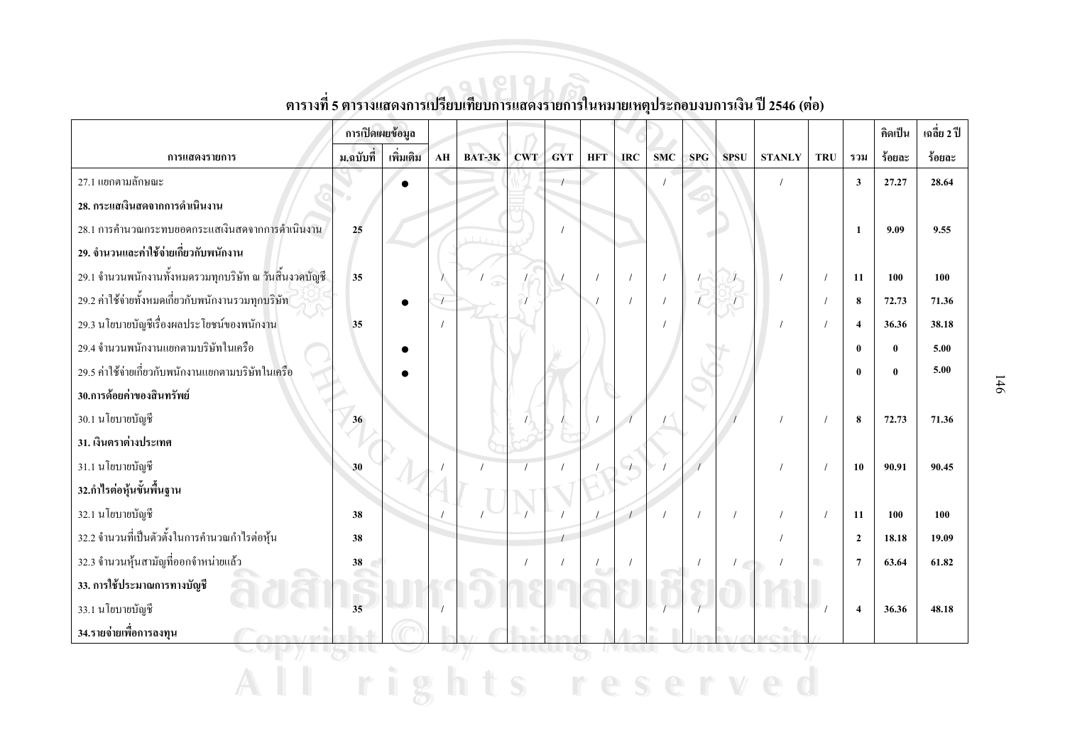## ตารางที่ 5 ตารางแสดงการเปรียบเทียบการแสดงรายการในหมายเหตุประกอบงบการเงิน ปี 2546 (ต่อ)

| การแสดงรายการ | การเปิดเผยข้อมูล | | AH | BAT-3K | CWT | GYT | HFT | IRC | SMC | SPG | SPSU | STANLY | TRU | รวม | คิดเป็น | เฉลี่ย 2 ปี |
|---|---|---|---|---|---|---|---|---|---|---|---|---|---|---|---|---|
| | ม.ฉบับที่ | เพิ่มเติม | | | | | | | | | | | | | ร้อยละ | ร้อยละ |
| 27.1 แยกตามลักษณะ | | ● | | | | / | | | / | | | / | | **3** | **27.27** | **28.64** |
| **28. กระแสเงินสดจากการดำเนินงาน** | | | | | | | | | | | | | | | | |
| 28.1 การคำนวณกระทบยอดกระแสเงินสดจากการดำเนินงาน | **25** | | | | | / | | | | | | | | **1** | **9.09** | **9.55** |
| **29. จำนวนและค่าใช้จ่ายเกี่ยวกับพนักงาน** | | | | | | | | | | | | | | | | |
| 29.1 จำนวนพนักงานทั้งหมดรวมทุกบริษัท ณ วันสิ้นงวดบัญชี | **35** | | / | / | / | / | / | / | / | / | / | / | / | **11** | **100** | **100** |
| 29.2 ค่าใช้จ่ายทั้งหมดเกี่ยวกับพนักงานรวมทุกบริษัท | | ● | / | | / | | / | / | / | / | / | | / | **8** | **72.73** | **71.36** |
| 29.3 นโยบายบัญชีเรื่องผลประโยชน์ของพนักงาน | **35** | | / | | | | | | / | | | / | / | **4** | **36.36** | **38.18** |
| 29.4 จำนวนพนักงานแยกตามบริษัทในเครือ | | ● | | | | | | | | | | | | **0** | **0** | **5.00** |
| 29.5 ค่าใช้จ่ายเกี่ยวกับพนักงานแยกตามบริษัทในเครือ | | ● | | | | | | | | | | | | **0** | **0** | **5.00** |
| **30.การด้อยค่าของสินทรัพย์** | | | | | | | | | | | | | | | | |
| 30.1 นโยบายบัญชี | **36** | | | | / | / | / | / | / | | / | / | / | **8** | **72.73** | **71.36** |
| **31. เงินตราต่างประเทศ** | | | | | | | | | | | | | | | | |
| 31.1 นโยบายบัญชี | **30** | | / | / | / | / | / | / | / | / | | / | / | **10** | **90.91** | **90.45** |
| **32.กำไรต่อหุ้นขั้นพื้นฐาน** | | | | | | | | | | | | | | | | |
| 32.1 นโยบายบัญชี | **38** | | / | / | / | / | / | / | / | / | / | / | / | **11** | **100** | **100** |
| 32.2 จำนวนที่เป็นตัวตั้งในการคำนวณกำไรต่อหุ้น | **38** | | | | | / | | | | | | / | | **2** | **18.18** | **19.09** |
| 32.3 จำนวนหุ้นสามัญที่ออกจำหน่ายแล้ว | **38** | | | | / | / | / | / | | / | / | / | | **7** | **63.64** | **61.82** |
| **33. การใช้ประมาณการทางบัญชี** | | | | | | | | | | | | | | | | |
| 33.1 นโยบายบัญชี | **35** | | / | | | | | | / | / | | | / | **4** | **36.36** | **48.18** |
| **34.รายจ่ายเพื่อการลงทุน** | | | | | | | | | | | | | | | | |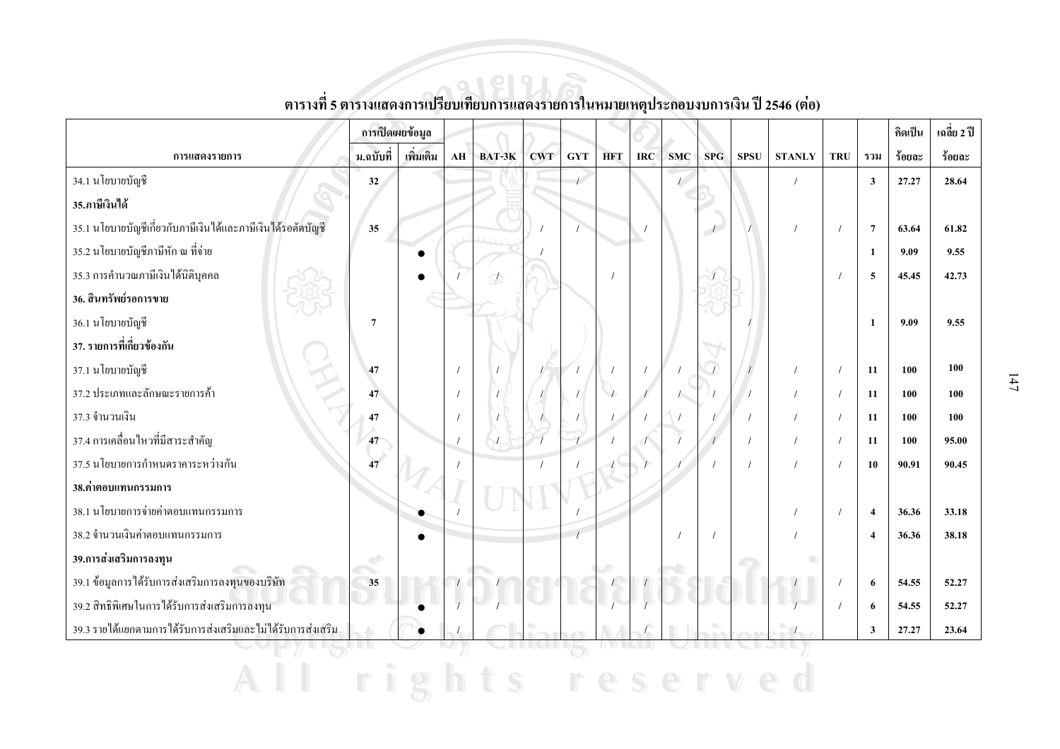**ตารางที่ 5 ตารางแสดงการเปรียบเทียบการแสดงรายการในหมายเหตุประกอบงบการเงิน ปี 2546 (ต่อ)**

| การแสดงรายการ | การเปิดเผยข้อมูล | | AH | BAT-3K | CWT | GYT | HFT | IRC | SMC | SPG | SPSU | STANLY | TRU | รวม | คิดเป็น | เฉลี่ย 2 ปี |
|---|---|---|---|---|---|---|---|---|---|---|---|---|---|---|---|---|
| | ม.ฉบับที่ | เพิ่มเติม | | | | | | | | | | | | | ร้อยละ | ร้อยละ |
| 34.1 นโยบายบัญชี | 32 | | | | | / | | | / | | | / | | 3 | 27.27 | 28.64 |
| **35.ภาษีเงินได้** | | | | | | | | | | | | | | | | |
| 35.1 นโยบายบัญชีเกี่ยวกับภาษีเงินได้และภาษีเงินได้รอตัดบัญชี | 35 | | | | / | / | | / | | / | / | / | / | 7 | 63.64 | 61.82 |
| 35.2 นโยบายบัญชีภาษีหัก ณ ที่จ่าย | | ● | | | / | | | | | | | | | 1 | 9.09 | 9.55 |
| 35.3 การคำนวณภาษีเงินได้นิติบุคคล | | ● | / | / | | | / | | | / | | | / | 5 | 45.45 | 42.73 |
| **36. สินทรัพย์รอการขาย** | | | | | | | | | | | | | | | | |
| 36.1 นโยบายบัญชี | 7 | | | | | | | | | | / | | | 1 | 9.09 | 9.55 |
| **37. รายการที่เกี่ยวข้องกัน** | | | | | | | | | | | | | | | | |
| 37.1 นโยบายบัญชี | 47 | | / | / | / | / | / | / | / | / | / | / | / | 11 | 100 | 100 |
| 37.2 ประเภทและลักษณะรายการค้า | 47 | | / | / | / | / | / | / | / | / | / | / | / | 11 | 100 | 100 |
| 37.3 จำนวนเงิน | 47 | | / | / | / | / | / | / | / | / | / | / | / | 11 | 100 | 100 |
| 37.4 การเคลื่อนไหวที่มีสาระสำคัญ | 47 | | / | / | / | / | / | / | / | / | / | / | / | 11 | 100 | 95.00 |
| 37.5 นโยบายการกำหนดราคาระหว่างกัน | 47 | | / | | / | / | / | / | / | / | / | / | / | 10 | 90.91 | 90.45 |
| **38.ค่าตอบแทนกรรมการ** | | | | | | | | | | | | | | | | |
| 38.1 นโยบายการจ่ายค่าตอบแทนกรรมการ | | ● | / | | | / | | | | | | / | / | 4 | 36.36 | 33.18 |
| 38.2 จำนวนเงินค่าตอบแทนกรรมการ | | ● | | | | / | | | / | / | | / | | 4 | 36.36 | 38.18 |
| **39.การส่งเสริมการลงทุน** | | | | | | | | | | | | | | | | |
| 39.1 ข้อมูลการได้รับการส่งเสริมการลงทุนของบริษัท | 35 | | / | / | | | / | / | | | | / | / | 6 | 54.55 | 52.27 |
| 39.2 สิทธิพิเศษในการได้รับการส่งเสริมการลงทุน | | ● | / | / | | | / | / | | | | / | / | 6 | 54.55 | 52.27 |
| 39.3 รายได้แยกตามการได้รับการส่งเสริมและไม่ได้รับการส่งเสริม | | ● | / | | | | | / | | | | / | | 3 | 27.27 | 23.64 |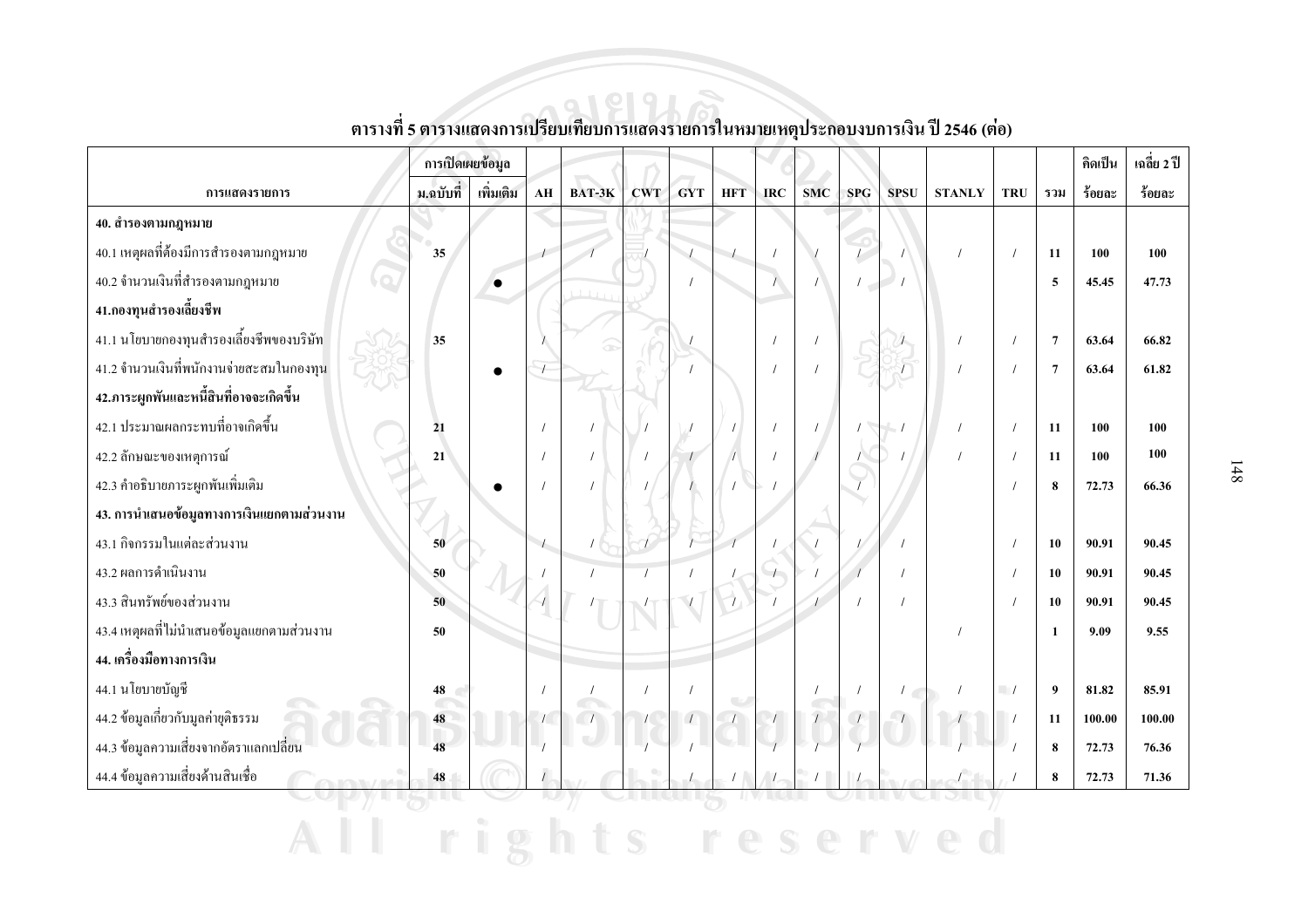**ตารางที่ 5 ตารางแสดงการเปรียบเทียบการแสดงรายการในหมายเหตุประกอบงบการเงิน ปี 2546 (ต่อ)**

| การแสดงรายการ | การเปิดเผยข้อมูล | | AH | BAT-3K | CWT | GYT | HFT | IRC | SMC | SPG | SPSU | STANLY | TRU | รวม | คิดเป็น | เฉลี่ย 2 ปี |
|---|---|---|---|---|---|---|---|---|---|---|---|---|---|---|---|---|
| | ม.ฉบับที่ | เพิ่มเติม | | | | | | | | | | | | | ร้อยละ | ร้อยละ |
| **40. สำรองตามกฎหมาย** | | | | | | | | | | | | | | | | |
| 40.1 เหตุผลที่ต้องมีการสำรองตามกฎหมาย | 35 | | / | / | / | / | / | / | / | / | / | / | / | 11 | 100 | 100 |
| 40.2 จำนวนเงินที่สำรองตามกฎหมาย | | ● | | | | / | | / | / | / | / | | | 5 | 45.45 | 47.73 |
| **41.กองทุนสำรองเลี้ยงชีพ** | | | | | | | | | | | | | | | | |
| 41.1 นโยบายกองทุนสำรองเลี้ยงชีพของบริษัท | 35 | | / | | | / | | / | / | | / | / | / | 7 | 63.64 | 66.82 |
| 41.2 จำนวนเงินที่พนักงานจ่ายสะสมในกองทุน | | ● | / | | | / | | / | / | | / | / | / | 7 | 63.64 | 61.82 |
| **42.ภาระผูกพันและหนี้สินที่อาจจะเกิดขึ้น** | | | | | | | | | | | | | | | | |
| 42.1 ประมาณผลกระทบที่อาจเกิดขึ้น | 21 | | / | / | / | / | / | / | / | / | / | / | / | 11 | 100 | 100 |
| 42.2 ลักษณะของเหตุการณ์ | 21 | | / | / | / | / | / | / | / | / | / | / | / | 11 | 100 | 100 |
| 42.3 คำอธิบายภาระผูกพันเพิ่มเติม | | ● | / | / | / | / | / | / | | / | | | / | 8 | 72.73 | 66.36 |
| **43. การนำเสนอข้อมูลทางการเงินแยกตามส่วนงาน** | | | | | | | | | | | | | | | | |
| 43.1 กิจกรรมในแต่ละส่วนงาน | 50 | | / | / | / | / | / | / | / | / | / | | / | 10 | 90.91 | 90.45 |
| 43.2 ผลการดำเนินงาน | 50 | | / | / | / | / | / | / | / | / | / | | / | 10 | 90.91 | 90.45 |
| 43.3 สินทรัพย์ของส่วนงาน | 50 | | / | / | / | / | / | / | / | / | / | | / | 10 | 90.91 | 90.45 |
| 43.4 เหตุผลที่ไม่นำเสนอข้อมูลแยกตามส่วนงาน | 50 | | | | | | | | | | | / | | 1 | 9.09 | 9.55 |
| **44. เครื่องมือทางการเงิน** | | | | | | | | | | | | | | | | |
| 44.1 นโยบายบัญชี | 48 | | / | / | / | / | | | / | / | / | / | / | 9 | 81.82 | 85.91 |
| 44.2 ข้อมูลเกี่ยวกับมูลค่ายุติธรรม | 48 | | / | / | / | / | / | / | / | / | / | / | / | 11 | 100.00 | 100.00 |
| 44.3 ข้อมูลความเสี่ยงจากอัตราแลกเปลี่ยน | 48 | | / | | / | / | | / | / | / | | / | / | 8 | 72.73 | 76.36 |
| 44.4 ข้อมูลความเสี่ยงด้านสินเชื่อ | 48 | | / | | | / | / | / | / | / | | / | / | 8 | 72.73 | 71.36 |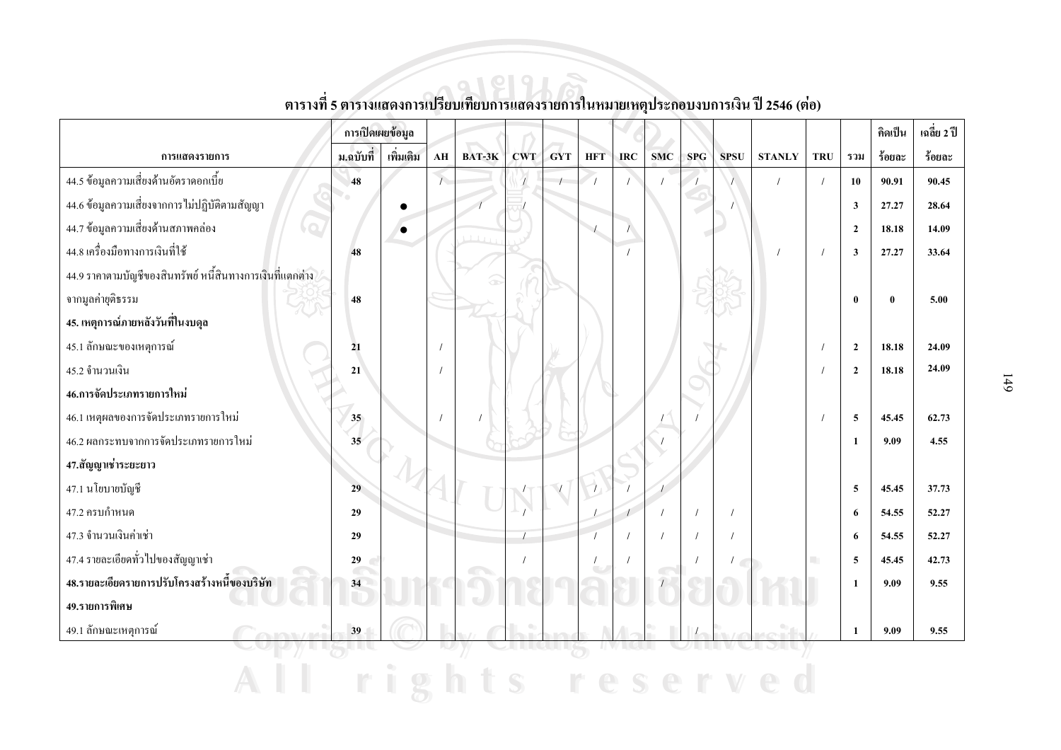## ตารางที่ 5 ตารางแสดงการเปรียบเทียบการแสดงรายการในหมายเหตุประกอบงบการเงิน ปี 2546 (ต่อ)

| การแสดงรายการ | การเปิดเผยข้อมูล | | AH | BAT-3K | CWT | GYT | HFT | IRC | SMC | SPG | SPSU | STANLY | TRU | รวม | คิดเป็น | เฉลี่ย 2 ปี |
|---|---|---|---|---|---|---|---|---|---|---|---|---|---|---|---|---|
| | ม.ฉบับที่ | เพิ่มเติม | | | | | | | | | | | | | ร้อยละ | ร้อยละ |
| 44.5 ข้อมูลความเสี่ยงด้านอัตราดอกเบี้ย | 48 | | / | | / | / | / | / | / | / | / | / | / | 10 | 90.91 | 90.45 |
| 44.6 ข้อมูลความเสี่ยงจากการไม่ปฏิบัติตามสัญญา | | ● | | / | / | | | | | | / | | | 3 | 27.27 | 28.64 |
| 44.7 ข้อมูลความเสี่ยงด้านสภาพคล่อง | | ● | | | | | / | / | | | | | | 2 | 18.18 | 14.09 |
| 44.8 เครื่องมือทางการเงินที่ใช้ | 48 | | | | | | | / | | | | / | / | 3 | 27.27 | 33.64 |
| 44.9 ราคาตามบัญชีของสินทรัพย์ หนี้สินทางการเงินที่แตกต่างจากมูลค่ายุติธรรม | 48 | | | | | | | | | | | | | 0 | 0 | 5.00 |
| **45. เหตุการณ์ภายหลังวันที่ในงบดุล** | | | | | | | | | | | | | | | | |
| 45.1 ลักษณะของเหตุการณ์ | 21 | | / | | | | | | | | | | / | 2 | 18.18 | 24.09 |
| 45.2 จำนวนเงิน | 21 | | / | | | | | | | | | | / | 2 | 18.18 | 24.09 |
| **46.การจัดประเภทรายการใหม่** | | | | | | | | | | | | | | | | |
| 46.1 เหตุผลของการจัดประเภทรายการใหม่ | 35 | | / | / | | | | | / | / | | | / | 5 | 45.45 | 62.73 |
| 46.2 ผลกระทบจากการจัดประเภทรายการใหม่ | 35 | | | | | | | | / | | | | | 1 | 9.09 | 4.55 |
| **47.สัญญาเช่าระยะยาว** | | | | | | | | | | | | | | | | |
| 47.1 นโยบายบัญชี | 29 | | | | / | / | / | / | / | | | | | 5 | 45.45 | 37.73 |
| 47.2 ครบกำหนด | 29 | | | | / | | / | / | / | / | / | | | 6 | 54.55 | 52.27 |
| 47.3 จำนวนเงินค่าเช่า | 29 | | | | / | | / | / | / | / | / | | | 6 | 54.55 | 52.27 |
| 47.4 รายละเอียดทั่วไปของสัญญาเช่า | 29 | | | | / | | / | / | | / | / | | | 5 | 45.45 | 42.73 |
| **48.รายละเอียดรายการปรับโครงสร้างหนี้ของบริษัท** | 34 | | | | | | | | / | | | | | 1 | 9.09 | 9.55 |
| **49.รายการพิเศษ** | | | | | | | | | | | | | | | | |
| 49.1 ลักษณะเหตุการณ์ | 39 | | | | | | | | | / | | | | 1 | 9.09 | 9.55 |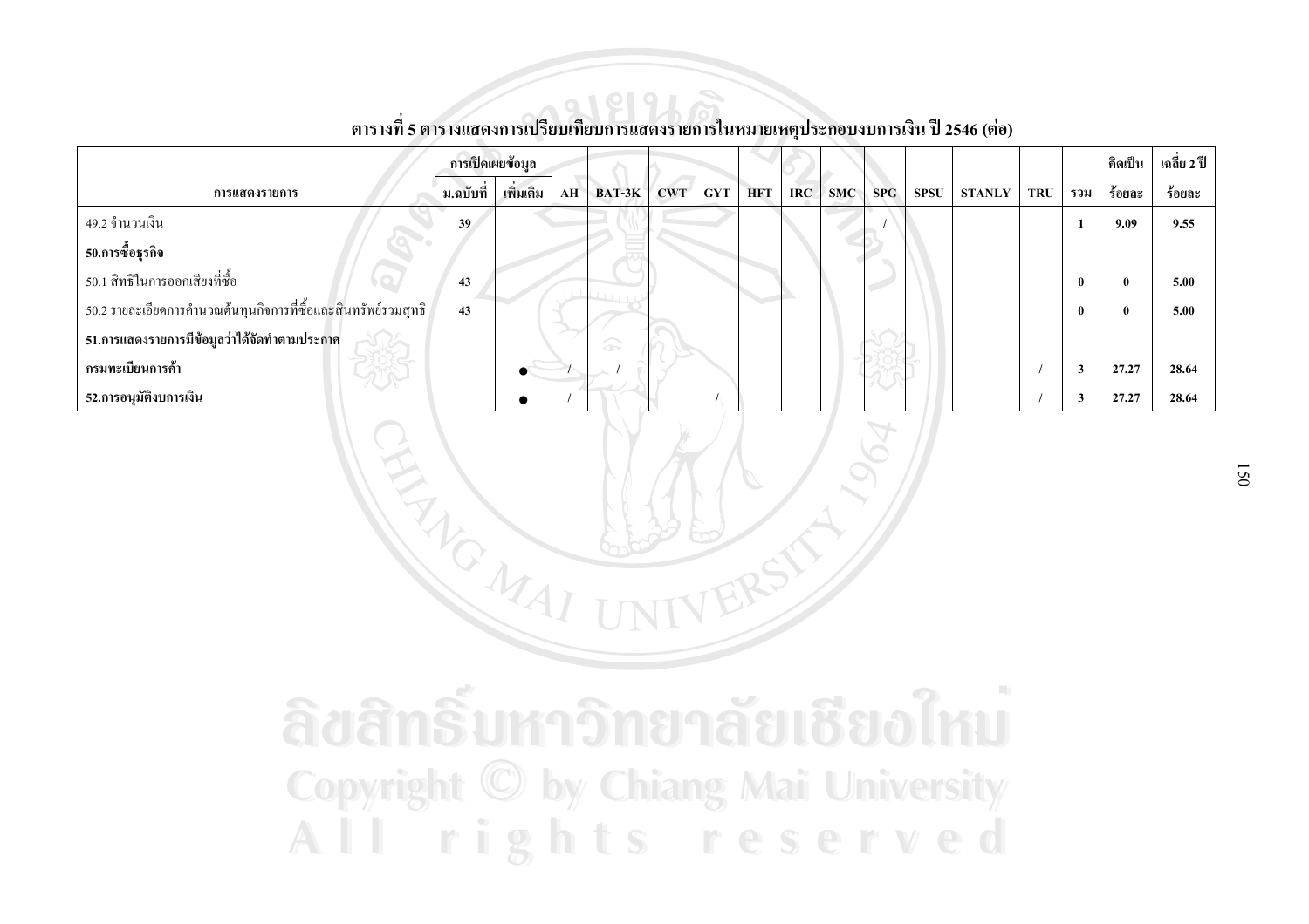ตารางที่ 5 ตารางแสดงการเปรียบเทียบการแสดงรายการในหมายเหตุประกอบงบการเงิน ปี 2546 (ต่อ)

| การแสดงรายการ | การเปิดเผยข้อมูล | | AH | BAT-3K | CWT | GYT | HFT | IRC | SMC | SPG | SPSU | STANLY | TRU | รวม | คิดเป็น | เฉลี่ย 2 ปี |
|---|---|---|---|---|---|---|---|---|---|---|---|---|---|---|---|---|
| | ม.ฉบับที่ | เพิ่มเติม | | | | | | | | | | | | | ร้อยละ | ร้อยละ |
| 49.2 จำนวนเงิน | **39** | | | | | | | | | / | | | | **1** | **9.09** | **9.55** |
| **50.การซื้อธุรกิจ** | | | | | | | | | | | | | | | | |
| 50.1 สิทธิในการออกเสียงที่ซื้อ | **43** | | | | | | | | | | | | | **0** | **0** | **5.00** |
| 50.2 รายละเอียดการคำนวณต้นทุนกิจการที่ซื้อและสินทรัพย์รวมสุทธิ | **43** | | | | | | | | | | | | | **0** | **0** | **5.00** |
| **51.การแสดงรายการมีข้อมูลว่าได้จัดทำตามประกาศ** | | | | | | | | | | | | | | | | |
| **กรมทะเบียนการค้า** | | ● | / | / | | | | | | | | | / | **3** | **27.27** | **28.64** |
| **52.การอนุมัติงบการเงิน** | | ● | / | | | / | | | | | | | / | **3** | **27.27** | **28.64** |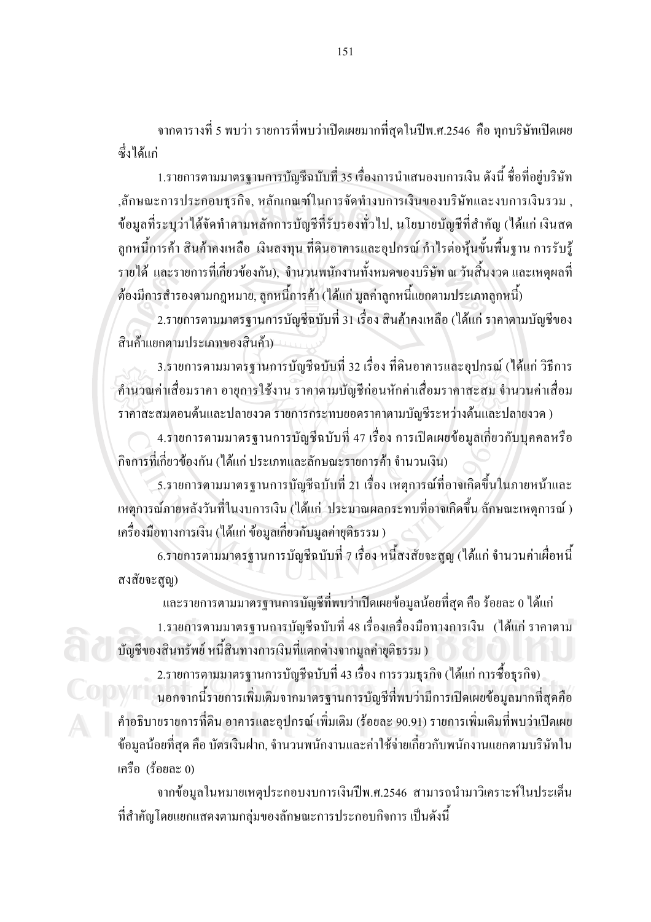จากตารางที่ 5 พบว่า รายการที่พบว่าเปิดเผยมากที่สุดในปีพ.ศ.2546 คือ ทุกบริษัทเปิดเผย ซึ่งได้แก่

1.รายการตามมาตรฐานการบัญชีฉบับที่ 35 เรื่องการนำเสนองบการเงิน ดังนี้ ชื่อที่อยู่บริษัท ,ลักษณะการประกอบธุรกิจ, หลักเกณฑ์ในการจัดทำงบการเงินของบริษัทและงบการเงินรวม , ข้อมูลที่ระบุว่าได้จัดทำตามหลักการบัญชีที่รับรองทั่วไป, นโยบายบัญชีที่สำคัญ (ได้แก่ เงินสด ลูกหนี้การค้า สินค้าคงเหลือ เงินลงทุน ที่ดินอาคารและอุปกรณ์ กำไรต่อหุ้นขั้นพื้นฐาน การรับรู้รายได้ และรายการที่เกี่ยวข้องกัน), จำนวนพนักงานทั้งหมดของบริษัท ณ วันสิ้นงวด และเหตุผลที่ต้องมีการสำรองตามกฎหมาย, ลูกหนี้การค้า (ได้แก่ มูลค่าลูกหนี้แยกตามประเภทลูกหนี้)

2.รายการตามมาตรฐานการบัญชีฉบับที่ 31 เรื่อง สินค้าคงเหลือ (ได้แก่ ราคาตามบัญชีของสินค้าแยกตามประเภทของสินค้า)

3.รายการตามมาตรฐานการบัญชีฉบับที่ 32 เรื่อง ที่ดินอาคารและอุปกรณ์ (ได้แก่ วิธีการคำนวณค่าเสื่อมราคา อายุการใช้งาน ราคาตามบัญชีก่อนหักค่าเสื่อมราคาสะสม จำนวนค่าเสื่อมราคาสะสมตอนต้นและปลายงวด รายการกระทบยอดราคาตามบัญชีระหว่างต้นและปลายงวด )

4.รายการตามมาตรฐานการบัญชีฉบับที่ 47 เรื่อง การเปิดเผยข้อมูลเกี่ยวกับบุคคลหรือกิจการที่เกี่ยวข้องกัน (ได้แก่ ประเภทและลักษณะรายการค้า จำนวนเงิน)

5.รายการตามมาตรฐานการบัญชีฉบับที่ 21 เรื่อง เหตุการณ์ที่อาจเกิดขึ้นในภายหน้าและเหตุการณ์ภายหลังวันที่ในงบการเงิน (ได้แก่ ประมาณผลกระทบที่อาจเกิดขึ้น ลักษณะเหตุการณ์ ) เครื่องมือทางการเงิน (ได้แก่ ข้อมูลเกี่ยวกับมูลค่ายุติธรรม )

6.รายการตามมาตรฐานการบัญชีฉบับที่ 7 เรื่อง หนี้สงสัยจะสูญ (ได้แก่ จำนวนค่าเผื่อหนี้สงสัยจะสูญ)

และรายการตามมาตรฐานการบัญชีที่พบว่าเปิดเผยข้อมูลน้อยที่สุด คือ ร้อยละ 0 ได้แก่

1.รายการตามมาตรฐานการบัญชีฉบับที่ 48 เรื่องเครื่องมือทางการเงิน (ได้แก่ ราคาตามบัญชีของสินทรัพย์ หนี้สินทางการเงินที่แตกต่างจากมูลค่ายุติธรรม )

2.รายการตามมาตรฐานการบัญชีฉบับที่ 43 เรื่อง การรวมธุรกิจ (ได้แก่ การซื้อธุรกิจ)

นอกจากนี้รายการเพิ่มเติมจากมาตรฐานการบัญชีที่พบว่ามีการเปิดเผยข้อมูลมากที่สุดคือ คำอธิบายรายการที่ดิน อาคารและอุปกรณ์ เพิ่มเติม (ร้อยละ 90.91) รายการเพิ่มเติมที่พบว่าเปิดเผยข้อมูลน้อยที่สุด คือ บัตรเงินฝาก, จำนวนพนักงานและค่าใช้จ่ายเกี่ยวกับพนักงานแยกตามบริษัทในเครือ (ร้อยละ 0)

จากข้อมูลในหมายเหตุประกอบงบการเงินปีพ.ศ.2546 สามารถนำมาวิเคราะห์ในประเด็นที่สำคัญโดยแยกแสดงตามกลุ่มของลักษณะการประกอบกิจการ เป็นดังนี้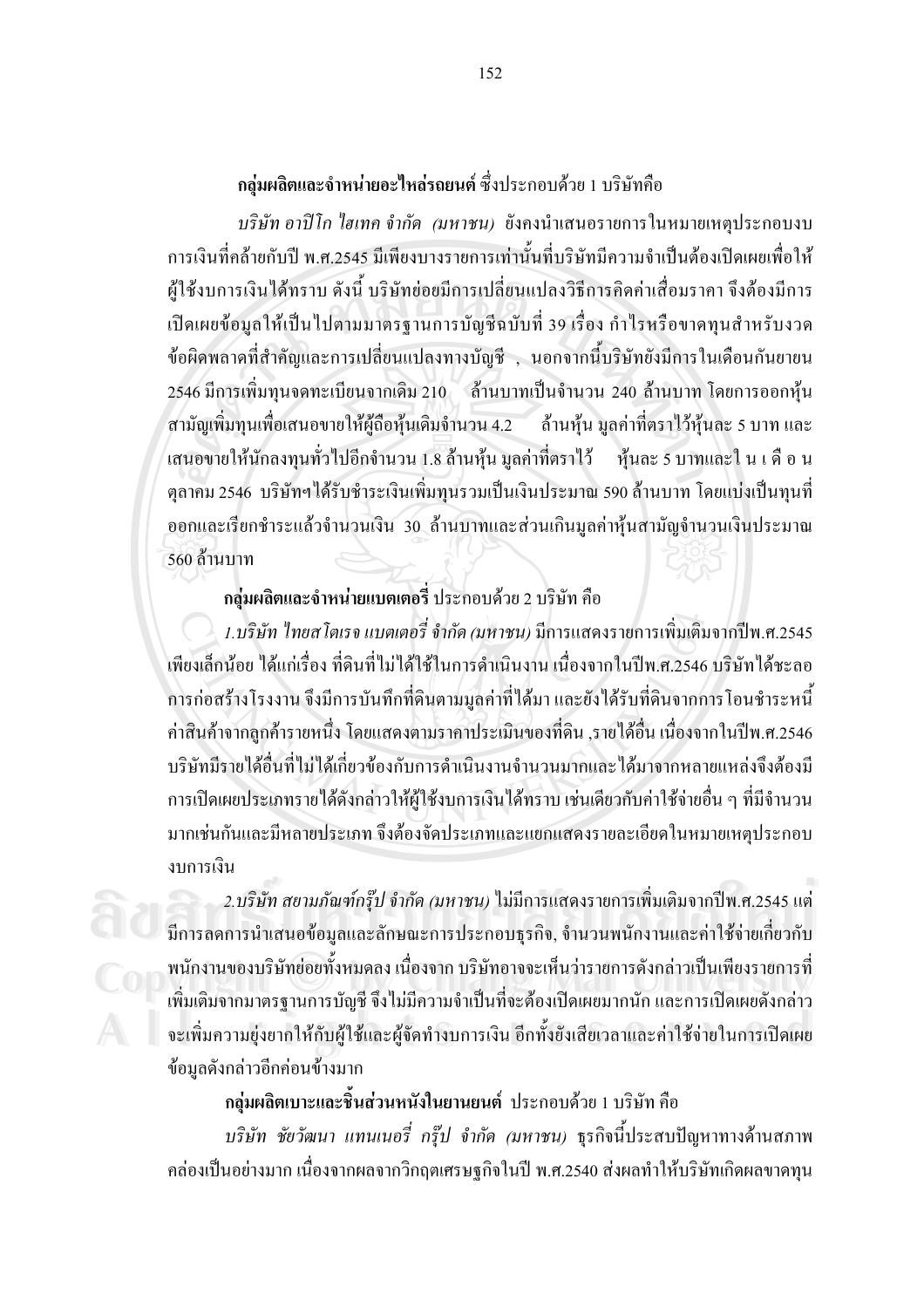**กลุ่มผลิตและจำหน่ายอะไหล่รถยนต์** ซึ่งประกอบด้วย 1 บริษัทคือ

*บริษัท อาปิโก ไฮเทค จำกัด (มหาชน)* ยังคงนำเสนอรายการในหมายเหตุประกอบงบการเงินที่คล้ายกับปี พ.ศ.2545 มีเพียงบางรายการเท่านั้นที่บริษัทมีความจำเป็นต้องเปิดเผยเพื่อให้ผู้ใช้งบการเงินได้ทราบ ดังนี้ บริษัทย่อยมีการเปลี่ยนแปลงวิธีการคิดค่าเสื่อมราคา จึงต้องมีการเปิดเผยข้อมูลให้เป็นไปตามมาตรฐานการบัญชีฉบับที่ 39 เรื่อง กำไรหรือขาดทุนสำหรับงวด ข้อผิดพลาดที่สำคัญและการเปลี่ยนแปลงทางบัญชี , นอกจากนี้บริษัทยังมีการในเดือนกันยายน 2546 มีการเพิ่มทุนจดทะเบียนจากเดิม 210 ล้านบาทเป็นจำนวน 240 ล้านบาท โดยการออกหุ้นสามัญเพิ่มทุนเพื่อเสนอขายให้ผู้ถือหุ้นเดิมจำนวน 4.2 ล้านหุ้น มูลค่าที่ตราไว้หุ้นละ 5 บาท และเสนอขายให้นักลงทุนทั่วไปอีกจำนวน 1.8 ล้านหุ้น มูลค่าที่ตราไว้ หุ้นละ 5 บาทและในเดือนตุลาคม 2546 บริษัทฯได้รับชำระเงินเพิ่มทุนรวมเป็นเงินประมาณ 590 ล้านบาท โดยแบ่งเป็นทุนที่ออกและเรียกชำระแล้วจำนวนเงิน 30 ล้านบาทและส่วนเกินมูลค่าหุ้นสามัญจำนวนเงินประมาณ 560 ล้านบาท

**กลุ่มผลิตและจำหน่ายแบตเตอรี่** ประกอบด้วย 2 บริษัท คือ

*1.บริษัท ไทยสโตเรจ แบตเตอรี่ จำกัด (มหาชน)* มีการแสดงรายการเพิ่มเติมจากปีพ.ศ.2545 เพียงเล็กน้อย ได้แก่เรื่อง ที่ดินที่ไม่ได้ใช้ในการดำเนินงาน เนื่องจากในปีพ.ศ.2546 บริษัทได้ชะลอการก่อสร้างโรงงาน จึงมีการบันทึกที่ดินตามมูลค่าที่ได้มา และยังได้รับที่ดินจากการโอนชำระหนี้ค่าสินค้าจากลูกค้ารายหนึ่ง โดยแสดงตามราคาประเมินของที่ดิน ,รายได้อื่น เนื่องจากในปีพ.ศ.2546 บริษัทมีรายได้อื่นที่ไม่ได้เกี่ยวข้องกับการดำเนินงานจำนวนมากและได้มาจากหลายแหล่งจึงต้องมีการเปิดเผยประเภทรายได้ดังกล่าวให้ผู้ใช้งบการเงินได้ทราบ เช่นเดียวกับค่าใช้จ่ายอื่น ๆ ที่มีจำนวนมากเช่นกันและมีหลายประเภท จึงต้องจัดประเภทและแยกแสดงรายละเอียดในหมายเหตุประกอบงบการเงิน

*2.บริษัท สยามภัณฑ์กรุ๊ป จำกัด (มหาชน)* ไม่มีการแสดงรายการเพิ่มเติมจากปีพ.ศ.2545 แต่มีการลดการนำเสนอข้อมูลและลักษณะการประกอบธุรกิจ, จำนวนพนักงานและค่าใช้จ่ายเกี่ยวกับพนักงานของบริษัทย่อยทั้งหมดลง เนื่องจาก บริษัทอาจจะเห็นว่ารายการดังกล่าวเป็นเพียงรายการที่เพิ่มเติมจากมาตรฐานการบัญชี จึงไม่มีความจำเป็นที่จะต้องเปิดเผยมากนัก และการเปิดเผยดังกล่าวจะเพิ่มความยุ่งยากให้กับผู้ใช้และผู้จัดทำงบการเงิน อีกทั้งยังเสียเวลาและค่าใช้จ่ายในการเปิดเผยข้อมูลดังกล่าวอีกค่อนข้างมาก

**กลุ่มผลิตเบาะและชิ้นส่วนหนังในยานยนต์** ประกอบด้วย 1 บริษัท คือ

*บริษัท ชัยวัฒนา แทนเนอรี่ กรุ๊ป จำกัด (มหาชน)* ธุรกิจนี้ประสบปัญหาทางด้านสภาพคล่องเป็นอย่างมาก เนื่องจากผลจากวิกฤตเศรษฐกิจในปี พ.ศ.2540 ส่งผลทำให้บริษัทเกิดผลขาดทุน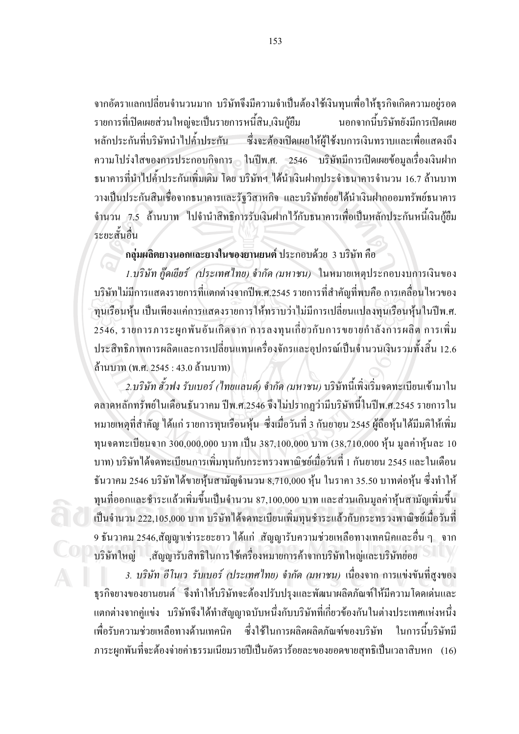จากอัตราแลกเปลี่ยนจำนวนมาก บริษัทจึงมีความจำเป็นต้องใช้เงินทุนเพื่อให้ธุรกิจเกิดความอยู่รอด รายการที่เปิดเผยส่วนใหญ่จะเป็นรายการหนี้สิน,เงินกู้ยืม นอกจากนี้บริษัทยังมีการเปิดเผยหลักประกันที่บริษัทนำไปค้ำประกัน ซึ่งจะต้องเปิดเผยให้ผู้ใช้งบการเงินทราบและเพื่อแสดงถึงความโปร่งใสของการประกอบกิจการ ในปีพ.ศ. 2546 บริษัทมีการเปิดเผยข้อมูลเรื่องเงินฝากธนาคารที่นำไปค้ำประกันเพิ่มเติม โดย บริษัทฯ ได้นำเงินฝากประจำธนาคารจำนวน 16.7 ล้านบาท วางเป็นประกันสินเชื่อจากธนาคารและรัฐวิสาหกิจ และบริษัทย่อยได้นำเงินฝากออมทรัพย์ธนาคารจำนวน 7.5 ล้านบาท ไปจำนำสิทธิการรับเงินฝากไว้กับธนาคารเพื่อเป็นหลักประกันหนี้เงินกู้ยืมระยะสั้นอื่น

**กลุ่มผลิตยางนอกและยางในของยานยนต์** ประกอบด้วย 3 บริษัท คือ

*1.บริษัท กู๊ดเยียร์ (ประเทศไทย) จำกัด (มหาชน)* ในหมายเหตุประกอบงบการเงินของบริษัทไม่มีการแสดงรายการที่แตกต่างจากปีพ.ศ.2545 รายการที่สำคัญที่พบคือ การเคลื่อนไหวของทุนเรือนหุ้น เป็นเพียงแค่การแสดงรายการให้ทราบว่าไม่มีการเปลี่ยนแปลงทุนเรือนหุ้นในปีพ.ศ. 2546, รายการภาระผูกพันอันเกิดจาก การลงทุนเกี่ยวกับการขยายกำลังการผลิต การเพิ่มประสิทธิภาพการผลิตและการเปลี่ยนแทนเครื่องจักรและอุปกรณ์เป็นจำนวนเงินรวมทั้งสิ้น 12.6 ล้านบาท (พ.ศ. 2545 : 43.0 ล้านบาท)

*2.บริษัท ฮั้วฟง รับเบอร์ (ไทยแลนด์) จำกัด (มหาชน)* บริษัทนี้เพิ่งเริ่มจดทะเบียนเข้ามาในตลาดหลักทรัพย์ในเดือนธันวาคม ปีพ.ศ.2546 จึงไม่ปรากฏว่ามีบริษัทนี้ในปีพ.ศ.2545 รายการในหมายเหตุที่สำคัญ ได้แก่ รายการทุนเรือนหุ้น ซึ่งเมื่อวันที่ 3 กันยายน 2545 ผู้ถือหุ้นได้มีมติให้เพิ่มทุนจดทะเบียนจาก 300,000,000 บาท เป็น 387,100,000 บาท (38,710,000 หุ้น มูลค่าหุ้นละ 10 บาท) บริษัทได้จดทะเบียนการเพิ่มทุนกับกระทรวงพาณิชย์เมื่อวันที่ 1 กันยายน 2545 และในเดือนธันวาคม 2546 บริษัทได้ขายหุ้นสามัญจำนวน 8,710,000 หุ้น ในราคา 35.50 บาทต่อหุ้น ซึ่งทำให้ทุนที่ออกและชำระแล้วเพิ่มขึ้นเป็นจำนวน 87,100,000 บาท และส่วนเกินมูลค่าหุ้นสามัญเพิ่มขึ้นเป็นจำนวน 222,105,000 บาท บริษัทได้จดทะเบียนเพิ่มทุนชำระแล้วกับกระทรวงพาณิชย์เมื่อวันที่ 9 ธันวาคม 2546,สัญญาเช่าระยะยาว ได้แก่ สัญญารับความช่วยเหลือทางเทคนิคและอื่น ๆ จากบริษัทใหญ่ ,สัญญารับสิทธิในการใช้เครื่องหมายการค้าจากบริษัทใหญ่และบริษัทย่อย

*3. บริษัท อีโนเว รับเบอร์ (ประเทศไทย) จำกัด (มหาชน)* เนื่องจาก การแข่งขันที่สูงของธุรกิจยางของยานยนต์ จึงทำให้บริษัทจะต้องปรับปรุงและพัฒนาผลิตภัณฑ์ให้มีความโดดเด่นและแตกต่างจากคู่แข่ง บริษัทจึงได้ทำสัญญาฉบับหนึ่งกับบริษัทที่เกี่ยวข้องกันในต่างประเทศแห่งหนึ่งเพื่อรับความช่วยเหลือทางด้านเทคนิค ซึ่งใช้ในการผลิตผลิตภัณฑ์ของบริษัท ในการนี้บริษัทมีภาระผูกพันที่จะต้องจ่ายค่าธรรมเนียมรายปีเป็นอัตราร้อยละของยอดขายสุทธิเป็นเวลาสิบหก (16)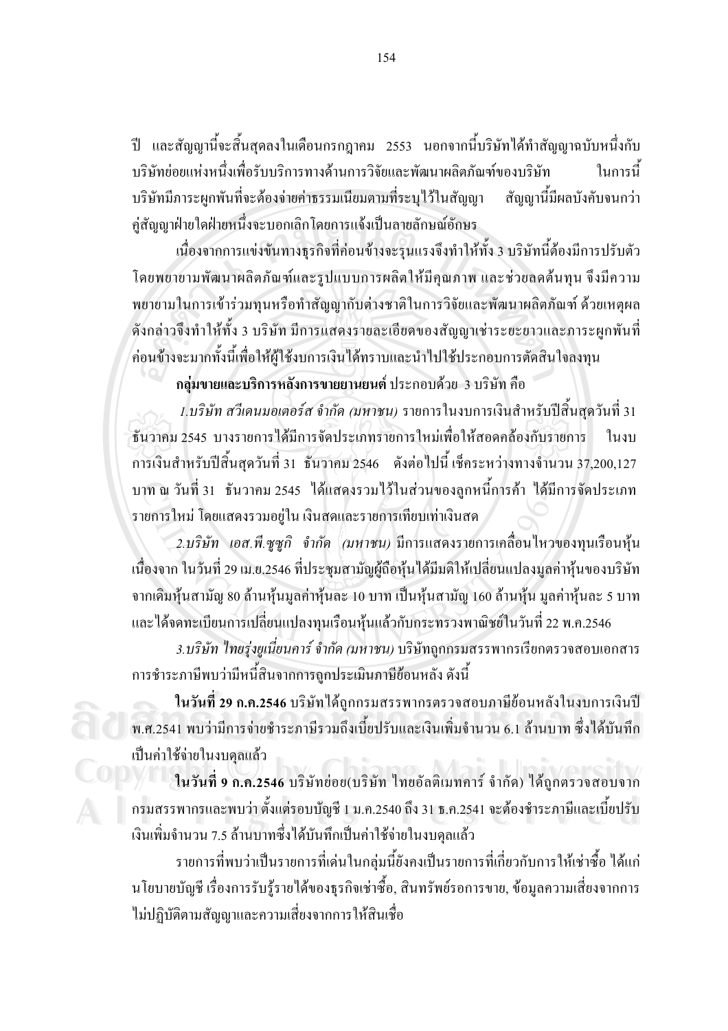ปี และสัญญานี้จะสิ้นสุดลงในเดือนกรกฎาคม 2553 นอกจากนี้บริษัทได้ทำสัญญาฉบับหนึ่งกับบริษัทย่อยแห่งหนึ่งเพื่อรับบริการทางด้านการวิจัยและพัฒนาผลิตภัณฑ์ของบริษัท ในการนี้บริษัทมีภาระผูกพันที่จะต้องจ่ายค่าธรรมเนียมตามที่ระบุไว้ในสัญญา สัญญานี้มีผลบังคับจนกว่าคู่สัญญาฝ่ายใดฝ่ายหนึ่งจะบอกเลิกโดยการแจ้งเป็นลายลักษณ์อักษร

เนื่องจากการแข่งขันทางธุรกิจที่ค่อนข้างจะรุนแรงจึงทำให้ทั้ง 3 บริษัทนี้ต้องมีการปรับตัวโดยพยายามพัฒนาผลิตภัณฑ์และรูปแบบการผลิตให้มีคุณภาพ และช่วยลดต้นทุน จึงมีความพยายามในการเข้าร่วมทุนหรือทำสัญญากับต่างชาติในการวิจัยและพัฒนาผลิตภัณฑ์ ด้วยเหตุผลดังกล่าวจึงทำให้ทั้ง 3 บริษัท มีการแสดงรายละเอียดของสัญญาเช่าระยะยาวและภาระผูกพันที่ค่อนข้างจะมากทั้งนี้เพื่อให้ผู้ใช้งบการเงินได้ทราบและนำไปใช้ประกอบการตัดสินใจลงทุน

**กลุ่มขายและบริการหลังการขายยานยนต์** ประกอบด้วย 3 บริษัท คือ

*1.บริษัท สวีเดนมอเตอร์ส จำกัด (มหาชน)* รายการในงบการเงินสำหรับปีสิ้นสุดวันที่ 31 ธันวาคม 2545 บางรายการได้มีการจัดประเภทรายการใหม่เพื่อให้สอดคล้องกับรายการ ในงบการเงินสำหรับปีสิ้นสุดวันที่ 31 ธันวาคม 2546 ดังต่อไปนี้ เช็คระหว่างทางจำนวน 37,200,127 บาท ณ วันที่ 31 ธันวาคม 2545 ได้แสดงรวมไว้ในส่วนของลูกหนี้การค้า ได้มีการจัดประเภทรายการใหม่ โดยแสดงรวมอยู่ใน เงินสดและรายการเทียบเท่าเงินสด

*2.บริษัท เอส.พี.ซูซูกิ จำกัด (มหาชน)* มีการแสดงรายการเคลื่อนไหวของทุนเรือนหุ้นเนื่องจาก ในวันที่ 29 เม.ย.2546 ที่ประชุมสามัญผู้ถือหุ้นได้มีมติให้เปลี่ยนแปลงมูลค่าหุ้นของบริษัทจากเดิมหุ้นสามัญ 80 ล้านหุ้นมูลค่าหุ้นละ 10 บาท เป็นหุ้นสามัญ 160 ล้านหุ้น มูลค่าหุ้นละ 5 บาท และได้จดทะเบียนการเปลี่ยนแปลงทุนเรือนหุ้นแล้วกับกระทรวงพาณิชย์ในวันที่ 22 พ.ค.2546

*3.บริษัท ไทยรุ่งยูเนี่ยนคาร์ จำกัด (มหาชน)* บริษัทถูกกรมสรรพากรเรียกตรวจสอบเอกสารการชำระภาษีพบว่ามีหนี้สินจากการถูกประเมินภาษีย้อนหลัง ดังนี้

**ในวันที่ 29 ก.ค.2546** บริษัทได้ถูกกรมสรรพากรตรวจสอบภาษีย้อนหลังในงบการเงินปี พ.ศ.2541 พบว่ามีการจ่ายชำระภาษีรวมถึงเบี้ยปรับและเงินเพิ่มจำนวน 6.1 ล้านบาท ซึ่งได้บันทึกเป็นค่าใช้จ่ายในงบดุลแล้ว

**ในวันที่ 9 ก.ค.2546** บริษัทย่อย(บริษัท ไทยอัลติเมทคาร์ จำกัด) ได้ถูกตรวจสอบจากกรมสรรพากรและพบว่า ตั้งแต่รอบบัญชี 1 ม.ค.2540 ถึง 31 ธ.ค.2541 จะต้องชำระภาษีและเบี้ยปรับเงินเพิ่มจำนวน 7.5 ล้านบาทซึ่งได้บันทึกเป็นค่าใช้จ่ายในงบดุลแล้ว

รายการที่พบว่าเป็นรายการที่เด่นในกลุ่มนี้ยังคงเป็นรายการที่เกี่ยวกับการให้เช่าซื้อ ได้แก่ นโยบายบัญชี เรื่องการรับรู้รายได้ของธุรกิจเช่าซื้อ, สินทรัพย์รอการขาย, ข้อมูลความเสี่ยงจากการไม่ปฏิบัติตามสัญญาและความเสี่ยงจากการให้สินเชื่อ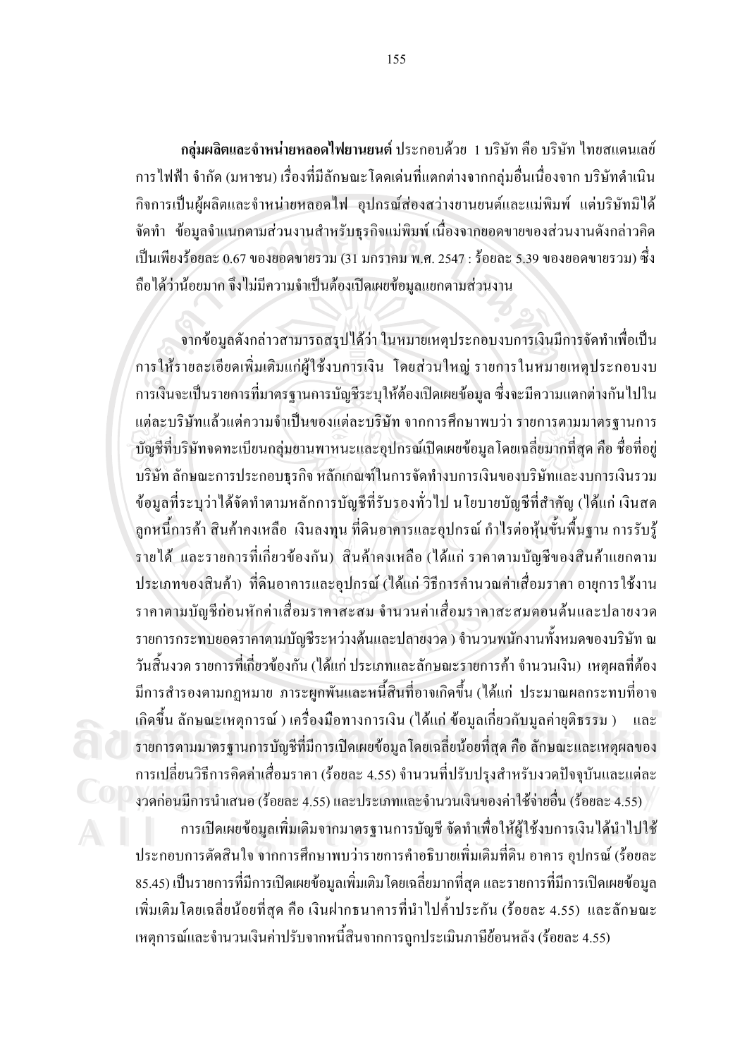**กลุ่มผลิตและจำหน่ายหลอดไฟยานยนต์** ประกอบด้วย 1 บริษัท คือ บริษัท ไทยสแตนเลย์การไฟฟ้า จำกัด (มหาชน) เรื่องที่มีลักษณะโดดเด่นที่แตกต่างจากกลุ่มอื่นเนื่องจาก บริษัทดำเนินกิจการเป็นผู้ผลิตและจำหน่ายหลอดไฟ อุปกรณ์ส่องสว่างยานยนต์และแม่พิมพ์ แต่บริษัทมิได้จัดทำ ข้อมูลจำแนกตามส่วนงานสำหรับธุรกิจแม่พิมพ์ เนื่องจากยอดขายของส่วนงานดังกล่าวคิดเป็นเพียงร้อยละ 0.67 ของยอดขายรวม (31 มกราคม พ.ศ. 2547 : ร้อยละ 5.39 ของยอดขายรวม) ซึ่งถือได้ว่าน้อยมาก จึงไม่มีความจำเป็นต้องเปิดเผยข้อมูลแยกตามส่วนงาน

จากข้อมูลดังกล่าวสามารถสรุปได้ว่า ในหมายเหตุประกอบงบการเงินมีการจัดทำเพื่อเป็นการให้รายละเอียดเพิ่มเติมแก่ผู้ใช้งบการเงิน โดยส่วนใหญ่ รายการในหมายเหตุประกอบงบการเงินจะเป็นรายการที่มาตรฐานการบัญชีระบุให้ต้องเปิดเผยข้อมูล ซึ่งจะมีความแตกต่างกันไปในแต่ละบริษัทแล้วแต่ความจำเป็นของแต่ละบริษัท จากการศึกษาพบว่า รายการตามมาตรฐานการบัญชีที่บริษัทจดทะเบียนกลุ่มยานพาหนะและอุปกรณ์เปิดเผยข้อมูลโดยเฉลี่ยมากที่สุด คือ ชื่อที่อยู่บริษัท ลักษณะการประกอบธุรกิจ หลักเกณฑ์ในการจัดทำงบการเงินของบริษัทและงบการเงินรวม ข้อมูลที่ระบุว่าได้จัดทำตามหลักการบัญชีที่รับรองทั่วไป นโยบายบัญชีที่สำคัญ (ได้แก่ เงินสด ลูกหนี้การค้า สินค้าคงเหลือ เงินลงทุน ที่ดินอาคารและอุปกรณ์ กำไรต่อหุ้นขั้นพื้นฐาน การรับรู้รายได้ และรายการที่เกี่ยวข้องกัน) สินค้าคงเหลือ (ได้แก่ ราคาตามบัญชีของสินค้าแยกตามประเภทของสินค้า) ที่ดินอาคารและอุปกรณ์ (ได้แก่ วิธีการคำนวณค่าเสื่อมราคา อายุการใช้งาน ราคาตามบัญชีก่อนหักค่าเสื่อมราคาสะสม จำนวนค่าเสื่อมราคาสะสมตอนต้นและปลายงวด รายการกระทบยอดราคาตามบัญชีระหว่างต้นและปลายงวด ) จำนวนพนักงานทั้งหมดของบริษัท ณ วันสิ้นงวด รายการที่เกี่ยวข้องกัน (ได้แก่ ประเภทและลักษณะรายการค้า จำนวนเงิน) เหตุผลที่ต้องมีการสำรองตามกฎหมาย ภาระผูกพันและหนี้สินที่อาจเกิดขึ้น (ได้แก่ ประมาณผลกระทบที่อาจเกิดขึ้น ลักษณะเหตุการณ์ ) เครื่องมือทางการเงิน (ได้แก่ ข้อมูลเกี่ยวกับมูลค่ายุติธรรม ) และรายการตามมาตรฐานการบัญชีที่มีการเปิดเผยข้อมูลโดยเฉลี่ยน้อยที่สุด คือ ลักษณะและเหตุผลของการเปลี่ยนวิธีการคิดค่าเสื่อมราคา (ร้อยละ 4.55) จำนวนที่ปรับปรุงสำหรับงวดปัจจุบันและแต่ละงวดก่อนมีการนำเสนอ (ร้อยละ 4.55) และประเภทและจำนวนเงินของค่าใช้จ่ายอื่น (ร้อยละ 4.55)

การเปิดเผยข้อมูลเพิ่มเติมจากมาตรฐานการบัญชี จัดทำเพื่อให้ผู้ใช้งบการเงินได้นำไปใช้ประกอบการตัดสินใจ จากการศึกษาพบว่ารายการคำอธิบายเพิ่มเติมที่ดิน อาคาร อุปกรณ์ (ร้อยละ 85.45) เป็นรายการที่มีการเปิดเผยข้อมูลเพิ่มเติมโดยเฉลี่ยมากที่สุด และรายการที่มีการเปิดเผยข้อมูลเพิ่มเติมโดยเฉลี่ยน้อยที่สุด คือ เงินฝากธนาคารที่นำไปค้ำประกัน (ร้อยละ 4.55) และลักษณะเหตุการณ์และจำนวนเงินค่าปรับจากหนี้สินจากการถูกประเมินภาษีย้อนหลัง (ร้อยละ 4.55)